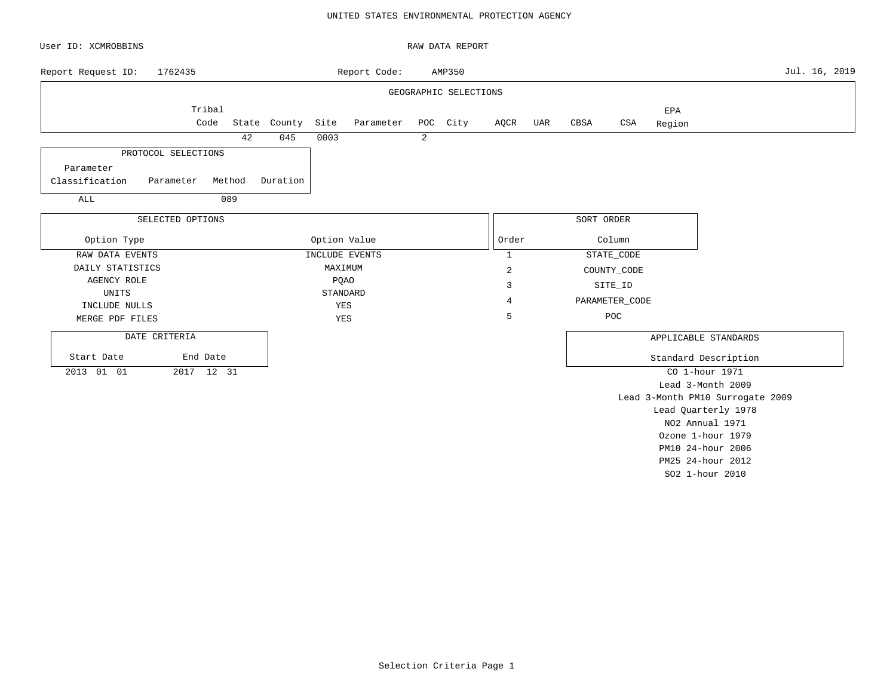UNITED STATES ENVIRONMENTAL PROTECTION AGENCY

User ID: XCMROBBINS

RAW DATA REPORT

Report Request ID: 1762435

Report Code: AMP350

Jul. 16, 2019

## GEOGRAPHIC SELECTIONS

| Tribal Code | State | County | Site | Parameter | POC | City | AQCR | UAR | CBSA | CSA | EPA Region |
|---|---|---|---|---|---|---|---|---|---|---|---|
| | 42 | 045 | 0003 | | 2 | | | | | | |

## PROTOCOL SELECTIONS

| Parameter Classification | Parameter | Method | Duration |
|---|---|---|---|
| ALL | | 089 | |

## SELECTED OPTIONS

| Option Type | Option Value |
|---|---|
| RAW DATA EVENTS | INCLUDE EVENTS |
| DAILY STATISTICS | MAXIMUM |
| AGENCY ROLE | PQAO |
| UNITS | STANDARD |
| INCLUDE NULLS | YES |
| MERGE PDF FILES | YES |

## SORT ORDER

| Order | Column |
|---|---|
| 1 | STATE_CODE |
| 2 | COUNTY_CODE |
| 3 | SITE_ID |
| 4 | PARAMETER_CODE |
| 5 | POC |

## DATE CRITERIA

| Start Date | End Date |
|---|---|
| 2013 01 01 | 2017 12 31 |

## APPLICABLE STANDARDS

| Standard Description |
|---|
| CO 1-hour 1971 |
| Lead 3-Month 2009 |
| Lead 3-Month PM10 Surrogate 2009 |
| Lead Quarterly 1978 |
| NO2 Annual 1971 |
| Ozone 1-hour 1979 |
| PM10 24-hour 2006 |
| PM25 24-hour 2012 |
| SO2 1-hour 2010 |

Selection Criteria Page 1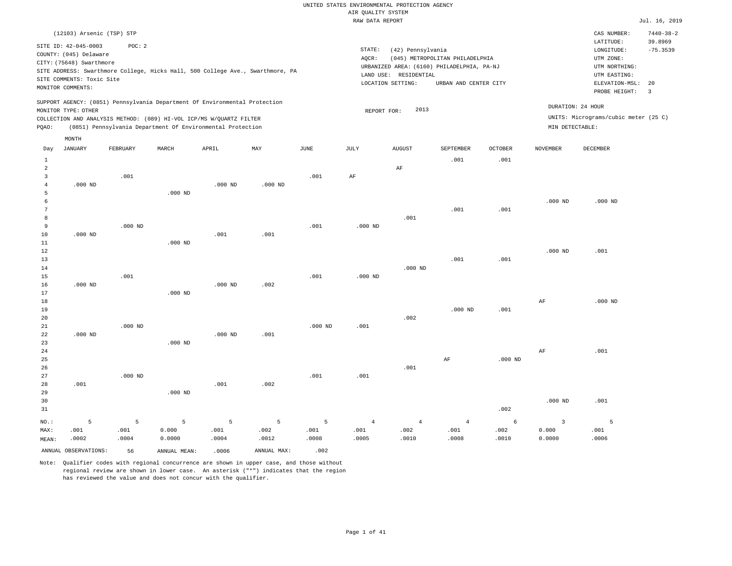UNITED STATES ENVIRONMENTAL PROTECTION AGENCY
AIR QUALITY SYSTEM
RAW DATA REPORT

Jul. 16, 2019

(12103) Arsenic (TSP) STP

SITE ID: 42-045-0003 POC: 2
COUNTY: (045) Delaware
CITY: (75648) Swarthmore
SITE ADDRESS: Swarthmore College, Hicks Hall, 500 College Ave., Swarthmore, PA
SITE COMMENTS: Toxic Site
MONITOR COMMENTS:

STATE: (42) Pennsylvania
AQCR: (045) METROPOLITAN PHILADELPHIA
URBANIZED AREA: (6160) PHILADELPHIA, PA-NJ
LAND USE: RESIDENTIAL
LOCATION SETTING: URBAN AND CENTER CITY

CAS NUMBER: 7440-38-2
LATITUDE: 39.8969
LONGITUDE: -75.3539
UTM ZONE:
UTM NORTHING:
UTM EASTING:
ELEVATION-MSL: 20
PROBE HEIGHT: 3

SUPPORT AGENCY: (0851) Pennsylvania Department Of Environmental Protection
MONITOR TYPE: OTHER
COLLECTION AND ANALYSIS METHOD: (089) HI-VOL ICP/MS W/QUARTZ FILTER
PQAO: (0851) Pennsylvania Department Of Environmental Protection

REPORT FOR: 2013

DURATION: 24 HOUR
UNITS: Micrograms/cubic meter (25 C)
MIN DETECTABLE:

| Day | JANUARY | FEBRUARY | MARCH | APRIL | MAY | JUNE | JULY | AUGUST | SEPTEMBER | OCTOBER | NOVEMBER | DECEMBER |
|---|---|---|---|---|---|---|---|---|---|---|---|---|
| 1 | | | | | | | | | .001 | .001 | | |
| 2 | | | | | | | | AF | | | | |
| 3 | | .001 | | | | .001 | AF | | | | | |
| 4 | .000 ND | | | .000 ND | .000 ND | | | | | | | |
| 5 | | | .000 ND | | | | | | | | | |
| 6 | | | | | | | | | | | .000 ND | .000 ND |
| 7 | | | | | | | | | .001 | .001 | | |
| 8 | | | | | | | | .001 | | | | |
| 9 | | .000 ND | | | | .001 | .000 ND | | | | | |
| 10 | .000 ND | | | .001 | .001 | | | | | | | |
| 11 | | | .000 ND | | | | | | | | | |
| 12 | | | | | | | | | | | .000 ND | .001 |
| 13 | | | | | | | | | .001 | .001 | | |
| 14 | | | | | | | | .000 ND | | | | |
| 15 | | .001 | | | | .001 | .000 ND | | | | | |
| 16 | .000 ND | | | .000 ND | .002 | | | | | | | |
| 17 | | | .000 ND | | | | | | | | | |
| 18 | | | | | | | | | | | AF | .000 ND |
| 19 | | | | | | | | | .000 ND | .001 | | |
| 20 | | | | | | | | .002 | | | | |
| 21 | | .000 ND | | | | .000 ND | .001 | | | | | |
| 22 | .000 ND | | | .000 ND | .001 | | | | | | | |
| 23 | | | .000 ND | | | | | | | | | |
| 24 | | | | | | | | | | | AF | .001 |
| 25 | | | | | | | | | AF | .000 ND | | |
| 26 | | | | | | | | .001 | | | | |
| 27 | | .000 ND | | | | .001 | .001 | | | | | |
| 28 | .001 | | | .001 | .002 | | | | | | | |
| 29 | | | .000 ND | | | | | | | | | |
| 30 | | | | | | | | | | | .000 ND | .001 |
| 31 | | | | | | | | | | .002 | | |
| NO.: | 5 | 5 | 5 | 5 | 5 | 5 | 4 | 4 | 4 | 6 | 3 | 5 |
| MAX: | .001 | .001 | 0.000 | .001 | .002 | .001 | .001 | .002 | .001 | .002 | 0.000 | .001 |
| MEAN: | .0002 | .0004 | 0.0000 | .0004 | .0012 | .0008 | .0005 | .0010 | .0008 | .0010 | 0.0000 | .0006 |

ANNUAL OBSERVATIONS: 56 ANNUAL MEAN: .0006 ANNUAL MAX: .002

Note: Qualifier codes with regional concurrence are shown in upper case, and those without regional review are shown in lower case. An asterisk ("*") indicates that the region has reviewed the value and does not concur with the qualifier.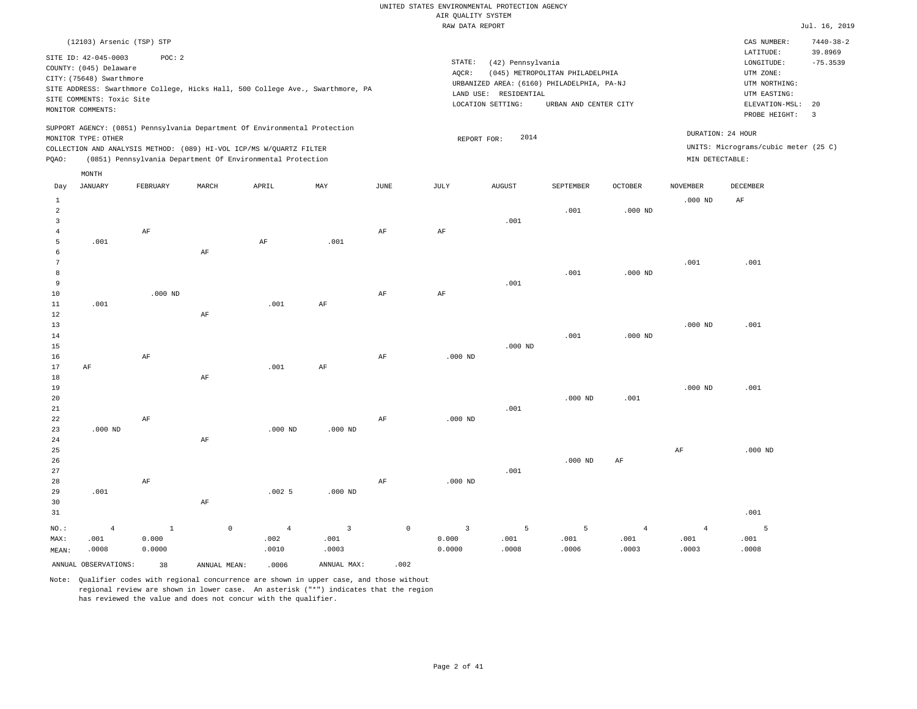UNITED STATES ENVIRONMENTAL PROTECTION AGENCY
AIR QUALITY SYSTEM
RAW DATA REPORT

Jul. 16, 2019

(12103) Arsenic (TSP) STP

SITE ID: 42-045-0003 POC: 2
COUNTY: (045) Delaware
CITY: (75648) Swarthmore
SITE ADDRESS: Swarthmore College, Hicks Hall, 500 College Ave., Swarthmore, PA
SITE COMMENTS: Toxic Site
MONITOR COMMENTS:

STATE: (42) Pennsylvania
AQCR: (045) METROPOLITAN PHILADELPHIA
URBANIZED AREA: (6160) PHILADELPHIA, PA-NJ
LAND USE: RESIDENTIAL
LOCATION SETTING: URBAN AND CENTER CITY

CAS NUMBER: 7440-38-2
LATITUDE: 39.8969
LONGITUDE: -75.3539
UTM ZONE:
UTM NORTHING:
UTM EASTING:
ELEVATION-MSL: 20
PROBE HEIGHT: 3

SUPPORT AGENCY: (0851) Pennsylvania Department Of Environmental Protection
MONITOR TYPE: OTHER
COLLECTION AND ANALYSIS METHOD: (089) HI-VOL ICP/MS W/QUARTZ FILTER
PQAO: (0851) Pennsylvania Department Of Environmental Protection

REPORT FOR: 2014

DURATION: 24 HOUR
UNITS: Micrograms/cubic meter (25 C)
MIN DETECTABLE:

| Day | JANUARY | FEBRUARY | MARCH | APRIL | MAY | JUNE | JULY | AUGUST | SEPTEMBER | OCTOBER | NOVEMBER | DECEMBER |
|---|---|---|---|---|---|---|---|---|---|---|---|---|
| 1 | | | | | | | | | | | .000 ND | AF |
| 2 | | | | | | | | | .001 | .000 ND | | |
| 3 | | | | | | | | .001 | | | | |
| 4 | | AF | | | | AF | AF | | | | | |
| 5 | .001 | | | AF | .001 | | | | | | | |
| 6 | | | AF | | | | | | | | | |
| 7 | | | | | | | | | | | .001 | .001 |
| 8 | | | | | | | | | .001 | .000 ND | | |
| 9 | | | | | | | | .001 | | | | |
| 10 | | .000 ND | | | | AF | AF | | | | | |
| 11 | .001 | | | .001 | AF | | | | | | | |
| 12 | | | AF | | | | | | | | | |
| 13 | | | | | | | | | | | .000 ND | .001 |
| 14 | | | | | | | | | .001 | .000 ND | | |
| 15 | | | | | | | | .000 ND | | | | |
| 16 | | AF | | | | AF | .000 ND | | | | | |
| 17 | AF | | | .001 | AF | | | | | | | |
| 18 | | | AF | | | | | | | | | |
| 19 | | | | | | | | | | | .000 ND | .001 |
| 20 | | | | | | | | | .000 ND | .001 | | |
| 21 | | | | | | | | .001 | | | | |
| 22 | | AF | | | | AF | .000 ND | | | | | |
| 23 | .000 ND | | | .000 ND | .000 ND | | | | | | | |
| 24 | | | AF | | | | | | | | | |
| 25 | | | | | | | | | | | AF | .000 ND |
| 26 | | | | | | | | | .000 ND | AF | | |
| 27 | | | | | | | | .001 | | | | |
| 28 | | AF | | | | AF | .000 ND | | | | | |
| 29 | .001 | | | .002 5 | .000 ND | | | | | | | |
| 30 | | | AF | | | | | | | | | |
| 31 | | | | | | | | | | | | .001 |
| NO.: | 4 | 1 | 0 | 4 | 3 | 0 | 3 | 5 | 5 | 4 | 4 | 5 |
| MAX: | .001 | 0.000 | | .002 | .001 | | 0.000 | .001 | .001 | .001 | .001 | .001 |
| MEAN: | .0008 | 0.0000 | | .0010 | .0003 | | 0.0000 | .0008 | .0006 | .0003 | .0003 | .0008 |

ANNUAL OBSERVATIONS: 38 ANNUAL MEAN: .0006 ANNUAL MAX: .002

Note: Qualifier codes with regional concurrence are shown in upper case, and those without regional review are shown in lower case. An asterisk ("*") indicates that the region has reviewed the value and does not concur with the qualifier.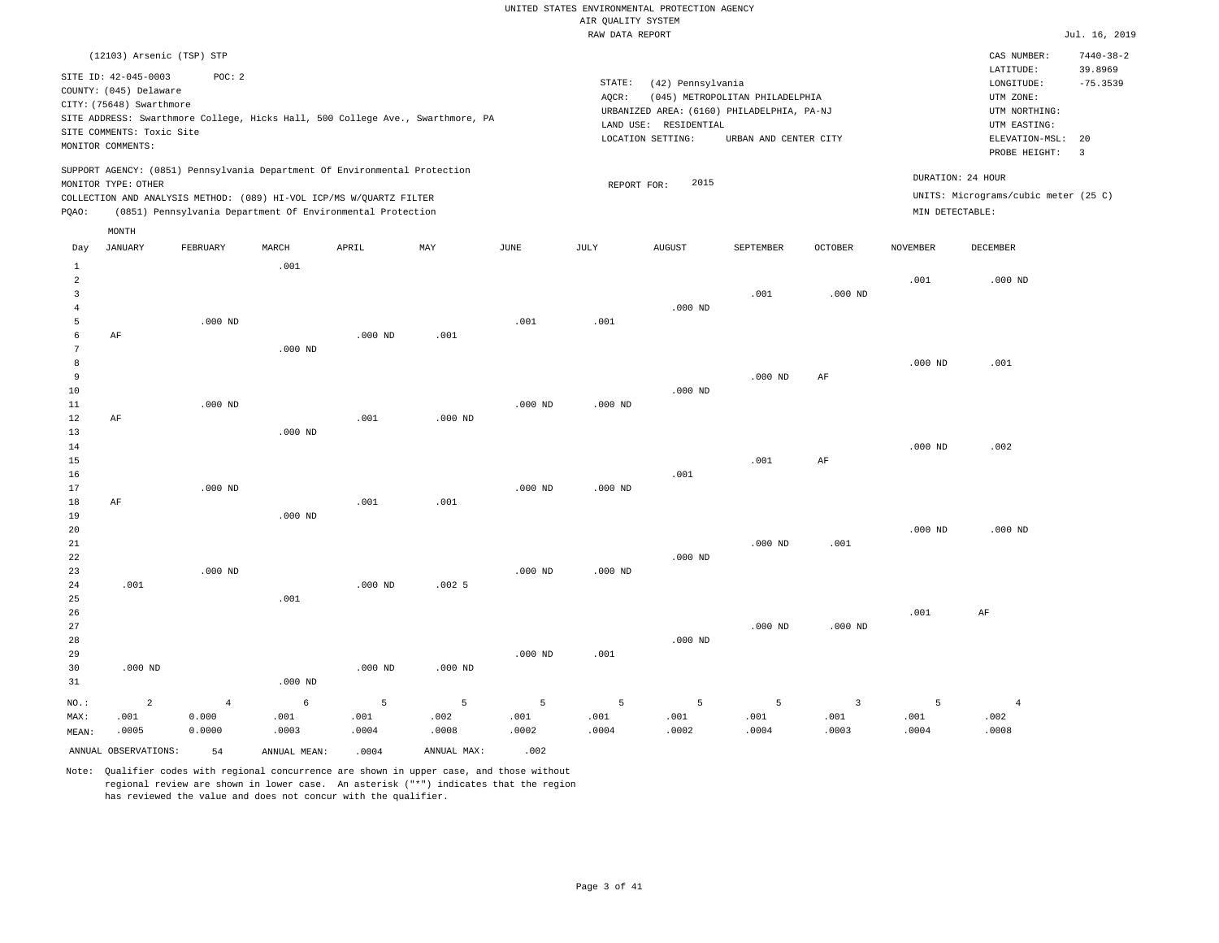UNITED STATES ENVIRONMENTAL PROTECTION AGENCY
AIR QUALITY SYSTEM
RAW DATA REPORT

Jul. 16, 2019

(12103) Arsenic (TSP) STP

SITE ID: 42-045-0003    POC: 2
COUNTY: (045) Delaware
CITY: (75648) Swarthmore
SITE ADDRESS: Swarthmore College, Hicks Hall, 500 College Ave., Swarthmore, PA
SITE COMMENTS: Toxic Site
MONITOR COMMENTS:

STATE: (42) Pennsylvania
AQCR: (045) METROPOLITAN PHILADELPHIA
URBANIZED AREA: (6160) PHILADELPHIA, PA-NJ
LAND USE: RESIDENTIAL
LOCATION SETTING: URBAN AND CENTER CITY

CAS NUMBER: 7440-38-2
LATITUDE: 39.8969
LONGITUDE: -75.3539
UTM ZONE:
UTM NORTHING:
UTM EASTING:
ELEVATION-MSL: 20
PROBE HEIGHT: 3

SUPPORT AGENCY: (0851) Pennsylvania Department Of Environmental Protection
MONITOR TYPE: OTHER
COLLECTION AND ANALYSIS METHOD: (089) HI-VOL ICP/MS W/QUARTZ FILTER
PQAO: (0851) Pennsylvania Department Of Environmental Protection

REPORT FOR: 2015

DURATION: 24 HOUR
UNITS: Micrograms/cubic meter (25 C)
MIN DETECTABLE:

| Day | JANUARY | FEBRUARY | MARCH | APRIL | MAY | JUNE | JULY | AUGUST | SEPTEMBER | OCTOBER | NOVEMBER | DECEMBER |
|---|---|---|---|---|---|---|---|---|---|---|---|---|
| 1 | | | .001 | | | | | | | | | |
| 2 | | | | | | | | | | | .001 | .000 ND |
| 3 | | | | | | | | | .001 | .000 ND | | |
| 4 | | | | | | | | .000 ND | | | | |
| 5 | | .000 ND | | | | .001 | .001 | | | | | |
| 6 | AF | | | .000 ND | .001 | | | | | | | |
| 7 | | | .000 ND | | | | | | | | | |
| 8 | | | | | | | | | | | .000 ND | .001 |
| 9 | | | | | | | | | .000 ND | AF | | |
| 10 | | | | | | | | .000 ND | | | | |
| 11 | | .000 ND | | | | .000 ND | .000 ND | | | | | |
| 12 | AF | | | .001 | .000 ND | | | | | | | |
| 13 | | | .000 ND | | | | | | | | | |
| 14 | | | | | | | | | | | .000 ND | .002 |
| 15 | | | | | | | | | .001 | AF | | |
| 16 | | | | | | | | .001 | | | | |
| 17 | | .000 ND | | | | .000 ND | .000 ND | | | | | |
| 18 | AF | | | .001 | .001 | | | | | | | |
| 19 | | | .000 ND | | | | | | | | | |
| 20 | | | | | | | | | | | .000 ND | .000 ND |
| 21 | | | | | | | | | .000 ND | .001 | | |
| 22 | | | | | | | | .000 ND | | | | |
| 23 | | .000 ND | | | | .000 ND | .000 ND | | | | | |
| 24 | .001 | | | .000 ND | .002 5 | | | | | | | |
| 25 | | | .001 | | | | | | | | | |
| 26 | | | | | | | | | | | .001 | AF |
| 27 | | | | | | | | | .000 ND | .000 ND | | |
| 28 | | | | | | | | .000 ND | | | | |
| 29 | | | | | | .000 ND | .001 | | | | | |
| 30 | .000 ND | | | .000 ND | .000 ND | | | | | | | |
| 31 | | | .000 ND | | | | | | | | | |
| NO.: | 2 | 4 | 6 | 5 | 5 | 5 | 5 | 5 | 5 | 3 | 5 | 4 |
| MAX: | .001 | 0.000 | .001 | .001 | .002 | .001 | .001 | .001 | .001 | .001 | .001 | .002 |
| MEAN: | .0005 | 0.0000 | .0003 | .0004 | .0008 | .0002 | .0004 | .0002 | .0004 | .0003 | .0004 | .0008 |

ANNUAL OBSERVATIONS: 54    ANNUAL MEAN: .0004    ANNUAL MAX: .002

Note: Qualifier codes with regional concurrence are shown in upper case, and those without regional review are shown in lower case. An asterisk ("*") indicates that the region has reviewed the value and does not concur with the qualifier.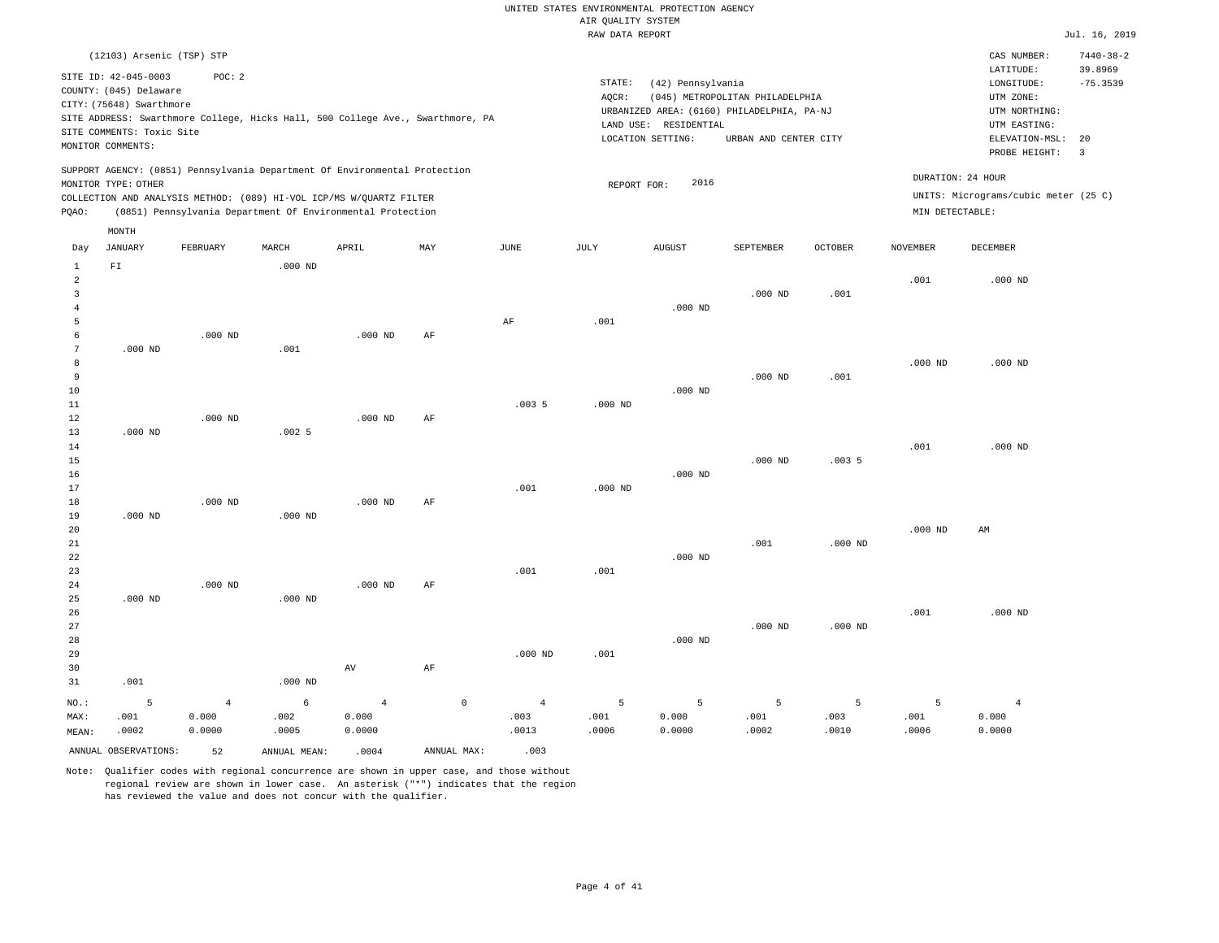UNITED STATES ENVIRONMENTAL PROTECTION AGENCY
AIR QUALITY SYSTEM
RAW DATA REPORT

Jul. 16, 2019

(12103) Arsenic (TSP) STP

SITE ID: 42-045-0003 POC: 2
COUNTY: (045) Delaware
CITY: (75648) Swarthmore
SITE ADDRESS: Swarthmore College, Hicks Hall, 500 College Ave., Swarthmore, PA
SITE COMMENTS: Toxic Site
MONITOR COMMENTS:

STATE: (42) Pennsylvania
AQCR: (045) METROPOLITAN PHILADELPHIA
URBANIZED AREA: (6160) PHILADELPHIA, PA-NJ
LAND USE: RESIDENTIAL
LOCATION SETTING: URBAN AND CENTER CITY

CAS NUMBER: 7440-38-2
LATITUDE: 39.8969
LONGITUDE: -75.3539
UTM ZONE:
UTM NORTHING:
UTM EASTING:
ELEVATION-MSL: 20
PROBE HEIGHT: 3

SUPPORT AGENCY: (0851) Pennsylvania Department Of Environmental Protection
MONITOR TYPE: OTHER
COLLECTION AND ANALYSIS METHOD: (089) HI-VOL ICP/MS W/QUARTZ FILTER
PQAO: (0851) Pennsylvania Department Of Environmental Protection

REPORT FOR: 2016

DURATION: 24 HOUR
UNITS: Micrograms/cubic meter (25 C)
MIN DETECTABLE:

| Day | JANUARY | FEBRUARY | MARCH | APRIL | MAY | JUNE | JULY | AUGUST | SEPTEMBER | OCTOBER | NOVEMBER | DECEMBER |
|---|---|---|---|---|---|---|---|---|---|---|---|---|
| 1 | FI | | .000 ND | | | | | | | | | |
| 2 | | | | | | | | | | | .001 | .000 ND |
| 3 | | | | | | | | | .000 ND | .001 | | |
| 4 | | | | | | | | .000 ND | | | | |
| 5 | | | | | | AF | .001 | | | | | |
| 6 | | .000 ND | | .000 ND | AF | | | | | | | |
| 7 | .000 ND | | .001 | | | | | | | | | |
| 8 | | | | | | | | | | | .000 ND | .000 ND |
| 9 | | | | | | | | | .000 ND | .001 | | |
| 10 | | | | | | | | .000 ND | | | | |
| 11 | | | | | | .003 5 | .000 ND | | | | | |
| 12 | | .000 ND | | .000 ND | AF | | | | | | | |
| 13 | .000 ND | | .002 5 | | | | | | | | | |
| 14 | | | | | | | | | | | .001 | .000 ND |
| 15 | | | | | | | | | .000 ND | .003 5 | | |
| 16 | | | | | | | | .000 ND | | | | |
| 17 | | | | | | .001 | .000 ND | | | | | |
| 18 | | .000 ND | | .000 ND | AF | | | | | | | |
| 19 | .000 ND | | .000 ND | | | | | | | | | |
| 20 | | | | | | | | | | | .000 ND | AM |
| 21 | | | | | | | | | .001 | .000 ND | | |
| 22 | | | | | | | | .000 ND | | | | |
| 23 | | | | | | .001 | .001 | | | | | |
| 24 | | .000 ND | | .000 ND | AF | | | | | | | |
| 25 | .000 ND | | .000 ND | | | | | | | | | |
| 26 | | | | | | | | | | | .001 | .000 ND |
| 27 | | | | | | | | | .000 ND | .000 ND | | |
| 28 | | | | | | | | .000 ND | | | | |
| 29 | | | | | | .000 ND | .001 | | | | | |
| 30 | | | | AV | AF | | | | | | | |
| 31 | .001 | | .000 ND | | | | | | | | | |
| NO.: | 5 | 4 | 6 | 4 | 0 | 4 | 5 | 5 | 5 | 5 | 5 | 4 |
| MAX: | .001 | 0.000 | .002 | 0.000 | | .003 | .001 | 0.000 | .001 | .003 | .001 | 0.000 |
| MEAN: | .0002 | 0.0000 | .0005 | 0.0000 | | .0013 | .0006 | 0.0000 | .0002 | .0010 | .0006 | 0.0000 |

ANNUAL OBSERVATIONS: 52 ANNUAL MEAN: .0004 ANNUAL MAX: .003

Note: Qualifier codes with regional concurrence are shown in upper case, and those without regional review are shown in lower case. An asterisk ("*") indicates that the region has reviewed the value and does not concur with the qualifier.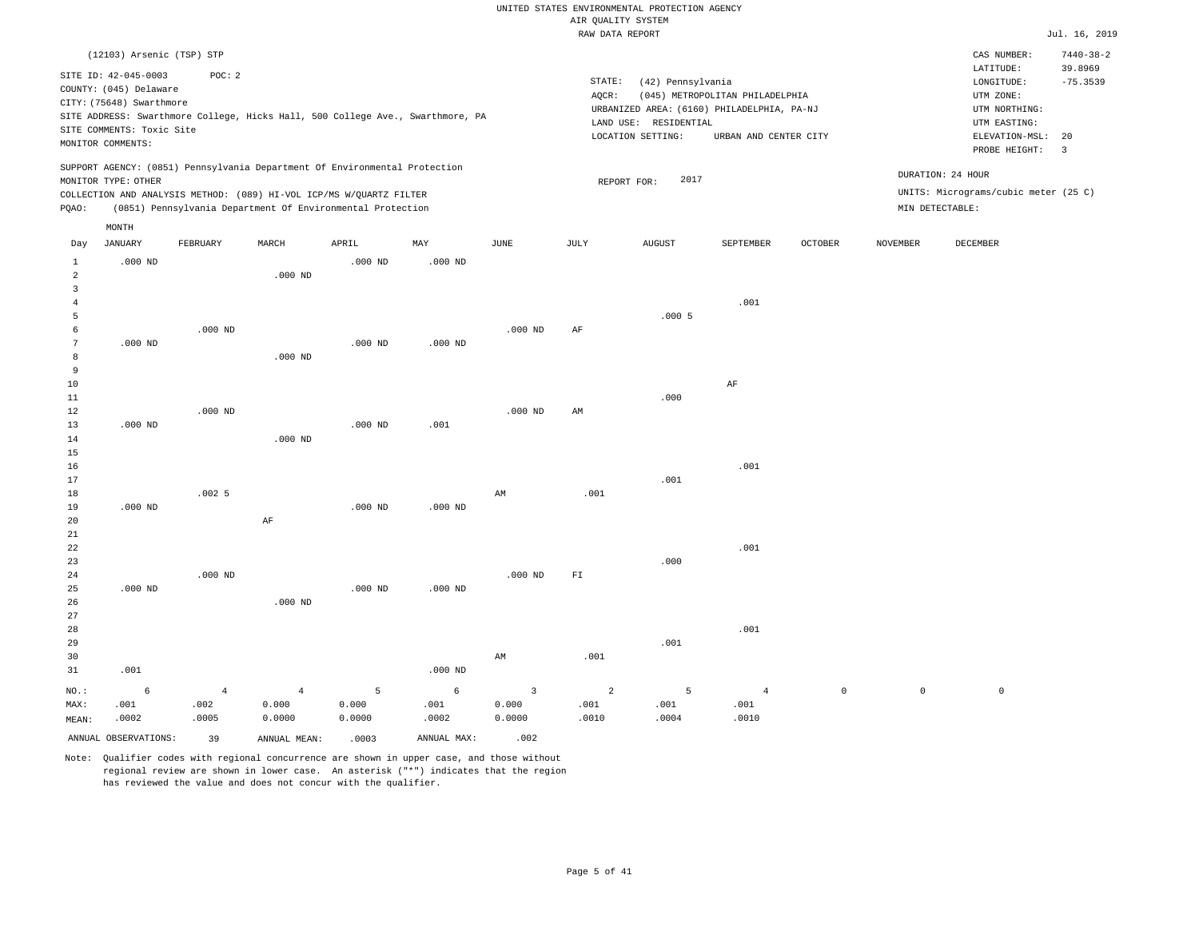UNITED STATES ENVIRONMENTAL PROTECTION AGENCY
AIR QUALITY SYSTEM
RAW DATA REPORT

Jul. 16, 2019

(12103) Arsenic (TSP) STP

SITE ID: 42-045-0003 POC: 2
COUNTY: (045) Delaware
CITY: (75648) Swarthmore
SITE ADDRESS: Swarthmore College, Hicks Hall, 500 College Ave., Swarthmore, PA
SITE COMMENTS: Toxic Site
MONITOR COMMENTS:

STATE: (42) Pennsylvania
AQCR: (045) METROPOLITAN PHILADELPHIA
URBANIZED AREA: (6160) PHILADELPHIA, PA-NJ
LAND USE: RESIDENTIAL
LOCATION SETTING: URBAN AND CENTER CITY

CAS NUMBER: 7440-38-2
LATITUDE: 39.8969
LONGITUDE: -75.3539
UTM ZONE:
UTM NORTHING:
UTM EASTING:
ELEVATION-MSL: 20
PROBE HEIGHT: 3

SUPPORT AGENCY: (0851) Pennsylvania Department Of Environmental Protection
MONITOR TYPE: OTHER
COLLECTION AND ANALYSIS METHOD: (089) HI-VOL ICP/MS W/QUARTZ FILTER
PQAO: (0851) Pennsylvania Department Of Environmental Protection

REPORT FOR: 2017

DURATION: 24 HOUR
UNITS: Micrograms/cubic meter (25 C)
MIN DETECTABLE:

| Day | JANUARY | FEBRUARY | MARCH | APRIL | MAY | JUNE | JULY | AUGUST | SEPTEMBER | OCTOBER | NOVEMBER | DECEMBER |
|---|---|---|---|---|---|---|---|---|---|---|---|---|
| 1 | .000 ND | | | .000 ND | .000 ND | | | | | | | |
| 2 | | | .000 ND | | | | | | | | | |
| 3 | | | | | | | | | | | | |
| 4 | | | | | | | | | .001 | | | |
| 5 | | | | | | | | .000 5 | | | | |
| 6 | | .000 ND | | | | .000 ND | AF | | | | | |
| 7 | .000 ND | | | .000 ND | .000 ND | | | | | | | |
| 8 | | | .000 ND | | | | | | | | | |
| 9 | | | | | | | | | | | | |
| 10 | | | | | | | | | AF | | | |
| 11 | | | | | | | | .000 | | | | |
| 12 | | .000 ND | | | | .000 ND | AM | | | | | |
| 13 | .000 ND | | | .000 ND | .001 | | | | | | | |
| 14 | | | .000 ND | | | | | | | | | |
| 15 | | | | | | | | | | | | |
| 16 | | | | | | | | | .001 | | | |
| 17 | | | | | | | | .001 | | | | |
| 18 | | .002 5 | | | | AM | .001 | | | | | |
| 19 | .000 ND | | | .000 ND | .000 ND | | | | | | | |
| 20 | | | AF | | | | | | | | | |
| 21 | | | | | | | | | | | | |
| 22 | | | | | | | | | .001 | | | |
| 23 | | | | | | | | .000 | | | | |
| 24 | | .000 ND | | | | .000 ND | FI | | | | | |
| 25 | .000 ND | | | .000 ND | .000 ND | | | | | | | |
| 26 | | | .000 ND | | | | | | | | | |
| 27 | | | | | | | | | | | | |
| 28 | | | | | | | | | .001 | | | |
| 29 | | | | | | | | .001 | | | | |
| 30 | | | | | | AM | .001 | | | | | |
| 31 | .001 | | | | .000 ND | | | | | | | |
| NO.: | 6 | 4 | 4 | 5 | 6 | 3 | 2 | 5 | 4 | 0 | 0 | 0 |
| MAX: | .001 | .002 | 0.000 | 0.000 | .001 | 0.000 | .001 | .001 | .001 | | | |
| MEAN: | .0002 | .0005 | 0.0000 | 0.0000 | .0002 | 0.0000 | .0010 | .0004 | .0010 | | | |

ANNUAL OBSERVATIONS: 39 ANNUAL MEAN: .0003 ANNUAL MAX: .002

Note: Qualifier codes with regional concurrence are shown in upper case, and those without regional review are shown in lower case. An asterisk ("*") indicates that the region has reviewed the value and does not concur with the qualifier.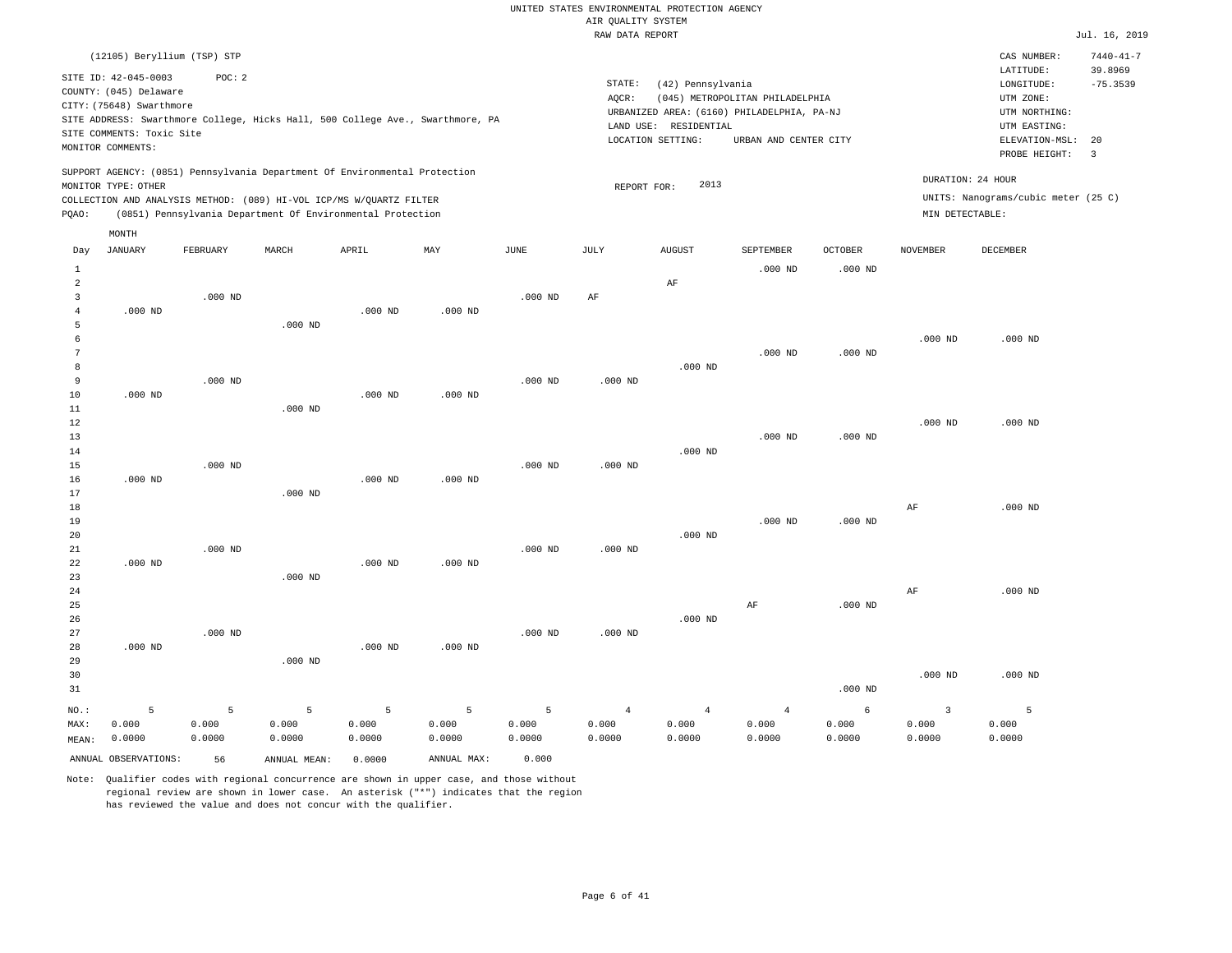UNITED STATES ENVIRONMENTAL PROTECTION AGENCY
AIR QUALITY SYSTEM
RAW DATA REPORT

Jul. 16, 2019

(12105) Beryllium (TSP) STP

SITE ID: 42-045-0003 POC: 2
COUNTY: (045) Delaware
CITY: (75648) Swarthmore
SITE ADDRESS: Swarthmore College, Hicks Hall, 500 College Ave., Swarthmore, PA
SITE COMMENTS: Toxic Site
MONITOR COMMENTS:

STATE: (42) Pennsylvania
AQCR: (045) METROPOLITAN PHILADELPHIA
URBANIZED AREA: (6160) PHILADELPHIA, PA-NJ
LAND USE: RESIDENTIAL
LOCATION SETTING: URBAN AND CENTER CITY

CAS NUMBER: 7440-41-7
LATITUDE: 39.8969
LONGITUDE: -75.3539
UTM ZONE:
UTM NORTHING:
UTM EASTING:
ELEVATION-MSL: 20
PROBE HEIGHT: 3

SUPPORT AGENCY: (0851) Pennsylvania Department Of Environmental Protection
MONITOR TYPE: OTHER
COLLECTION AND ANALYSIS METHOD: (089) HI-VOL ICP/MS W/QUARTZ FILTER
PQAO: (0851) Pennsylvania Department Of Environmental Protection

REPORT FOR: 2013

DURATION: 24 HOUR
UNITS: Nanograms/cubic meter (25 C)
MIN DETECTABLE:

| Day | JANUARY | FEBRUARY | MARCH | APRIL | MAY | JUNE | JULY | AUGUST | SEPTEMBER | OCTOBER | NOVEMBER | DECEMBER |
|---|---|---|---|---|---|---|---|---|---|---|---|---|
| 1 | | | | | | | | | .000 ND | .000 ND | | |
| 2 | | | | | | | | AF | | | | |
| 3 | | .000 ND | | | | .000 ND | AF | | | | | |
| 4 | .000 ND | | | .000 ND | .000 ND | | | | | | | |
| 5 | | | .000 ND | | | | | | | | | |
| 6 | | | | | | | | | | | .000 ND | .000 ND |
| 7 | | | | | | | | | .000 ND | .000 ND | | |
| 8 | | | | | | | | .000 ND | | | | |
| 9 | | .000 ND | | | | .000 ND | .000 ND | | | | | |
| 10 | .000 ND | | | .000 ND | .000 ND | | | | | | | |
| 11 | | | .000 ND | | | | | | | | | |
| 12 | | | | | | | | | | | .000 ND | .000 ND |
| 13 | | | | | | | | | .000 ND | .000 ND | | |
| 14 | | | | | | | | .000 ND | | | | |
| 15 | | .000 ND | | | | .000 ND | .000 ND | | | | | |
| 16 | .000 ND | | | .000 ND | .000 ND | | | | | | | |
| 17 | | | .000 ND | | | | | | | | | |
| 18 | | | | | | | | | | | AF | .000 ND |
| 19 | | | | | | | | | .000 ND | .000 ND | | |
| 20 | | | | | | | | .000 ND | | | | |
| 21 | | .000 ND | | | | .000 ND | .000 ND | | | | | |
| 22 | .000 ND | | | .000 ND | .000 ND | | | | | | | |
| 23 | | | .000 ND | | | | | | | | | |
| 24 | | | | | | | | | | | AF | .000 ND |
| 25 | | | | | | | | | AF | .000 ND | | |
| 26 | | | | | | | | .000 ND | | | | |
| 27 | | .000 ND | | | | .000 ND | .000 ND | | | | | |
| 28 | .000 ND | | | .000 ND | .000 ND | | | | | | | |
| 29 | | | .000 ND | | | | | | | | | |
| 30 | | | | | | | | | | | .000 ND | .000 ND |
| 31 | | | | | | | | | | .000 ND | | |
| NO.: | 5 | 5 | 5 | 5 | 5 | 5 | 4 | 4 | 4 | 6 | 3 | 5 |
| MAX: | 0.000 | 0.000 | 0.000 | 0.000 | 0.000 | 0.000 | 0.000 | 0.000 | 0.000 | 0.000 | 0.000 | 0.000 |
| MEAN: | 0.0000 | 0.0000 | 0.0000 | 0.0000 | 0.0000 | 0.0000 | 0.0000 | 0.0000 | 0.0000 | 0.0000 | 0.0000 | 0.0000 |

ANNUAL OBSERVATIONS: 56 ANNUAL MEAN: 0.0000 ANNUAL MAX: 0.000

Note: Qualifier codes with regional concurrence are shown in upper case, and those without regional review are shown in lower case. An asterisk ("*") indicates that the region has reviewed the value and does not concur with the qualifier.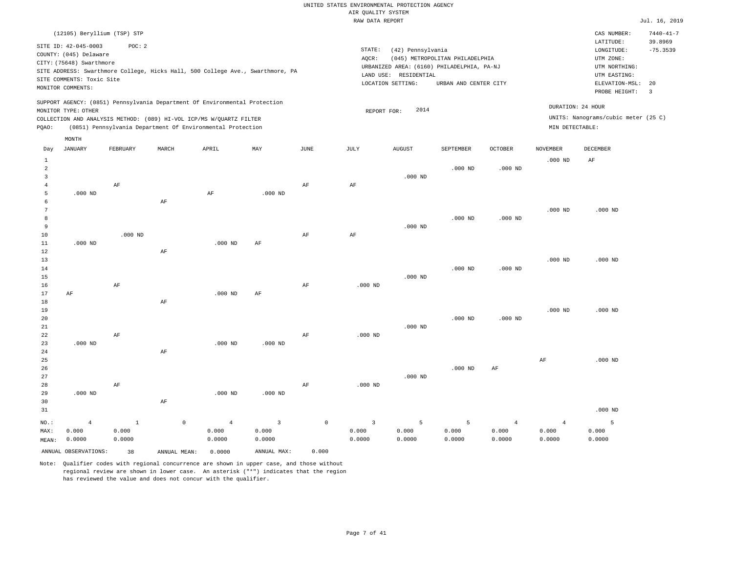UNITED STATES ENVIRONMENTAL PROTECTION AGENCY
AIR QUALITY SYSTEM
RAW DATA REPORT

Jul. 16, 2019

(12105) Beryllium (TSP) STP

SITE ID: 42-045-0003 POC: 2
COUNTY: (045) Delaware
CITY: (75648) Swarthmore
SITE ADDRESS: Swarthmore College, Hicks Hall, 500 College Ave., Swarthmore, PA
SITE COMMENTS: Toxic Site
MONITOR COMMENTS:

STATE: (42) Pennsylvania
AQCR: (045) METROPOLITAN PHILADELPHIA
URBANIZED AREA: (6160) PHILADELPHIA, PA-NJ
LAND USE: RESIDENTIAL
LOCATION SETTING: URBAN AND CENTER CITY

CAS NUMBER: 7440-41-7
LATITUDE: 39.8969
LONGITUDE: -75.3539
UTM ZONE:
UTM NORTHING:
UTM EASTING:
ELEVATION-MSL: 20
PROBE HEIGHT: 3

SUPPORT AGENCY: (0851) Pennsylvania Department Of Environmental Protection
MONITOR TYPE: OTHER
COLLECTION AND ANALYSIS METHOD: (089) HI-VOL ICP/MS W/QUARTZ FILTER
PQAO: (0851) Pennsylvania Department Of Environmental Protection

REPORT FOR: 2014

DURATION: 24 HOUR
UNITS: Nanograms/cubic meter (25 C)
MIN DETECTABLE:

| Day | JANUARY | FEBRUARY | MARCH | APRIL | MAY | JUNE | JULY | AUGUST | SEPTEMBER | OCTOBER | NOVEMBER | DECEMBER |
|---|---|---|---|---|---|---|---|---|---|---|---|---|
| 1 | | | | | | | | | | | .000 ND | AF |
| 2 | | | | | | | | | .000 ND | .000 ND | | |
| 3 | | | | | | | | .000 ND | | | | |
| 4 | | AF | | | | AF | AF | | | | | |
| 5 | .000 ND | | | AF | .000 ND | | | | | | | |
| 6 | | | AF | | | | | | | | | |
| 7 | | | | | | | | | | | .000 ND | .000 ND |
| 8 | | | | | | | | | .000 ND | .000 ND | | |
| 9 | | | | | | | | .000 ND | | | | |
| 10 | | .000 ND | | | | AF | AF | | | | | |
| 11 | .000 ND | | | .000 ND | AF | | | | | | | |
| 12 | | | AF | | | | | | | | | |
| 13 | | | | | | | | | | | .000 ND | .000 ND |
| 14 | | | | | | | | | .000 ND | .000 ND | | |
| 15 | | | | | | | | .000 ND | | | | |
| 16 | | AF | | | | AF | .000 ND | | | | | |
| 17 | AF | | | .000 ND | AF | | | | | | | |
| 18 | | | AF | | | | | | | | | |
| 19 | | | | | | | | | | | .000 ND | .000 ND |
| 20 | | | | | | | | | .000 ND | .000 ND | | |
| 21 | | | | | | | | .000 ND | | | | |
| 22 | | AF | | | | AF | .000 ND | | | | | |
| 23 | .000 ND | | | .000 ND | .000 ND | | | | | | | |
| 24 | | | AF | | | | | | | | | |
| 25 | | | | | | | | | | | AF | .000 ND |
| 26 | | | | | | | | | .000 ND | AF | | |
| 27 | | | | | | | | .000 ND | | | | |
| 28 | | AF | | | | AF | .000 ND | | | | | |
| 29 | .000 ND | | | .000 ND | .000 ND | | | | | | | |
| 30 | | | AF | | | | | | | | | |
| 31 | | | | | | | | | | | | .000 ND |
| NO.: | 4 | 1 | 0 | 4 | 3 | 0 | 3 | 5 | 5 | 4 | 4 | 5 |
| MAX: | 0.000 | 0.000 | | 0.000 | 0.000 | | 0.000 | 0.000 | 0.000 | 0.000 | 0.000 | 0.000 |
| MEAN: | 0.0000 | 0.0000 | | 0.0000 | 0.0000 | | 0.0000 | 0.0000 | 0.0000 | 0.0000 | 0.0000 | 0.0000 |

ANNUAL OBSERVATIONS: 38 ANNUAL MEAN: 0.0000 ANNUAL MAX: 0.000

Note: Qualifier codes with regional concurrence are shown in upper case, and those without regional review are shown in lower case. An asterisk ("*") indicates that the region has reviewed the value and does not concur with the qualifier.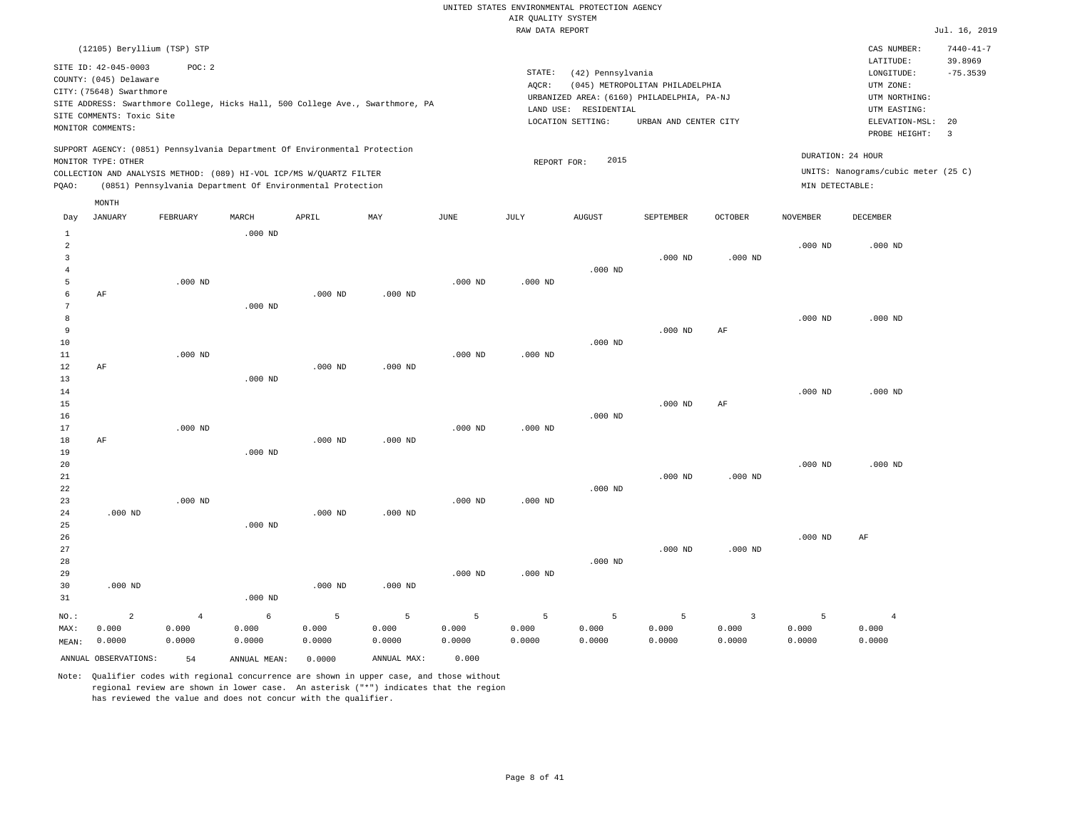UNITED STATES ENVIRONMENTAL PROTECTION AGENCY
AIR QUALITY SYSTEM
RAW DATA REPORT

Jul. 16, 2019

(12105) Beryllium (TSP) STP

SITE ID: 42-045-0003 POC: 2
COUNTY: (045) Delaware
CITY: (75648) Swarthmore
SITE ADDRESS: Swarthmore College, Hicks Hall, 500 College Ave., Swarthmore, PA
SITE COMMENTS: Toxic Site
MONITOR COMMENTS:

STATE: (42) Pennsylvania
AQCR: (045) METROPOLITAN PHILADELPHIA
URBANIZED AREA: (6160) PHILADELPHIA, PA-NJ
LAND USE: RESIDENTIAL
LOCATION SETTING: URBAN AND CENTER CITY

CAS NUMBER: 7440-41-7
LATITUDE: 39.8969
LONGITUDE: -75.3539
UTM ZONE:
UTM NORTHING:
UTM EASTING:
ELEVATION-MSL: 20
PROBE HEIGHT: 3

SUPPORT AGENCY: (0851) Pennsylvania Department Of Environmental Protection
MONITOR TYPE: OTHER
COLLECTION AND ANALYSIS METHOD: (089) HI-VOL ICP/MS W/QUARTZ FILTER
PQAO: (0851) Pennsylvania Department Of Environmental Protection

REPORT FOR: 2015

DURATION: 24 HOUR
UNITS: Nanograms/cubic meter (25 C)
MIN DETECTABLE:

| Day | JANUARY | FEBRUARY | MARCH | APRIL | MAY | JUNE | JULY | AUGUST | SEPTEMBER | OCTOBER | NOVEMBER | DECEMBER |
|---|---|---|---|---|---|---|---|---|---|---|---|---|
| 1 | | | .000 ND | | | | | | | | | |
| 2 | | | | | | | | | | | .000 ND | .000 ND |
| 3 | | | | | | | | | .000 ND | .000 ND | | |
| 4 | | | | | | | | .000 ND | | | | |
| 5 | | .000 ND | | | | .000 ND | .000 ND | | | | | |
| 6 | AF | | | .000 ND | .000 ND | | | | | | | |
| 7 | | | .000 ND | | | | | | | | | |
| 8 | | | | | | | | | | | .000 ND | .000 ND |
| 9 | | | | | | | | | .000 ND | AF | | |
| 10 | | | | | | | | .000 ND | | | | |
| 11 | | .000 ND | | | | .000 ND | .000 ND | | | | | |
| 12 | AF | | | .000 ND | .000 ND | | | | | | | |
| 13 | | | .000 ND | | | | | | | | | |
| 14 | | | | | | | | | | | .000 ND | .000 ND |
| 15 | | | | | | | | | .000 ND | AF | | |
| 16 | | | | | | | | .000 ND | | | | |
| 17 | | .000 ND | | | | .000 ND | .000 ND | | | | | |
| 18 | AF | | | .000 ND | .000 ND | | | | | | | |
| 19 | | | .000 ND | | | | | | | | | |
| 20 | | | | | | | | | | | .000 ND | .000 ND |
| 21 | | | | | | | | | .000 ND | .000 ND | | |
| 22 | | | | | | | | .000 ND | | | | |
| 23 | | .000 ND | | | | .000 ND | .000 ND | | | | | |
| 24 | .000 ND | | | .000 ND | .000 ND | | | | | | | |
| 25 | | | .000 ND | | | | | | | | | |
| 26 | | | | | | | | | | | .000 ND | AF |
| 27 | | | | | | | | | .000 ND | .000 ND | | |
| 28 | | | | | | | | .000 ND | | | | |
| 29 | | | | | | .000 ND | .000 ND | | | | | |
| 30 | .000 ND | | | .000 ND | .000 ND | | | | | | | |
| 31 | | | .000 ND | | | | | | | | | |
| NO.: | 2 | 4 | 6 | 5 | 5 | 5 | 5 | 5 | 5 | 3 | 5 | 4 |
| MAX: | 0.000 | 0.000 | 0.000 | 0.000 | 0.000 | 0.000 | 0.000 | 0.000 | 0.000 | 0.000 | 0.000 | 0.000 |
| MEAN: | 0.0000 | 0.0000 | 0.0000 | 0.0000 | 0.0000 | 0.0000 | 0.0000 | 0.0000 | 0.0000 | 0.0000 | 0.0000 | 0.0000 |

ANNUAL OBSERVATIONS: 54 ANNUAL MEAN: 0.0000 ANNUAL MAX: 0.000

Note: Qualifier codes with regional concurrence are shown in upper case, and those without regional review are shown in lower case. An asterisk ("*") indicates that the region has reviewed the value and does not concur with the qualifier.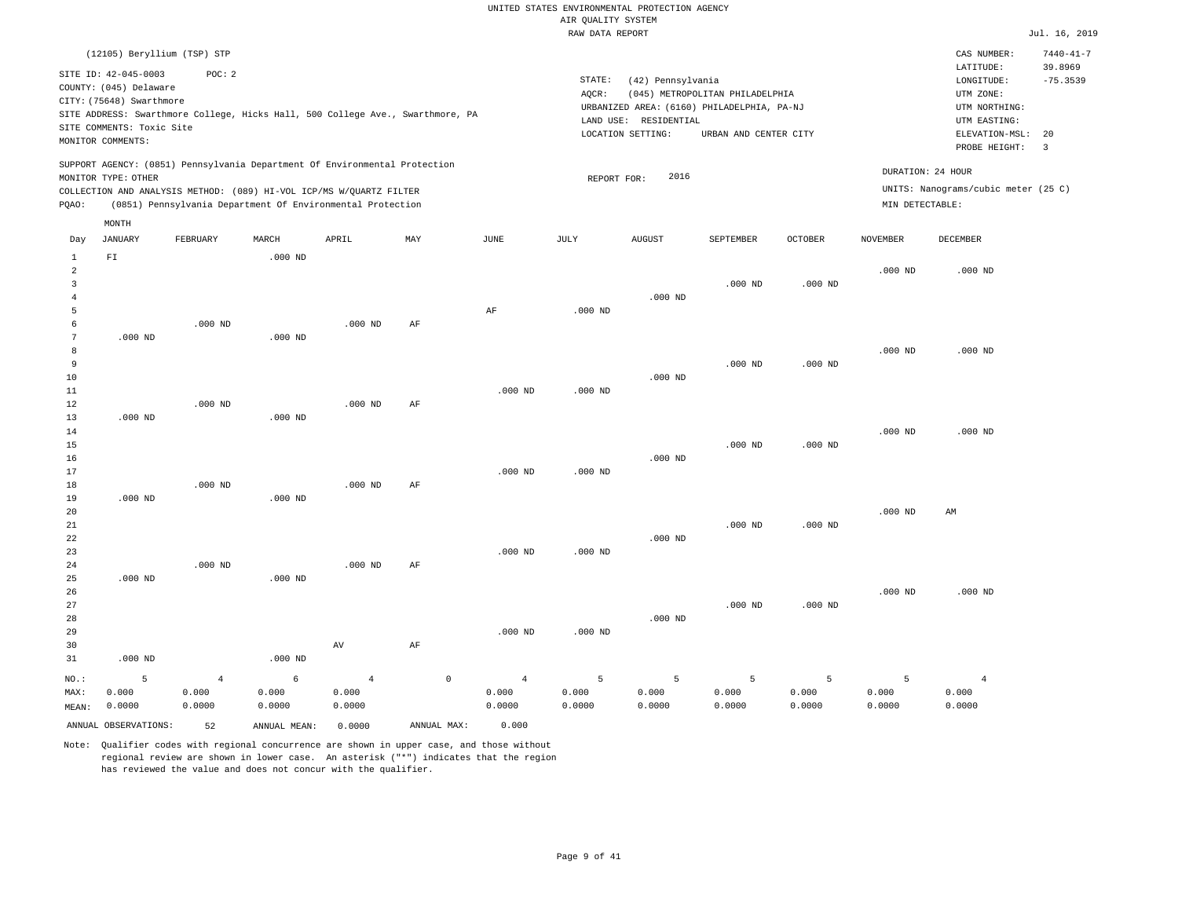UNITED STATES ENVIRONMENTAL PROTECTION AGENCY
AIR QUALITY SYSTEM
RAW DATA REPORT

Jul. 16, 2019

(12105) Beryllium (TSP) STP

SITE ID: 42-045-0003 POC: 2
COUNTY: (045) Delaware
CITY: (75648) Swarthmore
SITE ADDRESS: Swarthmore College, Hicks Hall, 500 College Ave., Swarthmore, PA
SITE COMMENTS: Toxic Site
MONITOR COMMENTS:

STATE: (42) Pennsylvania
AQCR: (045) METROPOLITAN PHILADELPHIA
URBANIZED AREA: (6160) PHILADELPHIA, PA-NJ
LAND USE: RESIDENTIAL
LOCATION SETTING: URBAN AND CENTER CITY

CAS NUMBER: 7440-41-7
LATITUDE: 39.8969
LONGITUDE: -75.3539
UTM ZONE:
UTM NORTHING:
UTM EASTING:
ELEVATION-MSL: 20
PROBE HEIGHT: 3

SUPPORT AGENCY: (0851) Pennsylvania Department Of Environmental Protection
MONITOR TYPE: OTHER
COLLECTION AND ANALYSIS METHOD: (089) HI-VOL ICP/MS W/QUARTZ FILTER
PQAO: (0851) Pennsylvania Department Of Environmental Protection

REPORT FOR: 2016

DURATION: 24 HOUR
UNITS: Nanograms/cubic meter (25 C)
MIN DETECTABLE:

| Day | JANUARY | FEBRUARY | MARCH | APRIL | MAY | JUNE | JULY | AUGUST | SEPTEMBER | OCTOBER | NOVEMBER | DECEMBER |
|---|---|---|---|---|---|---|---|---|---|---|---|---|
| 1 | FI | | .000 ND | | | | | | | | | |
| 2 | | | | | | | | | | | .000 ND | .000 ND |
| 3 | | | | | | | | | .000 ND | .000 ND | | |
| 4 | | | | | | | | .000 ND | | | | |
| 5 | | | | | | AF | .000 ND | | | | | |
| 6 | | .000 ND | | .000 ND | AF | | | | | | | |
| 7 | .000 ND | | .000 ND | | | | | | | | | |
| 8 | | | | | | | | | | | .000 ND | .000 ND |
| 9 | | | | | | | | | .000 ND | .000 ND | | |
| 10 | | | | | | | | .000 ND | | | | |
| 11 | | | | | | .000 ND | .000 ND | | | | | |
| 12 | | .000 ND | | .000 ND | AF | | | | | | | |
| 13 | .000 ND | | .000 ND | | | | | | | | | |
| 14 | | | | | | | | | | | .000 ND | .000 ND |
| 15 | | | | | | | | | .000 ND | .000 ND | | |
| 16 | | | | | | | | .000 ND | | | | |
| 17 | | | | | | .000 ND | .000 ND | | | | | |
| 18 | | .000 ND | | .000 ND | AF | | | | | | | |
| 19 | .000 ND | | .000 ND | | | | | | | | | |
| 20 | | | | | | | | | | | .000 ND | AM |
| 21 | | | | | | | | | .000 ND | .000 ND | | |
| 22 | | | | | | | | .000 ND | | | | |
| 23 | | | | | | .000 ND | .000 ND | | | | | |
| 24 | | .000 ND | | .000 ND | AF | | | | | | | |
| 25 | .000 ND | | .000 ND | | | | | | | | | |
| 26 | | | | | | | | | | | .000 ND | .000 ND |
| 27 | | | | | | | | | .000 ND | .000 ND | | |
| 28 | | | | | | | | .000 ND | | | | |
| 29 | | | | | | .000 ND | .000 ND | | | | | |
| 30 | | | | AV | AF | | | | | | | |
| 31 | .000 ND | | .000 ND | | | | | | | | | |
| NO.: | 5 | 4 | 6 | 4 | 0 | 4 | 5 | 5 | 5 | 5 | 5 | 4 |
| MAX: | 0.000 | 0.000 | 0.000 | 0.000 | | 0.000 | 0.000 | 0.000 | 0.000 | 0.000 | 0.000 | 0.000 |
| MEAN: | 0.0000 | 0.0000 | 0.0000 | 0.0000 | | 0.0000 | 0.0000 | 0.0000 | 0.0000 | 0.0000 | 0.0000 | 0.0000 |

ANNUAL OBSERVATIONS: 52 ANNUAL MEAN: 0.0000 ANNUAL MAX: 0.000

Note: Qualifier codes with regional concurrence are shown in upper case, and those without regional review are shown in lower case. An asterisk ("*") indicates that the region has reviewed the value and does not concur with the qualifier.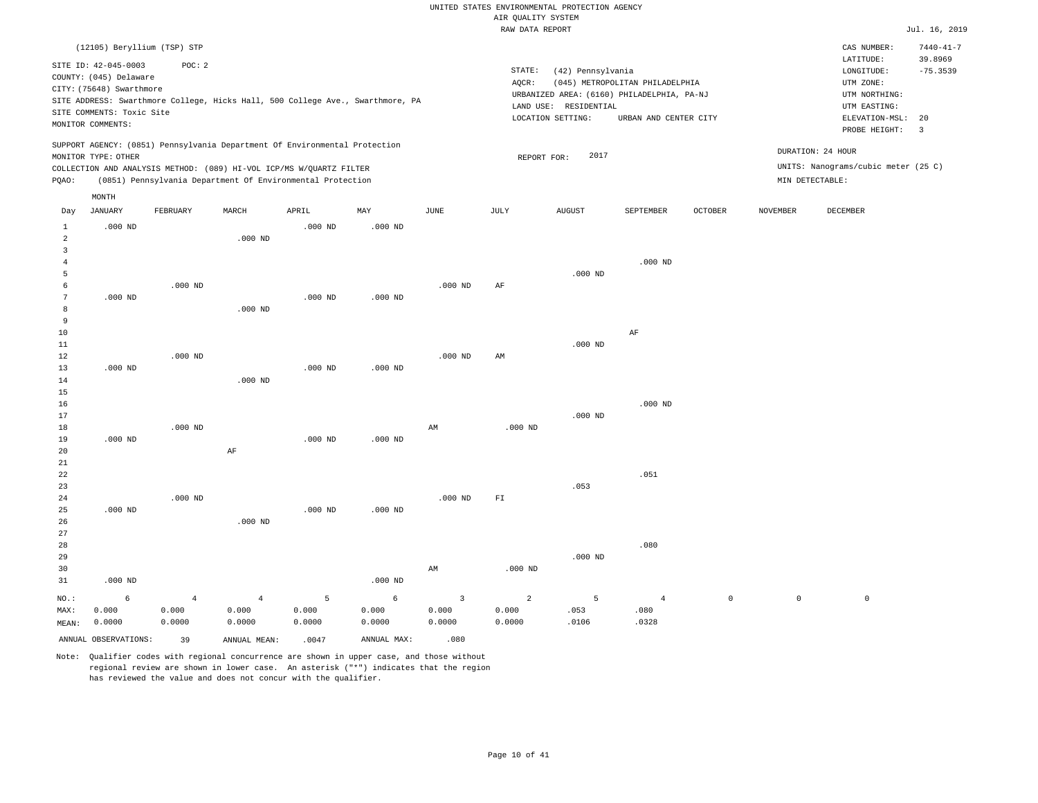UNITED STATES ENVIRONMENTAL PROTECTION AGENCY
AIR QUALITY SYSTEM
RAW DATA REPORT

Jul. 16, 2019

(12105) Beryllium (TSP) STP

SITE ID: 42-045-0003 POC: 2
COUNTY: (045) Delaware
CITY: (75648) Swarthmore
SITE ADDRESS: Swarthmore College, Hicks Hall, 500 College Ave., Swarthmore, PA
SITE COMMENTS: Toxic Site
MONITOR COMMENTS:

STATE: (42) Pennsylvania
AQCR: (045) METROPOLITAN PHILADELPHIA
URBANIZED AREA: (6160) PHILADELPHIA, PA-NJ
LAND USE: RESIDENTIAL
LOCATION SETTING: URBAN AND CENTER CITY

CAS NUMBER: 7440-41-7
LATITUDE: 39.8969
LONGITUDE: -75.3539
UTM ZONE:
UTM NORTHING:
UTM EASTING:
ELEVATION-MSL: 20
PROBE HEIGHT: 3

SUPPORT AGENCY: (0851) Pennsylvania Department Of Environmental Protection
MONITOR TYPE: OTHER
COLLECTION AND ANALYSIS METHOD: (089) HI-VOL ICP/MS W/QUARTZ FILTER
PQAO: (0851) Pennsylvania Department Of Environmental Protection

REPORT FOR: 2017

DURATION: 24 HOUR
UNITS: Nanograms/cubic meter (25 C)
MIN DETECTABLE:

| Day | JANUARY | FEBRUARY | MARCH | APRIL | MAY | JUNE | JULY | AUGUST | SEPTEMBER | OCTOBER | NOVEMBER | DECEMBER |
|---|---|---|---|---|---|---|---|---|---|---|---|---|
| 1 | .000 ND | | | .000 ND | .000 ND | | | | | | | |
| 2 | | | .000 ND | | | | | | | | | |
| 3 | | | | | | | | | | | | |
| 4 | | | | | | | | | .000 ND | | | |
| 5 | | | | | | | | .000 ND | | | | |
| 6 | | .000 ND | | | | .000 ND | AF | | | | | |
| 7 | .000 ND | | | .000 ND | .000 ND | | | | | | | |
| 8 | | | .000 ND | | | | | | | | | |
| 9 | | | | | | | | | | | | |
| 10 | | | | | | | | | AF | | | |
| 11 | | | | | | | | .000 ND | | | | |
| 12 | | .000 ND | | | | .000 ND | AM | | | | | |
| 13 | .000 ND | | | .000 ND | .000 ND | | | | | | | |
| 14 | | | .000 ND | | | | | | | | | |
| 15 | | | | | | | | | | | | |
| 16 | | | | | | | | | .000 ND | | | |
| 17 | | | | | | | | .000 ND | | | | |
| 18 | | .000 ND | | | | AM | .000 ND | | | | | |
| 19 | .000 ND | | | .000 ND | .000 ND | | | | | | | |
| 20 | | | AF | | | | | | | | | |
| 21 | | | | | | | | | | | | |
| 22 | | | | | | | | | .051 | | | |
| 23 | | | | | | | | .053 | | | | |
| 24 | | .000 ND | | | | .000 ND | FI | | | | | |
| 25 | .000 ND | | | .000 ND | .000 ND | | | | | | | |
| 26 | | | .000 ND | | | | | | | | | |
| 27 | | | | | | | | | | | | |
| 28 | | | | | | | | | .080 | | | |
| 29 | | | | | | | | .000 ND | | | | |
| 30 | | | | | | AM | .000 ND | | | | | |
| 31 | .000 ND | | | | .000 ND | | | | | | | |
| NO.: | 6 | 4 | 4 | 5 | 6 | 3 | 2 | 5 | 4 | 0 | 0 | 0 |
| MAX: | 0.000 | 0.000 | 0.000 | 0.000 | 0.000 | 0.000 | 0.000 | .053 | .080 | | | |
| MEAN: | 0.0000 | 0.0000 | 0.0000 | 0.0000 | 0.0000 | 0.0000 | 0.0000 | .0106 | .0328 | | | |

ANNUAL OBSERVATIONS: 39 ANNUAL MEAN: .0047 ANNUAL MAX: .080

Note: Qualifier codes with regional concurrence are shown in upper case, and those without regional review are shown in lower case. An asterisk ("*") indicates that the region has reviewed the value and does not concur with the qualifier.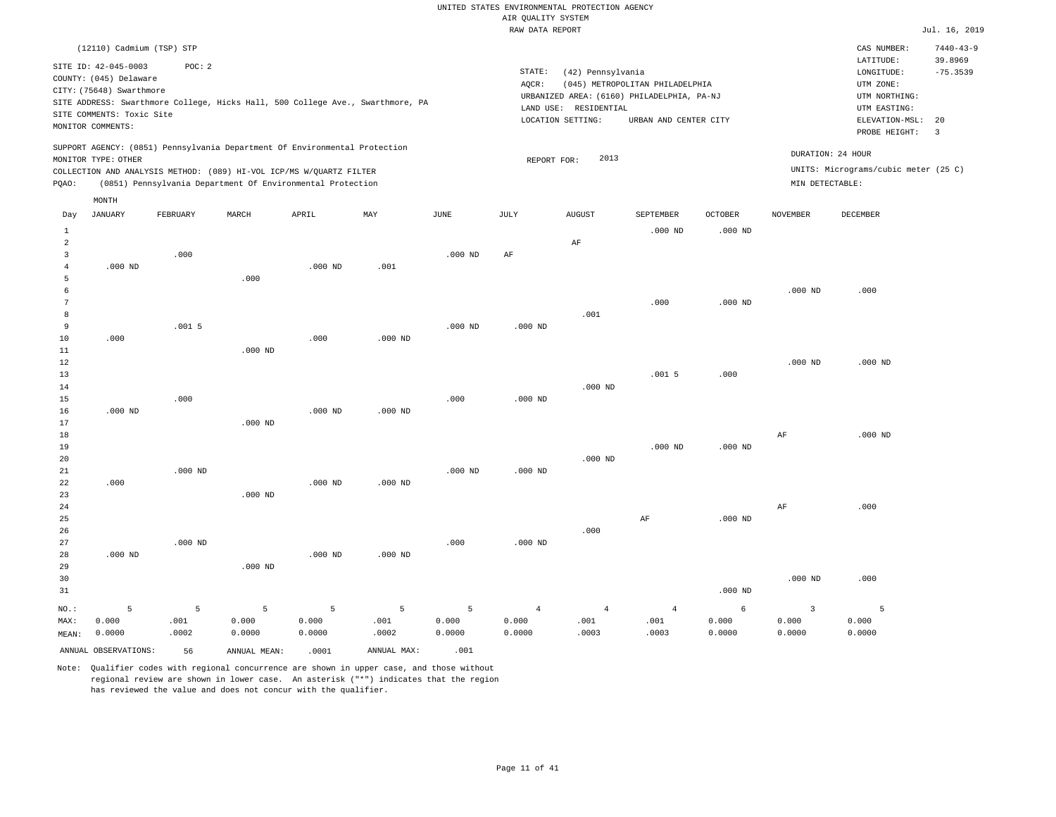UNITED STATES ENVIRONMENTAL PROTECTION AGENCY
AIR QUALITY SYSTEM
RAW DATA REPORT

Jul. 16, 2019

(12110) Cadmium (TSP) STP

SITE ID: 42-045-0003 POC: 2
COUNTY: (045) Delaware
CITY: (75648) Swarthmore
SITE ADDRESS: Swarthmore College, Hicks Hall, 500 College Ave., Swarthmore, PA
SITE COMMENTS: Toxic Site
MONITOR COMMENTS:

STATE: (42) Pennsylvania
AQCR: (045) METROPOLITAN PHILADELPHIA
URBANIZED AREA: (6160) PHILADELPHIA, PA-NJ
LAND USE: RESIDENTIAL
LOCATION SETTING: URBAN AND CENTER CITY

CAS NUMBER: 7440-43-9
LATITUDE: 39.8969
LONGITUDE: -75.3539
UTM ZONE:
UTM NORTHING:
UTM EASTING:
ELEVATION-MSL: 20
PROBE HEIGHT: 3

SUPPORT AGENCY: (0851) Pennsylvania Department Of Environmental Protection
MONITOR TYPE: OTHER
COLLECTION AND ANALYSIS METHOD: (089) HI-VOL ICP/MS W/QUARTZ FILTER
PQAO: (0851) Pennsylvania Department Of Environmental Protection

REPORT FOR: 2013

DURATION: 24 HOUR
UNITS: Micrograms/cubic meter (25 C)
MIN DETECTABLE:

| Day | JANUARY | FEBRUARY | MARCH | APRIL | MAY | JUNE | JULY | AUGUST | SEPTEMBER | OCTOBER | NOVEMBER | DECEMBER |
|---|---|---|---|---|---|---|---|---|---|---|---|---|
| 1 | | | | | | | | | .000 ND | .000 ND | | |
| 2 | | | | | | | | AF | | | | |
| 3 | | .000 | | | | .000 ND | AF | | | | | |
| 4 | .000 ND | | | .000 ND | .001 | | | | | | | |
| 5 | | | .000 | | | | | | | | | |
| 6 | | | | | | | | | | | .000 ND | .000 |
| 7 | | | | | | | | | .000 | .000 ND | | |
| 8 | | | | | | | | .001 | | | | |
| 9 | | .001 5 | | | | .000 ND | .000 ND | | | | | |
| 10 | .000 | | | .000 | .000 ND | | | | | | | |
| 11 | | | .000 ND | | | | | | | | | |
| 12 | | | | | | | | | | | .000 ND | .000 ND |
| 13 | | | | | | | | | .001 5 | .000 | | |
| 14 | | | | | | | | .000 ND | | | | |
| 15 | | .000 | | | | .000 | .000 ND | | | | | |
| 16 | .000 ND | | | .000 ND | .000 ND | | | | | | | |
| 17 | | | .000 ND | | | | | | | | | |
| 18 | | | | | | | | | | | AF | .000 ND |
| 19 | | | | | | | | | .000 ND | .000 ND | | |
| 20 | | | | | | | | .000 ND | | | | |
| 21 | | .000 ND | | | | .000 ND | .000 ND | | | | | |
| 22 | .000 | | | .000 ND | .000 ND | | | | | | | |
| 23 | | | .000 ND | | | | | | | | | |
| 24 | | | | | | | | | | | AF | .000 |
| 25 | | | | | | | | | AF | .000 ND | | |
| 26 | | | | | | | | .000 | | | | |
| 27 | | .000 ND | | | | .000 | .000 ND | | | | | |
| 28 | .000 ND | | | .000 ND | .000 ND | | | | | | | |
| 29 | | | .000 ND | | | | | | | | | |
| 30 | | | | | | | | | | | .000 ND | .000 |
| 31 | | | | | | | | | | .000 ND | | |
| NO.: | 5 | 5 | 5 | 5 | 5 | 5 | 4 | 4 | 4 | 6 | 3 | 5 |
| MAX: | 0.000 | .001 | 0.000 | 0.000 | .001 | 0.000 | 0.000 | .001 | .001 | 0.000 | 0.000 | 0.000 |
| MEAN: | 0.0000 | .0002 | 0.0000 | 0.0000 | .0002 | 0.0000 | 0.0000 | .0003 | .0003 | 0.0000 | 0.0000 | 0.0000 |

ANNUAL OBSERVATIONS: 56 ANNUAL MEAN: .0001 ANNUAL MAX: .001

Note: Qualifier codes with regional concurrence are shown in upper case, and those without regional review are shown in lower case. An asterisk ("*") indicates that the region has reviewed the value and does not concur with the qualifier.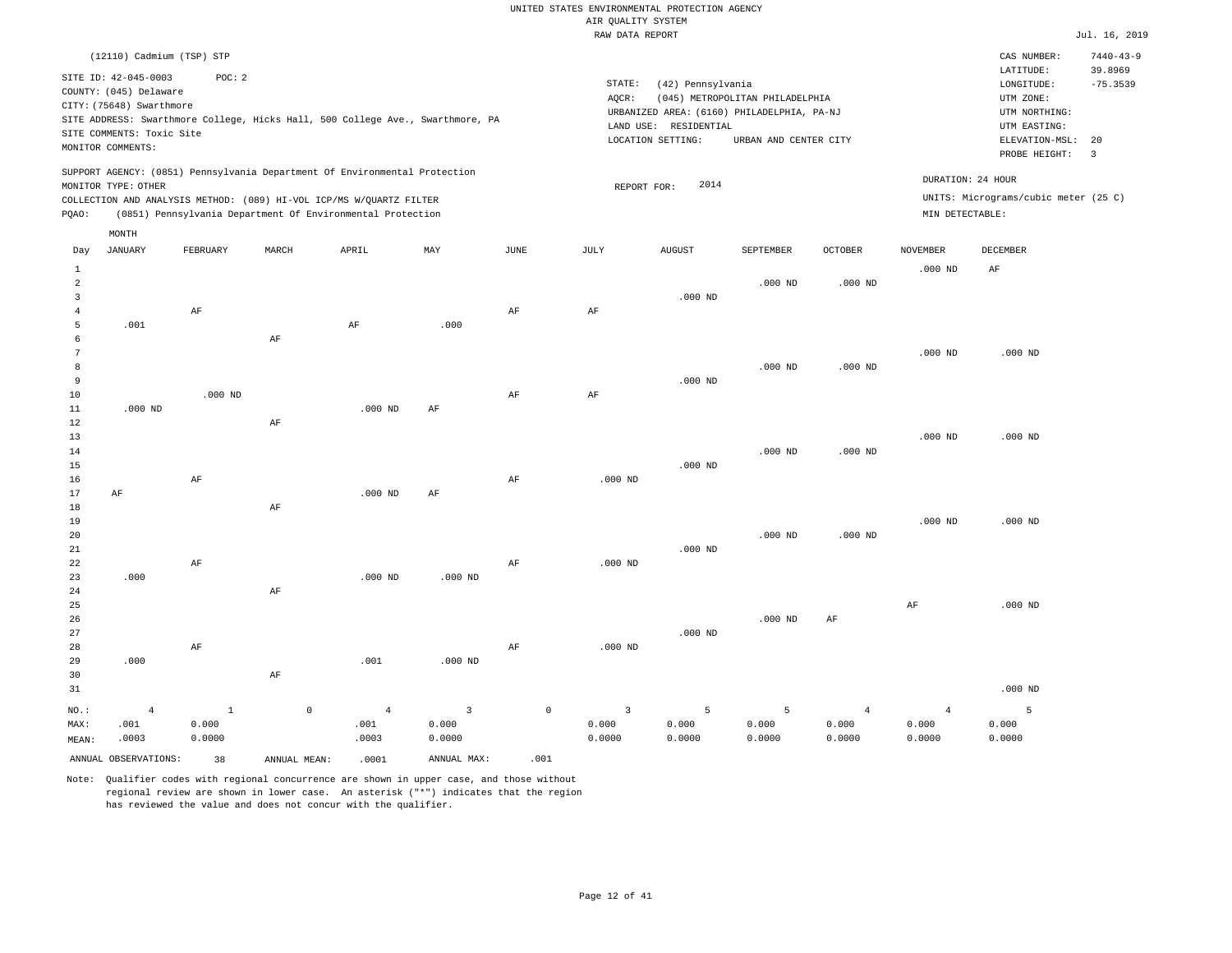UNITED STATES ENVIRONMENTAL PROTECTION AGENCY
AIR QUALITY SYSTEM
RAW DATA REPORT

Jul. 16, 2019

(12110) Cadmium (TSP) STP

SITE ID: 42-045-0003 POC: 2
COUNTY: (045) Delaware
CITY: (75648) Swarthmore
SITE ADDRESS: Swarthmore College, Hicks Hall, 500 College Ave., Swarthmore, PA
SITE COMMENTS: Toxic Site
MONITOR COMMENTS:

STATE: (42) Pennsylvania
AQCR: (045) METROPOLITAN PHILADELPHIA
URBANIZED AREA: (6160) PHILADELPHIA, PA-NJ
LAND USE: RESIDENTIAL
LOCATION SETTING: URBAN AND CENTER CITY

CAS NUMBER: 7440-43-9
LATITUDE: 39.8969
LONGITUDE: -75.3539
UTM ZONE:
UTM NORTHING:
UTM EASTING:
ELEVATION-MSL: 20
PROBE HEIGHT: 3

SUPPORT AGENCY: (0851) Pennsylvania Department Of Environmental Protection
MONITOR TYPE: OTHER
COLLECTION AND ANALYSIS METHOD: (089) HI-VOL ICP/MS W/QUARTZ FILTER
PQAO: (0851) Pennsylvania Department Of Environmental Protection

REPORT FOR: 2014

DURATION: 24 HOUR
UNITS: Micrograms/cubic meter (25 C)
MIN DETECTABLE:

| Day | JANUARY | FEBRUARY | MARCH | APRIL | MAY | JUNE | JULY | AUGUST | SEPTEMBER | OCTOBER | NOVEMBER | DECEMBER |
|---|---|---|---|---|---|---|---|---|---|---|---|---|
| 1 | | | | | | | | | | | .000 ND | AF |
| 2 | | | | | | | | | .000 ND | .000 ND | | |
| 3 | | | | | | | | .000 ND | | | | |
| 4 | | AF | | | | AF | AF | | | | | |
| 5 | .001 | | | AF | .000 | | | | | | | |
| 6 | | | AF | | | | | | | | | |
| 7 | | | | | | | | | | | .000 ND | .000 ND |
| 8 | | | | | | | | | .000 ND | .000 ND | | |
| 9 | | | | | | | | .000 ND | | | | |
| 10 | | .000 ND | | | | AF | AF | | | | | |
| 11 | .000 ND | | | .000 ND | AF | | | | | | | |
| 12 | | | AF | | | | | | | | | |
| 13 | | | | | | | | | | | .000 ND | .000 ND |
| 14 | | | | | | | | | .000 ND | .000 ND | | |
| 15 | | | | | | | | .000 ND | | | | |
| 16 | | AF | | | | AF | .000 ND | | | | | |
| 17 | AF | | | .000 ND | AF | | | | | | | |
| 18 | | | AF | | | | | | | | | |
| 19 | | | | | | | | | | | .000 ND | .000 ND |
| 20 | | | | | | | | | .000 ND | .000 ND | | |
| 21 | | | | | | | | .000 ND | | | | |
| 22 | | AF | | | | AF | .000 ND | | | | | |
| 23 | .000 | | | .000 ND | .000 ND | | | | | | | |
| 24 | | | AF | | | | | | | | | |
| 25 | | | | | | | | | | | AF | .000 ND |
| 26 | | | | | | | | | .000 ND | AF | | |
| 27 | | | | | | | | .000 ND | | | | |
| 28 | | AF | | | | AF | .000 ND | | | | | |
| 29 | .000 | | | .001 | .000 ND | | | | | | | |
| 30 | | | AF | | | | | | | | | |
| 31 | | | | | | | | | | | | .000 ND |
| NO.: | 4 | 1 | 0 | 4 | 3 | 0 | 3 | 5 | 5 | 4 | 4 | 5 |
| MAX: | .001 | 0.000 | | .001 | 0.000 | | 0.000 | 0.000 | 0.000 | 0.000 | 0.000 | 0.000 |
| MEAN: | .0003 | 0.0000 | | .0003 | 0.0000 | | 0.0000 | 0.0000 | 0.0000 | 0.0000 | 0.0000 | 0.0000 |

ANNUAL OBSERVATIONS: 38 ANNUAL MEAN: .0001 ANNUAL MAX: .001

Note: Qualifier codes with regional concurrence are shown in upper case, and those without regional review are shown in lower case. An asterisk ("*") indicates that the region has reviewed the value and does not concur with the qualifier.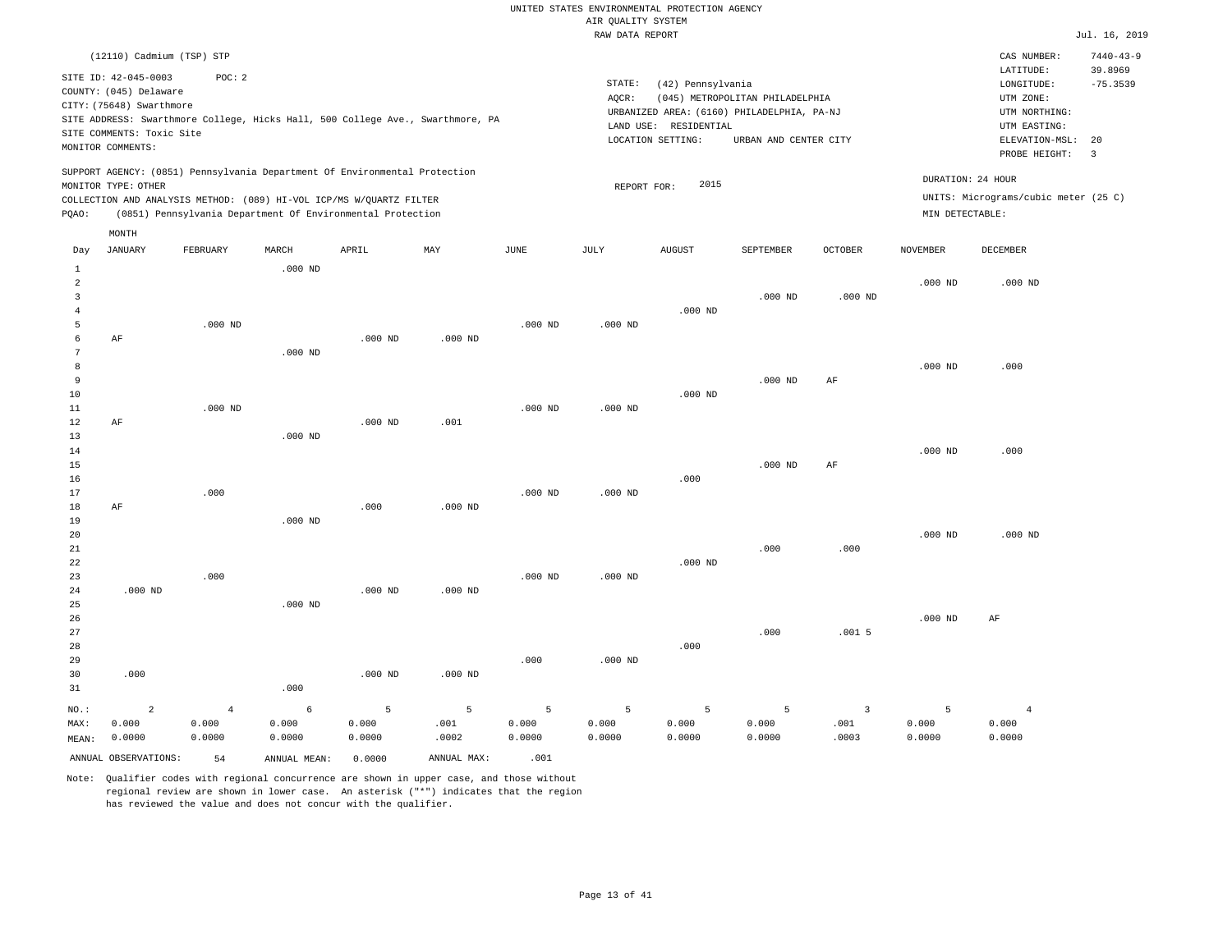UNITED STATES ENVIRONMENTAL PROTECTION AGENCY
AIR QUALITY SYSTEM
RAW DATA REPORT

Jul. 16, 2019

(12110) Cadmium (TSP) STP

SITE ID: 42-045-0003 POC: 2
COUNTY: (045) Delaware
CITY: (75648) Swarthmore
SITE ADDRESS: Swarthmore College, Hicks Hall, 500 College Ave., Swarthmore, PA
SITE COMMENTS: Toxic Site
MONITOR COMMENTS:

STATE: (42) Pennsylvania
AQCR: (045) METROPOLITAN PHILADELPHIA
URBANIZED AREA: (6160) PHILADELPHIA, PA-NJ
LAND USE: RESIDENTIAL
LOCATION SETTING: URBAN AND CENTER CITY

CAS NUMBER: 7440-43-9
LATITUDE: 39.8969
LONGITUDE: -75.3539
UTM ZONE:
UTM NORTHING:
UTM EASTING:
ELEVATION-MSL: 20
PROBE HEIGHT: 3

SUPPORT AGENCY: (0851) Pennsylvania Department Of Environmental Protection
MONITOR TYPE: OTHER
COLLECTION AND ANALYSIS METHOD: (089) HI-VOL ICP/MS W/QUARTZ FILTER
PQAO: (0851) Pennsylvania Department Of Environmental Protection

REPORT FOR: 2015

DURATION: 24 HOUR
UNITS: Micrograms/cubic meter (25 C)
MIN DETECTABLE:

| Day | JANUARY | FEBRUARY | MARCH | APRIL | MAY | JUNE | JULY | AUGUST | SEPTEMBER | OCTOBER | NOVEMBER | DECEMBER |
|---|---|---|---|---|---|---|---|---|---|---|---|---|
| 1 | | | .000 ND | | | | | | | | | |
| 2 | | | | | | | | | | | .000 ND | .000 ND |
| 3 | | | | | | | | | .000 ND | .000 ND | | |
| 4 | | | | | | | | .000 ND | | | | |
| 5 | | .000 ND | | | | .000 ND | .000 ND | | | | | |
| 6 | AF | | | .000 ND | .000 ND | | | | | | | |
| 7 | | | .000 ND | | | | | | | | | |
| 8 | | | | | | | | | | | .000 ND | .000 |
| 9 | | | | | | | | | .000 ND | AF | | |
| 10 | | | | | | | | .000 ND | | | | |
| 11 | | .000 ND | | | | .000 ND | .000 ND | | | | | |
| 12 | AF | | | .000 ND | .001 | | | | | | | |
| 13 | | | .000 ND | | | | | | | | | |
| 14 | | | | | | | | | | | .000 ND | .000 |
| 15 | | | | | | | | | .000 ND | AF | | |
| 16 | | | | | | | | .000 | | | | |
| 17 | | .000 | | | | .000 ND | .000 ND | | | | | |
| 18 | AF | | | .000 | .000 ND | | | | | | | |
| 19 | | | .000 ND | | | | | | | | | |
| 20 | | | | | | | | | | | .000 ND | .000 ND |
| 21 | | | | | | | | | .000 | .000 | | |
| 22 | | | | | | | | .000 ND | | | | |
| 23 | | .000 | | | | .000 ND | .000 ND | | | | | |
| 24 | .000 ND | | | .000 ND | .000 ND | | | | | | | |
| 25 | | | .000 ND | | | | | | | | | |
| 26 | | | | | | | | | | | .000 ND | AF |
| 27 | | | | | | | | | .000 | .001 5 | | |
| 28 | | | | | | | | .000 | | | | |
| 29 | | | | | | .000 | .000 ND | | | | | |
| 30 | .000 | | | .000 ND | .000 ND | | | | | | | |
| 31 | | | .000 | | | | | | | | | |
| NO.: | 2 | 4 | 6 | 5 | 5 | 5 | 5 | 5 | 5 | 3 | 5 | 4 |
| MAX: | 0.000 | 0.000 | 0.000 | 0.000 | .001 | 0.000 | 0.000 | 0.000 | 0.000 | .001 | 0.000 | 0.000 |
| MEAN: | 0.0000 | 0.0000 | 0.0000 | 0.0000 | .0002 | 0.0000 | 0.0000 | 0.0000 | 0.0000 | .0003 | 0.0000 | 0.0000 |

ANNUAL OBSERVATIONS: 54 ANNUAL MEAN: 0.0000 ANNUAL MAX: .001

Note: Qualifier codes with regional concurrence are shown in upper case, and those without regional review are shown in lower case. An asterisk ("*") indicates that the region has reviewed the value and does not concur with the qualifier.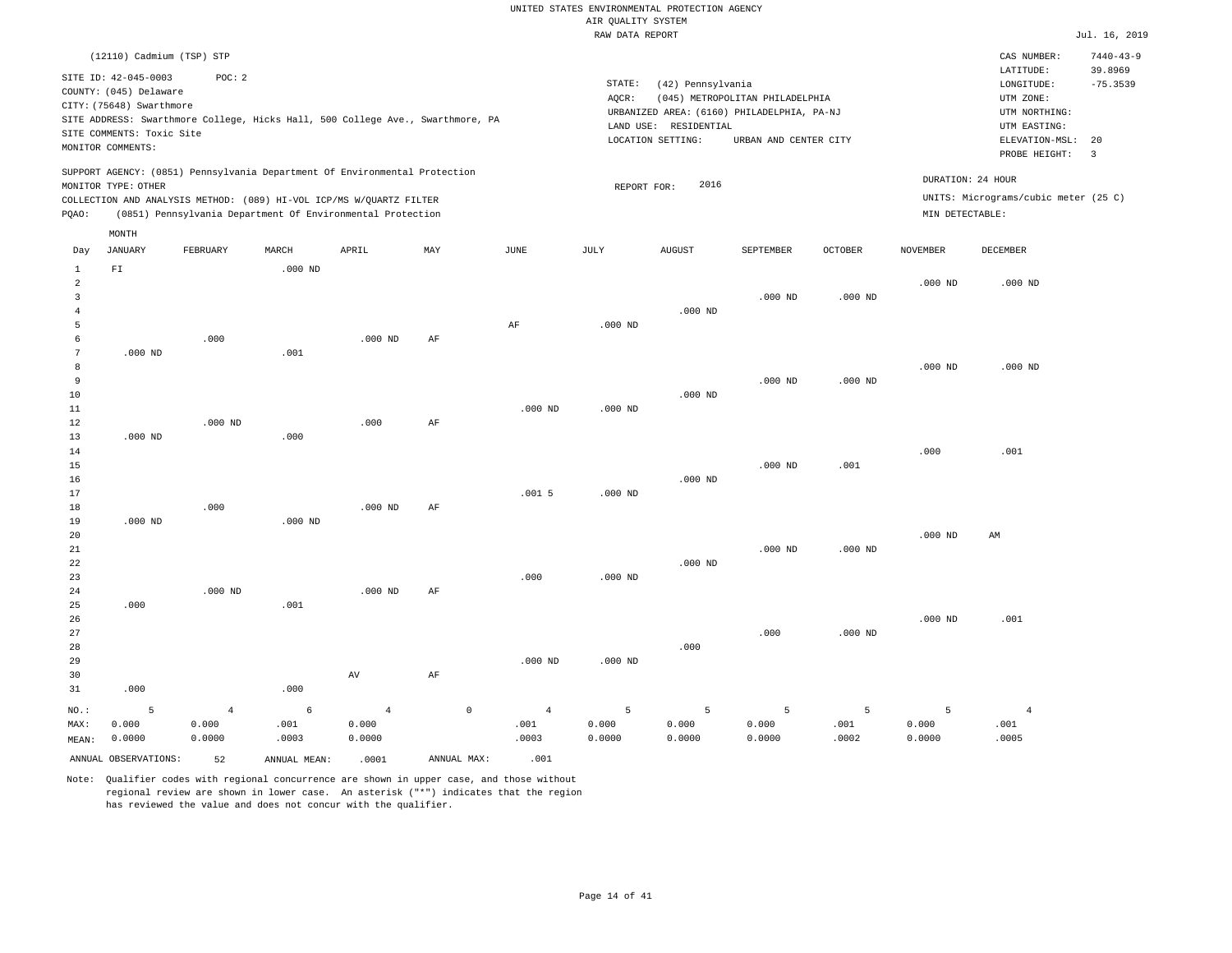UNITED STATES ENVIRONMENTAL PROTECTION AGENCY
AIR QUALITY SYSTEM
RAW DATA REPORT

Jul. 16, 2019

(12110) Cadmium (TSP) STP

SITE ID: 42-045-0003 POC: 2
COUNTY: (045) Delaware
CITY: (75648) Swarthmore
SITE ADDRESS: Swarthmore College, Hicks Hall, 500 College Ave., Swarthmore, PA
SITE COMMENTS: Toxic Site
MONITOR COMMENTS:

STATE: (42) Pennsylvania
AQCR: (045) METROPOLITAN PHILADELPHIA
URBANIZED AREA: (6160) PHILADELPHIA, PA-NJ
LAND USE: RESIDENTIAL
LOCATION SETTING: URBAN AND CENTER CITY

CAS NUMBER: 7440-43-9
LATITUDE: 39.8969
LONGITUDE: -75.3539
UTM ZONE:
UTM NORTHING:
UTM EASTING:
ELEVATION-MSL: 20
PROBE HEIGHT: 3

SUPPORT AGENCY: (0851) Pennsylvania Department Of Environmental Protection
MONITOR TYPE: OTHER
COLLECTION AND ANALYSIS METHOD: (089) HI-VOL ICP/MS W/QUARTZ FILTER
PQAO: (0851) Pennsylvania Department Of Environmental Protection

REPORT FOR: 2016

DURATION: 24 HOUR
UNITS: Micrograms/cubic meter (25 C)
MIN DETECTABLE:

| Day | JANUARY | FEBRUARY | MARCH | APRIL | MAY | JUNE | JULY | AUGUST | SEPTEMBER | OCTOBER | NOVEMBER | DECEMBER |
|---|---|---|---|---|---|---|---|---|---|---|---|---|
| 1 | FI | | .000 ND | | | | | | | | | |
| 2 | | | | | | | | | | | .000 ND | .000 ND |
| 3 | | | | | | | | | .000 ND | .000 ND | | |
| 4 | | | | | | | | .000 ND | | | | |
| 5 | | | | | | AF | .000 ND | | | | | |
| 6 | | .000 | | .000 ND | AF | | | | | | | |
| 7 | .000 ND | | .001 | | | | | | | | | |
| 8 | | | | | | | | | | | .000 ND | .000 ND |
| 9 | | | | | | | | | .000 ND | .000 ND | | |
| 10 | | | | | | | | .000 ND | | | | |
| 11 | | | | | | .000 ND | .000 ND | | | | | |
| 12 | | .000 ND | | .000 | AF | | | | | | | |
| 13 | .000 ND | | .000 | | | | | | | | | |
| 14 | | | | | | | | | | | .000 | .001 |
| 15 | | | | | | | | | .000 ND | .001 | | |
| 16 | | | | | | | | .000 ND | | | | |
| 17 | | | | | | .001 5 | .000 ND | | | | | |
| 18 | | .000 | | .000 ND | AF | | | | | | | |
| 19 | .000 ND | | .000 ND | | | | | | | | | |
| 20 | | | | | | | | | | | .000 ND | AM |
| 21 | | | | | | | | | .000 ND | .000 ND | | |
| 22 | | | | | | | | .000 ND | | | | |
| 23 | | | | | | .000 | .000 ND | | | | | |
| 24 | | .000 ND | | .000 ND | AF | | | | | | | |
| 25 | .000 | | .001 | | | | | | | | | |
| 26 | | | | | | | | | | | .000 ND | .001 |
| 27 | | | | | | | | | .000 | .000 ND | | |
| 28 | | | | | | | | .000 | | | | |
| 29 | | | | | | .000 ND | .000 ND | | | | | |
| 30 | | | | AV | AF | | | | | | | |
| 31 | .000 | | .000 | | | | | | | | | |
| NO.: | 5 | 4 | 6 | 4 | 0 | 4 | 5 | 5 | 5 | 5 | 5 | 4 |
| MAX: | 0.000 | 0.000 | .001 | 0.000 | | .001 | 0.000 | 0.000 | 0.000 | .001 | 0.000 | .001 |
| MEAN: | 0.0000 | 0.0000 | .0003 | 0.0000 | | .0003 | 0.0000 | 0.0000 | 0.0000 | .0002 | 0.0000 | .0005 |

ANNUAL OBSERVATIONS: 52 ANNUAL MEAN: .0001 ANNUAL MAX: .001

Note: Qualifier codes with regional concurrence are shown in upper case, and those without regional review are shown in lower case. An asterisk ("*") indicates that the region has reviewed the value and does not concur with the qualifier.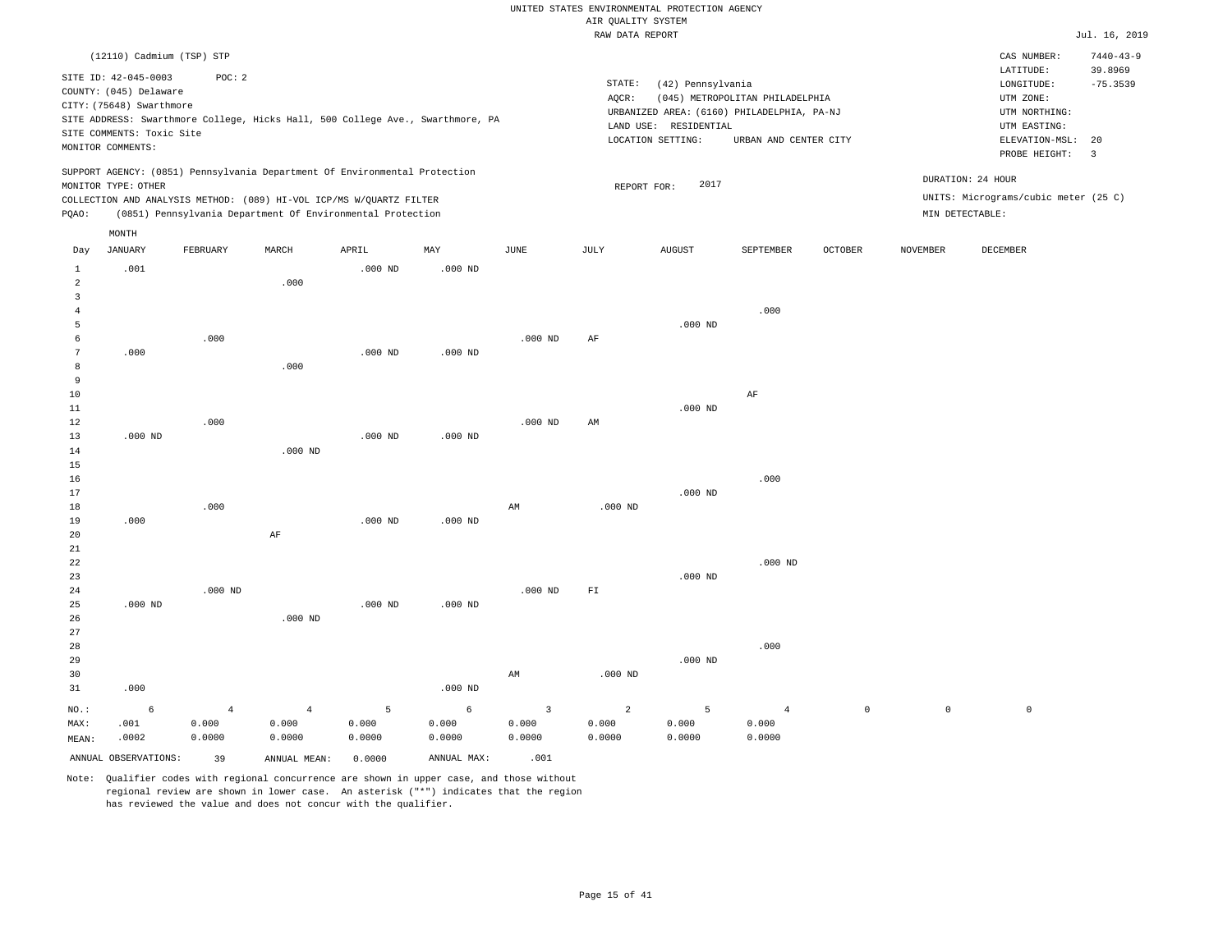UNITED STATES ENVIRONMENTAL PROTECTION AGENCY
AIR QUALITY SYSTEM
RAW DATA REPORT

Jul. 16, 2019

(12110) Cadmium (TSP) STP

SITE ID: 42-045-0003 POC: 2
COUNTY: (045) Delaware
CITY: (75648) Swarthmore
SITE ADDRESS: Swarthmore College, Hicks Hall, 500 College Ave., Swarthmore, PA
SITE COMMENTS: Toxic Site
MONITOR COMMENTS:

STATE: (42) Pennsylvania
AQCR: (045) METROPOLITAN PHILADELPHIA
URBANIZED AREA: (6160) PHILADELPHIA, PA-NJ
LAND USE: RESIDENTIAL
LOCATION SETTING: URBAN AND CENTER CITY

CAS NUMBER: 7440-43-9
LATITUDE: 39.8969
LONGITUDE: -75.3539
UTM ZONE:
UTM NORTHING:
UTM EASTING:
ELEVATION-MSL: 20
PROBE HEIGHT: 3

SUPPORT AGENCY: (0851) Pennsylvania Department Of Environmental Protection
MONITOR TYPE: OTHER
COLLECTION AND ANALYSIS METHOD: (089) HI-VOL ICP/MS W/QUARTZ FILTER
PQAO: (0851) Pennsylvania Department Of Environmental Protection

REPORT FOR: 2017

DURATION: 24 HOUR
UNITS: Micrograms/cubic meter (25 C)
MIN DETECTABLE:

| Day | JANUARY | FEBRUARY | MARCH | APRIL | MAY | JUNE | JULY | AUGUST | SEPTEMBER | OCTOBER | NOVEMBER | DECEMBER |
|---|---|---|---|---|---|---|---|---|---|---|---|---|
| 1 | .001 | | | .000 ND | .000 ND | | | | | | | |
| 2 | | | .000 | | | | | | | | | |
| 3 | | | | | | | | | | | | |
| 4 | | | | | | | | | .000 | | | |
| 5 | | | | | | | | .000 ND | | | | |
| 6 | | .000 | | | | .000 ND | AF | | | | | |
| 7 | .000 | | | .000 ND | .000 ND | | | | | | | |
| 8 | | | .000 | | | | | | | | | |
| 9 | | | | | | | | | | | | |
| 10 | | | | | | | | | AF | | | |
| 11 | | | | | | | | .000 ND | | | | |
| 12 | | .000 | | | | .000 ND | AM | | | | | |
| 13 | .000 ND | | | .000 ND | .000 ND | | | | | | | |
| 14 | | | .000 ND | | | | | | | | | |
| 15 | | | | | | | | | | | | |
| 16 | | | | | | | | | .000 | | | |
| 17 | | | | | | | | .000 ND | | | | |
| 18 | | .000 | | | | AM | .000 ND | | | | | |
| 19 | .000 | | | .000 ND | .000 ND | | | | | | | |
| 20 | | | AF | | | | | | | | | |
| 21 | | | | | | | | | | | | |
| 22 | | | | | | | | | .000 ND | | | |
| 23 | | | | | | | | .000 ND | | | | |
| 24 | | .000 ND | | | | .000 ND | FI | | | | | |
| 25 | .000 ND | | | .000 ND | .000 ND | | | | | | | |
| 26 | | | .000 ND | | | | | | | | | |
| 27 | | | | | | | | | | | | |
| 28 | | | | | | | | | .000 | | | |
| 29 | | | | | | | | .000 ND | | | | |
| 30 | | | | | | AM | .000 ND | | | | | |
| 31 | .000 | | | | .000 ND | | | | | | | |
| NO.: | 6 | 4 | 4 | 5 | 6 | 3 | 2 | 5 | 4 | 0 | 0 | 0 |
| MAX: | .001 | 0.000 | 0.000 | 0.000 | 0.000 | 0.000 | 0.000 | 0.000 | 0.000 | | | |
| MEAN: | .0002 | 0.0000 | 0.0000 | 0.0000 | 0.0000 | 0.0000 | 0.0000 | 0.0000 | 0.0000 | | | |

ANNUAL OBSERVATIONS: 39 ANNUAL MEAN: 0.0000 ANNUAL MAX: .001

Note: Qualifier codes with regional concurrence are shown in upper case, and those without regional review are shown in lower case. An asterisk ("*") indicates that the region has reviewed the value and does not concur with the qualifier.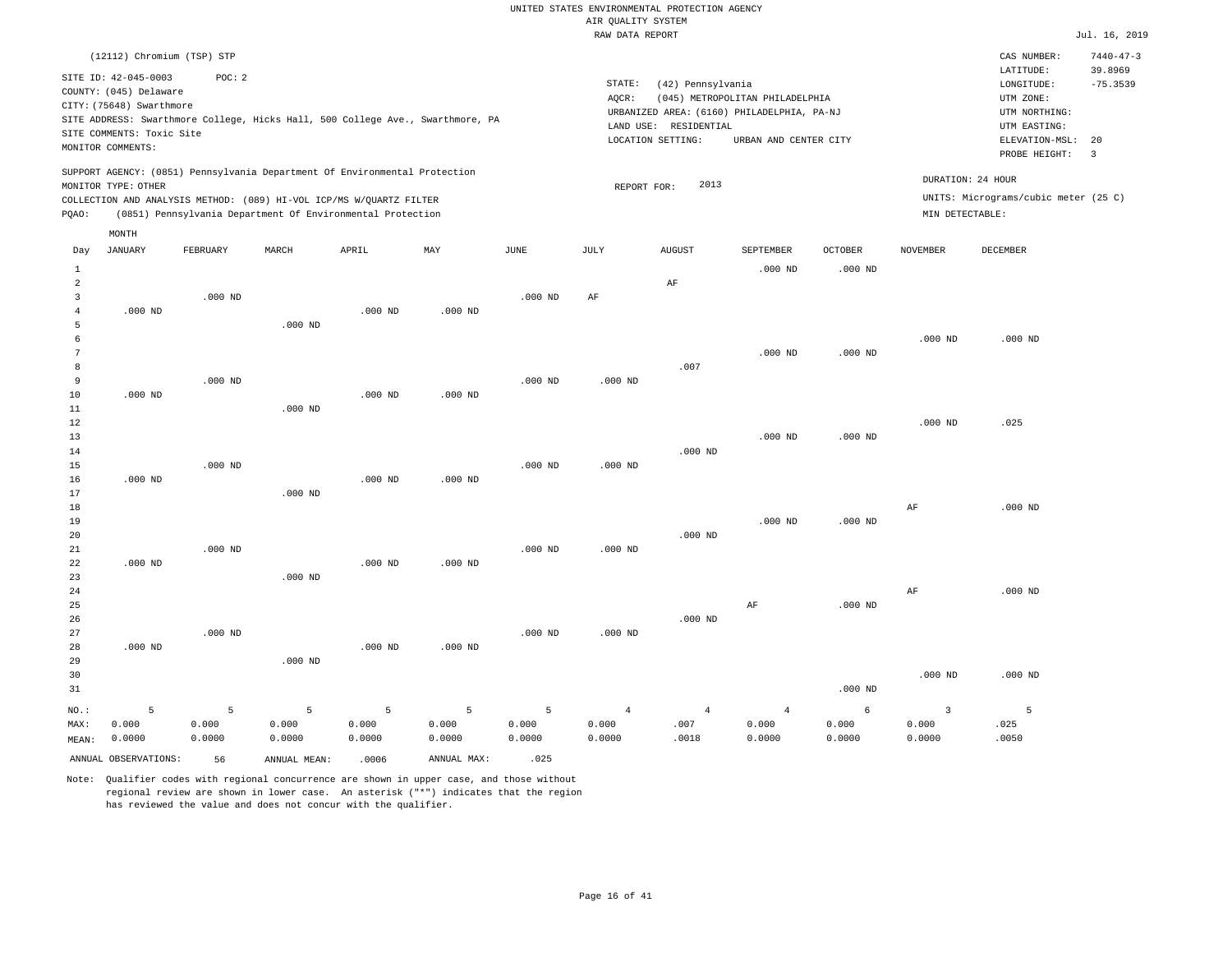UNITED STATES ENVIRONMENTAL PROTECTION AGENCY
AIR QUALITY SYSTEM
RAW DATA REPORT

Jul. 16, 2019

(12112) Chromium (TSP) STP

SITE ID: 42-045-0003 POC: 2
COUNTY: (045) Delaware
CITY: (75648) Swarthmore
SITE ADDRESS: Swarthmore College, Hicks Hall, 500 College Ave., Swarthmore, PA
SITE COMMENTS: Toxic Site
MONITOR COMMENTS:

STATE: (42) Pennsylvania
AQCR: (045) METROPOLITAN PHILADELPHIA
URBANIZED AREA: (6160) PHILADELPHIA, PA-NJ
LAND USE: RESIDENTIAL
LOCATION SETTING: URBAN AND CENTER CITY

CAS NUMBER: 7440-47-3
LATITUDE: 39.8969
LONGITUDE: -75.3539
UTM ZONE:
UTM NORTHING:
UTM EASTING:
ELEVATION-MSL: 20
PROBE HEIGHT: 3

SUPPORT AGENCY: (0851) Pennsylvania Department Of Environmental Protection
MONITOR TYPE: OTHER
COLLECTION AND ANALYSIS METHOD: (089) HI-VOL ICP/MS W/QUARTZ FILTER
PQAO: (0851) Pennsylvania Department Of Environmental Protection

REPORT FOR: 2013

DURATION: 24 HOUR
UNITS: Micrograms/cubic meter (25 C)
MIN DETECTABLE:

| Day | JANUARY | FEBRUARY | MARCH | APRIL | MAY | JUNE | JULY | AUGUST | SEPTEMBER | OCTOBER | NOVEMBER | DECEMBER |
|---|---|---|---|---|---|---|---|---|---|---|---|---|
| 1 | | | | | | | | | .000 ND | .000 ND | | |
| 2 | | | | | | | | AF | | | | |
| 3 | | .000 ND | | | | .000 ND | AF | | | | | |
| 4 | .000 ND | | | .000 ND | .000 ND | | | | | | | |
| 5 | | | .000 ND | | | | | | | | | |
| 6 | | | | | | | | | | | .000 ND | .000 ND |
| 7 | | | | | | | | | .000 ND | .000 ND | | |
| 8 | | | | | | | | .007 | | | | |
| 9 | | .000 ND | | | | .000 ND | .000 ND | | | | | |
| 10 | .000 ND | | | .000 ND | .000 ND | | | | | | | |
| 11 | | | .000 ND | | | | | | | | | |
| 12 | | | | | | | | | | | .000 ND | .025 |
| 13 | | | | | | | | | .000 ND | .000 ND | | |
| 14 | | | | | | | | .000 ND | | | | |
| 15 | | .000 ND | | | | .000 ND | .000 ND | | | | | |
| 16 | .000 ND | | | .000 ND | .000 ND | | | | | | | |
| 17 | | | .000 ND | | | | | | | | | |
| 18 | | | | | | | | | | | AF | .000 ND |
| 19 | | | | | | | | | .000 ND | .000 ND | | |
| 20 | | | | | | | | .000 ND | | | | |
| 21 | | .000 ND | | | | .000 ND | .000 ND | | | | | |
| 22 | .000 ND | | | .000 ND | .000 ND | | | | | | | |
| 23 | | | .000 ND | | | | | | | | | |
| 24 | | | | | | | | | | | AF | .000 ND |
| 25 | | | | | | | | | AF | .000 ND | | |
| 26 | | | | | | | | .000 ND | | | | |
| 27 | | .000 ND | | | | .000 ND | .000 ND | | | | | |
| 28 | .000 ND | | | .000 ND | .000 ND | | | | | | | |
| 29 | | | .000 ND | | | | | | | | | |
| 30 | | | | | | | | | | | .000 ND | .000 ND |
| 31 | | | | | | | | | | .000 ND | | |
| NO.: | 5 | 5 | 5 | 5 | 5 | 5 | 4 | 4 | 4 | 6 | 3 | 5 |
| MAX: | 0.000 | 0.000 | 0.000 | 0.000 | 0.000 | 0.000 | 0.000 | .007 | 0.000 | 0.000 | 0.000 | .025 |
| MEAN: | 0.0000 | 0.0000 | 0.0000 | 0.0000 | 0.0000 | 0.0000 | 0.0000 | .0018 | 0.0000 | 0.0000 | 0.0000 | .0050 |

ANNUAL OBSERVATIONS: 56 ANNUAL MEAN: .0006 ANNUAL MAX: .025

Note: Qualifier codes with regional concurrence are shown in upper case, and those without regional review are shown in lower case. An asterisk ("*") indicates that the region has reviewed the value and does not concur with the qualifier.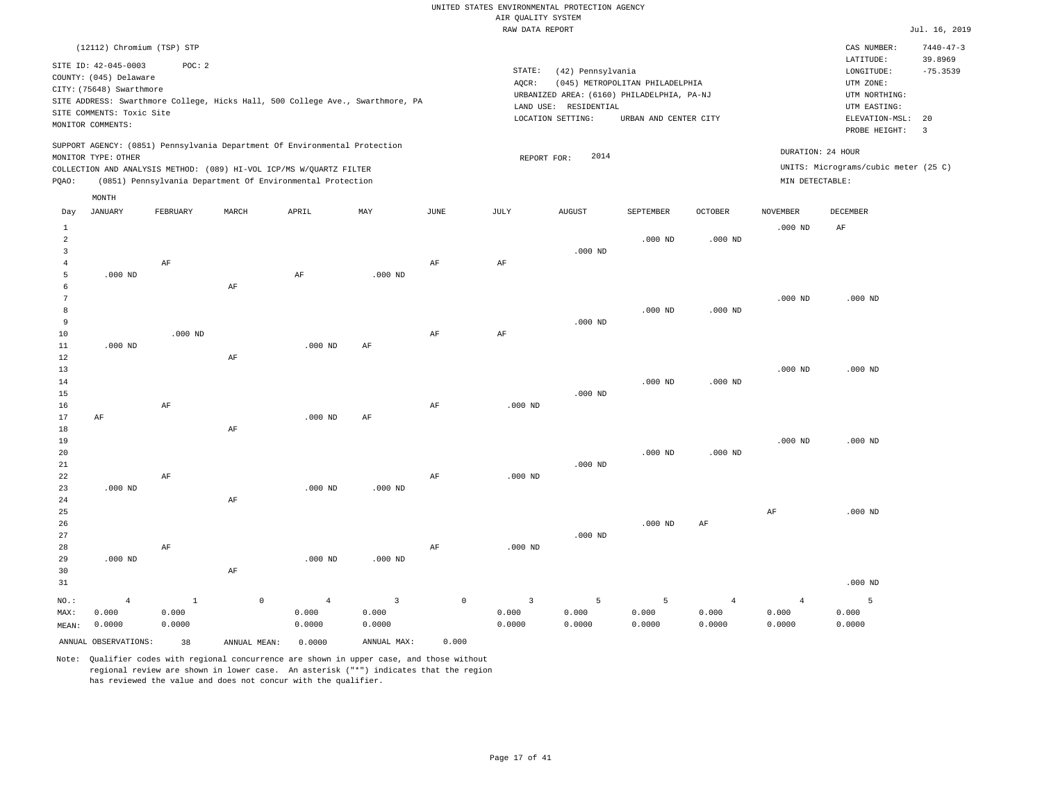UNITED STATES ENVIRONMENTAL PROTECTION AGENCY
AIR QUALITY SYSTEM
RAW DATA REPORT

Jul. 16, 2019

(12112) Chromium (TSP) STP

SITE ID: 42-045-0003 POC: 2
COUNTY: (045) Delaware
CITY: (75648) Swarthmore
SITE ADDRESS: Swarthmore College, Hicks Hall, 500 College Ave., Swarthmore, PA
SITE COMMENTS: Toxic Site
MONITOR COMMENTS:

STATE: (42) Pennsylvania
AQCR: (045) METROPOLITAN PHILADELPHIA
URBANIZED AREA: (6160) PHILADELPHIA, PA-NJ
LAND USE: RESIDENTIAL
LOCATION SETTING: URBAN AND CENTER CITY

CAS NUMBER: 7440-47-3
LATITUDE: 39.8969
LONGITUDE: -75.3539
UTM ZONE:
UTM NORTHING:
UTM EASTING:
ELEVATION-MSL: 20
PROBE HEIGHT: 3

SUPPORT AGENCY: (0851) Pennsylvania Department Of Environmental Protection
MONITOR TYPE: OTHER
COLLECTION AND ANALYSIS METHOD: (089) HI-VOL ICP/MS W/QUARTZ FILTER
PQAO: (0851) Pennsylvania Department Of Environmental Protection

REPORT FOR: 2014

DURATION: 24 HOUR
UNITS: Micrograms/cubic meter (25 C)
MIN DETECTABLE:

| Day | JANUARY | FEBRUARY | MARCH | APRIL | MAY | JUNE | JULY | AUGUST | SEPTEMBER | OCTOBER | NOVEMBER | DECEMBER |
|---|---|---|---|---|---|---|---|---|---|---|---|---|
| 1 | | | | | | | | | | | .000 ND | AF |
| 2 | | | | | | | | | .000 ND | .000 ND | | |
| 3 | | | | | | | | .000 ND | | | | |
| 4 | | AF | | | | AF | AF | | | | | |
| 5 | .000 ND | | | AF | .000 ND | | | | | | | |
| 6 | | | AF | | | | | | | | | |
| 7 | | | | | | | | | | | .000 ND | .000 ND |
| 8 | | | | | | | | | .000 ND | .000 ND | | |
| 9 | | | | | | | | .000 ND | | | | |
| 10 | | .000 ND | | | | AF | AF | | | | | |
| 11 | .000 ND | | | .000 ND | AF | | | | | | | |
| 12 | | | AF | | | | | | | | | |
| 13 | | | | | | | | | | | .000 ND | .000 ND |
| 14 | | | | | | | | | .000 ND | .000 ND | | |
| 15 | | | | | | | | .000 ND | | | | |
| 16 | | AF | | | | AF | .000 ND | | | | | |
| 17 | AF | | | .000 ND | AF | | | | | | | |
| 18 | | | AF | | | | | | | | | |
| 19 | | | | | | | | | | | .000 ND | .000 ND |
| 20 | | | | | | | | | .000 ND | .000 ND | | |
| 21 | | | | | | | | .000 ND | | | | |
| 22 | | AF | | | | AF | .000 ND | | | | | |
| 23 | .000 ND | | | .000 ND | .000 ND | | | | | | | |
| 24 | | | AF | | | | | | | | | |
| 25 | | | | | | | | | | | AF | .000 ND |
| 26 | | | | | | | | | .000 ND | AF | | |
| 27 | | | | | | | | .000 ND | | | | |
| 28 | | AF | | | | AF | .000 ND | | | | | |
| 29 | .000 ND | | | .000 ND | .000 ND | | | | | | | |
| 30 | | | AF | | | | | | | | | |
| 31 | | | | | | | | | | | | .000 ND |
| NO.: | 4 | 1 | 0 | 4 | 3 | 0 | 3 | 5 | 5 | 4 | 4 | 5 |
| MAX: | 0.000 | 0.000 | | 0.000 | 0.000 | | 0.000 | 0.000 | 0.000 | 0.000 | 0.000 | 0.000 |
| MEAN: | 0.0000 | 0.0000 | | 0.0000 | 0.0000 | | 0.0000 | 0.0000 | 0.0000 | 0.0000 | 0.0000 | 0.0000 |

ANNUAL OBSERVATIONS: 38 ANNUAL MEAN: 0.0000 ANNUAL MAX: 0.000

Note: Qualifier codes with regional concurrence are shown in upper case, and those without regional review are shown in lower case. An asterisk ("*") indicates that the region has reviewed the value and does not concur with the qualifier.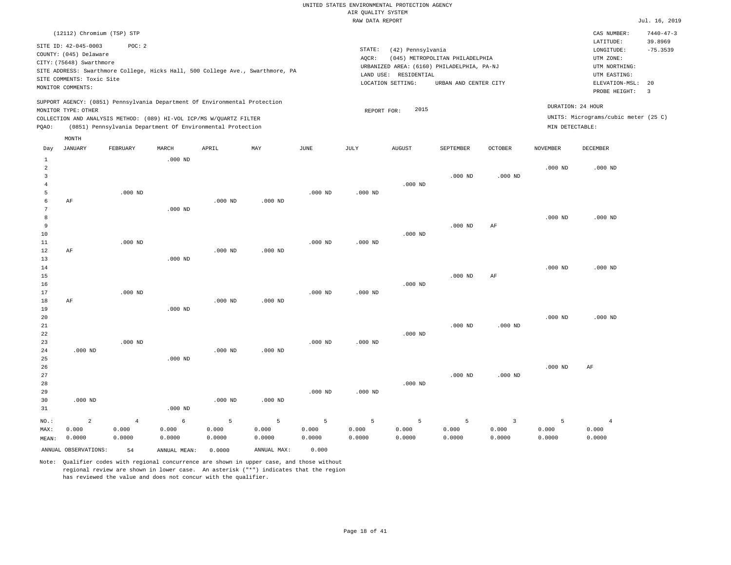UNITED STATES ENVIRONMENTAL PROTECTION AGENCY
AIR QUALITY SYSTEM
RAW DATA REPORT

Jul. 16, 2019

(12112) Chromium (TSP) STP

SITE ID: 42-045-0003 POC: 2
COUNTY: (045) Delaware
CITY: (75648) Swarthmore
SITE ADDRESS: Swarthmore College, Hicks Hall, 500 College Ave., Swarthmore, PA
SITE COMMENTS: Toxic Site
MONITOR COMMENTS:

STATE: (42) Pennsylvania
AQCR: (045) METROPOLITAN PHILADELPHIA
URBANIZED AREA: (6160) PHILADELPHIA, PA-NJ
LAND USE: RESIDENTIAL
LOCATION SETTING: URBAN AND CENTER CITY

CAS NUMBER: 7440-47-3
LATITUDE: 39.8969
LONGITUDE: -75.3539
UTM ZONE:
UTM NORTHING:
UTM EASTING:
ELEVATION-MSL: 20
PROBE HEIGHT: 3

SUPPORT AGENCY: (0851) Pennsylvania Department Of Environmental Protection
MONITOR TYPE: OTHER
COLLECTION AND ANALYSIS METHOD: (089) HI-VOL ICP/MS W/QUARTZ FILTER
PQAO: (0851) Pennsylvania Department Of Environmental Protection

REPORT FOR: 2015

DURATION: 24 HOUR
UNITS: Micrograms/cubic meter (25 C)
MIN DETECTABLE:

| Day | JANUARY | FEBRUARY | MARCH | APRIL | MAY | JUNE | JULY | AUGUST | SEPTEMBER | OCTOBER | NOVEMBER | DECEMBER |
|---|---|---|---|---|---|---|---|---|---|---|---|---|
| 1 | | | .000 ND | | | | | | | | | |
| 2 | | | | | | | | | | | .000 ND | .000 ND |
| 3 | | | | | | | | | .000 ND | .000 ND | | |
| 4 | | | | | | | | .000 ND | | | | |
| 5 | | .000 ND | | | | .000 ND | .000 ND | | | | | |
| 6 | AF | | | .000 ND | .000 ND | | | | | | | |
| 7 | | | .000 ND | | | | | | | | | |
| 8 | | | | | | | | | | | .000 ND | .000 ND |
| 9 | | | | | | | | | .000 ND | AF | | |
| 10 | | | | | | | | .000 ND | | | | |
| 11 | | .000 ND | | | | .000 ND | .000 ND | | | | | |
| 12 | AF | | | .000 ND | .000 ND | | | | | | | |
| 13 | | | .000 ND | | | | | | | | | |
| 14 | | | | | | | | | | | .000 ND | .000 ND |
| 15 | | | | | | | | | .000 ND | AF | | |
| 16 | | | | | | | | .000 ND | | | | |
| 17 | | .000 ND | | | | .000 ND | .000 ND | | | | | |
| 18 | AF | | | .000 ND | .000 ND | | | | | | | |
| 19 | | | .000 ND | | | | | | | | | |
| 20 | | | | | | | | | | | .000 ND | .000 ND |
| 21 | | | | | | | | | .000 ND | .000 ND | | |
| 22 | | | | | | | | .000 ND | | | | |
| 23 | | .000 ND | | | | .000 ND | .000 ND | | | | | |
| 24 | .000 ND | | | .000 ND | .000 ND | | | | | | | |
| 25 | | | .000 ND | | | | | | | | | |
| 26 | | | | | | | | | | | .000 ND | AF |
| 27 | | | | | | | | | .000 ND | .000 ND | | |
| 28 | | | | | | | | .000 ND | | | | |
| 29 | | | | | | .000 ND | .000 ND | | | | | |
| 30 | .000 ND | | | .000 ND | .000 ND | | | | | | | |
| 31 | | | .000 ND | | | | | | | | | |
| NO.: | 2 | 4 | 6 | 5 | 5 | 5 | 5 | 5 | 5 | 3 | 5 | 4 |
| MAX: | 0.000 | 0.000 | 0.000 | 0.000 | 0.000 | 0.000 | 0.000 | 0.000 | 0.000 | 0.000 | 0.000 | 0.000 |
| MEAN: | 0.0000 | 0.0000 | 0.0000 | 0.0000 | 0.0000 | 0.0000 | 0.0000 | 0.0000 | 0.0000 | 0.0000 | 0.0000 | 0.0000 |

ANNUAL OBSERVATIONS: 54 ANNUAL MEAN: 0.0000 ANNUAL MAX: 0.000

Note: Qualifier codes with regional concurrence are shown in upper case, and those without regional review are shown in lower case. An asterisk ("*") indicates that the region has reviewed the value and does not concur with the qualifier.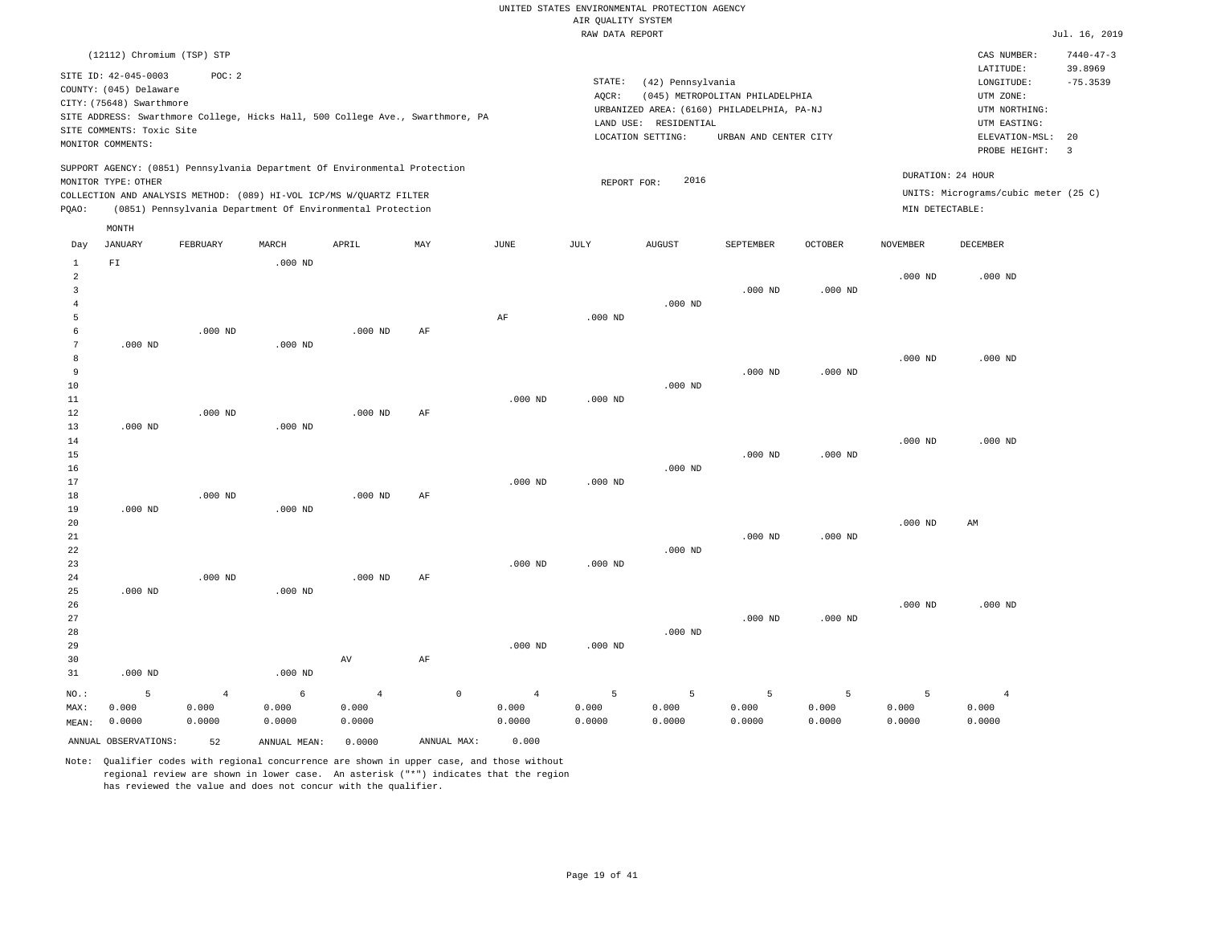UNITED STATES ENVIRONMENTAL PROTECTION AGENCY
AIR QUALITY SYSTEM
RAW DATA REPORT

Jul. 16, 2019

(12112) Chromium (TSP) STP

SITE ID: 42-045-0003 POC: 2
COUNTY: (045) Delaware
CITY: (75648) Swarthmore
SITE ADDRESS: Swarthmore College, Hicks Hall, 500 College Ave., Swarthmore, PA
SITE COMMENTS: Toxic Site
MONITOR COMMENTS:

STATE: (42) Pennsylvania
AQCR: (045) METROPOLITAN PHILADELPHIA
URBANIZED AREA: (6160) PHILADELPHIA, PA-NJ
LAND USE: RESIDENTIAL
LOCATION SETTING: URBAN AND CENTER CITY

CAS NUMBER: 7440-47-3
LATITUDE: 39.8969
LONGITUDE: -75.3539
UTM ZONE:
UTM NORTHING:
UTM EASTING:
ELEVATION-MSL: 20
PROBE HEIGHT: 3

SUPPORT AGENCY: (0851) Pennsylvania Department Of Environmental Protection
MONITOR TYPE: OTHER
COLLECTION AND ANALYSIS METHOD: (089) HI-VOL ICP/MS W/QUARTZ FILTER
PQAO: (0851) Pennsylvania Department Of Environmental Protection

REPORT FOR: 2016

DURATION: 24 HOUR
UNITS: Micrograms/cubic meter (25 C)
MIN DETECTABLE:

| Day | JANUARY | FEBRUARY | MARCH | APRIL | MAY | JUNE | JULY | AUGUST | SEPTEMBER | OCTOBER | NOVEMBER | DECEMBER |
|---|---|---|---|---|---|---|---|---|---|---|---|---|
| 1 | FI | | .000 ND | | | | | | | | | |
| 2 | | | | | | | | | | | .000 ND | .000 ND |
| 3 | | | | | | | | | .000 ND | .000 ND | | |
| 4 | | | | | | | | .000 ND | | | | |
| 5 | | | | | | AF | .000 ND | | | | | |
| 6 | | .000 ND | | .000 ND | AF | | | | | | | |
| 7 | .000 ND | | .000 ND | | | | | | | | | |
| 8 | | | | | | | | | | | .000 ND | .000 ND |
| 9 | | | | | | | | | .000 ND | .000 ND | | |
| 10 | | | | | | | | .000 ND | | | | |
| 11 | | | | | | .000 ND | .000 ND | | | | | |
| 12 | | .000 ND | | .000 ND | AF | | | | | | | |
| 13 | .000 ND | | .000 ND | | | | | | | | | |
| 14 | | | | | | | | | | | .000 ND | .000 ND |
| 15 | | | | | | | | | .000 ND | .000 ND | | |
| 16 | | | | | | | | .000 ND | | | | |
| 17 | | | | | | .000 ND | .000 ND | | | | | |
| 18 | | .000 ND | | .000 ND | AF | | | | | | | |
| 19 | .000 ND | | .000 ND | | | | | | | | | |
| 20 | | | | | | | | | | | .000 ND | AM |
| 21 | | | | | | | | | .000 ND | .000 ND | | |
| 22 | | | | | | | | .000 ND | | | | |
| 23 | | | | | | .000 ND | .000 ND | | | | | |
| 24 | | .000 ND | | .000 ND | AF | | | | | | | |
| 25 | .000 ND | | .000 ND | | | | | | | | | |
| 26 | | | | | | | | | | | .000 ND | .000 ND |
| 27 | | | | | | | | | .000 ND | .000 ND | | |
| 28 | | | | | | | | .000 ND | | | | |
| 29 | | | | | | .000 ND | .000 ND | | | | | |
| 30 | | | | AV | AF | | | | | | | |
| 31 | .000 ND | | .000 ND | | | | | | | | | |
| NO.: | 5 | 4 | 6 | 4 | 0 | 4 | 5 | 5 | 5 | 5 | 5 | 4 |
| MAX: | 0.000 | 0.000 | 0.000 | 0.000 | | 0.000 | 0.000 | 0.000 | 0.000 | 0.000 | 0.000 | 0.000 |
| MEAN: | 0.0000 | 0.0000 | 0.0000 | 0.0000 | | 0.0000 | 0.0000 | 0.0000 | 0.0000 | 0.0000 | 0.0000 | 0.0000 |

ANNUAL OBSERVATIONS: 52 ANNUAL MEAN: 0.0000 ANNUAL MAX: 0.000

Note: Qualifier codes with regional concurrence are shown in upper case, and those without regional review are shown in lower case. An asterisk ("*") indicates that the region has reviewed the value and does not concur with the qualifier.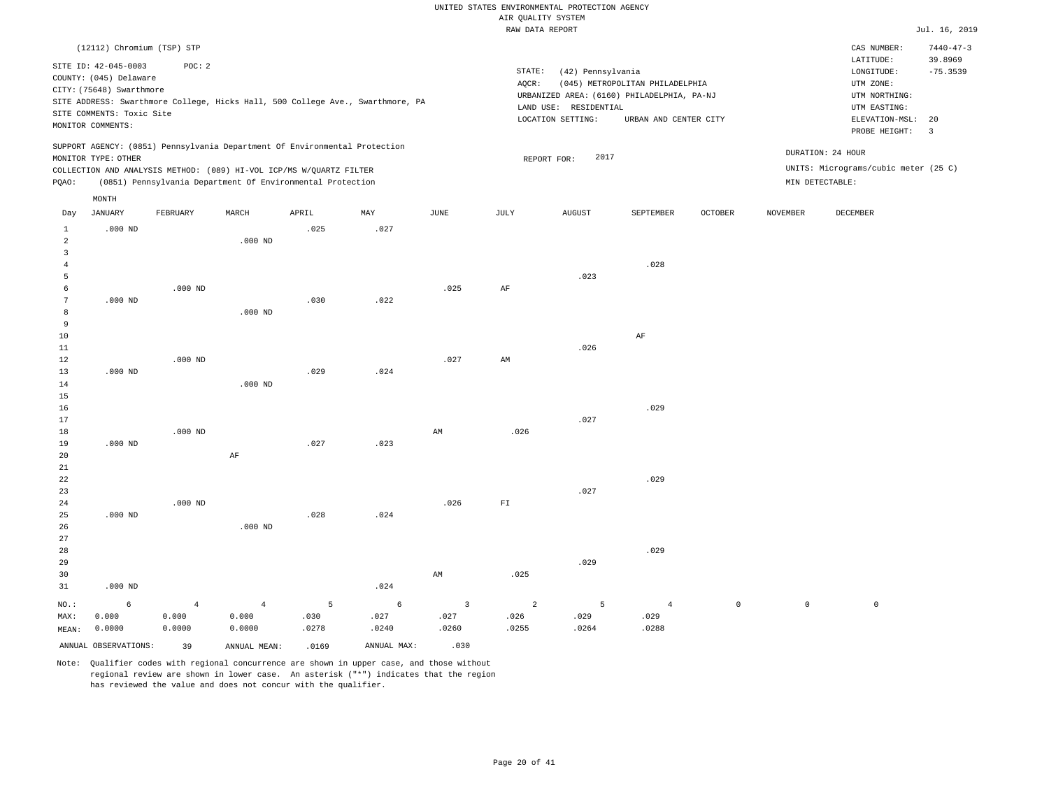UNITED STATES ENVIRONMENTAL PROTECTION AGENCY
AIR QUALITY SYSTEM
RAW DATA REPORT

Jul. 16, 2019

(12112) Chromium (TSP) STP

SITE ID: 42-045-0003 POC: 2
COUNTY: (045) Delaware
CITY: (75648) Swarthmore
SITE ADDRESS: Swarthmore College, Hicks Hall, 500 College Ave., Swarthmore, PA
SITE COMMENTS: Toxic Site
MONITOR COMMENTS:

STATE: (42) Pennsylvania
AQCR: (045) METROPOLITAN PHILADELPHIA
URBANIZED AREA: (6160) PHILADELPHIA, PA-NJ
LAND USE: RESIDENTIAL
LOCATION SETTING: URBAN AND CENTER CITY

CAS NUMBER: 7440-47-3
LATITUDE: 39.8969
LONGITUDE: -75.3539
UTM ZONE:
UTM NORTHING:
UTM EASTING:
ELEVATION-MSL: 20
PROBE HEIGHT: 3

SUPPORT AGENCY: (0851) Pennsylvania Department Of Environmental Protection
MONITOR TYPE: OTHER
COLLECTION AND ANALYSIS METHOD: (089) HI-VOL ICP/MS W/QUARTZ FILTER
PQAO: (0851) Pennsylvania Department Of Environmental Protection

REPORT FOR: 2017

DURATION: 24 HOUR
UNITS: Micrograms/cubic meter (25 C)
MIN DETECTABLE:

| Day | JANUARY | FEBRUARY | MARCH | APRIL | MAY | JUNE | JULY | AUGUST | SEPTEMBER | OCTOBER | NOVEMBER | DECEMBER |
|---|---|---|---|---|---|---|---|---|---|---|---|---|
| 1 | .000 ND | | | .025 | .027 | | | | | | | |
| 2 | | | .000 ND | | | | | | | | | |
| 3 | | | | | | | | | | | | |
| 4 | | | | | | | | | .028 | | | |
| 5 | | | | | | | | .023 | | | | |
| 6 | | .000 ND | | | | .025 | AF | | | | | |
| 7 | .000 ND | | | .030 | .022 | | | | | | | |
| 8 | | | .000 ND | | | | | | | | | |
| 9 | | | | | | | | | | | | |
| 10 | | | | | | | | | AF | | | |
| 11 | | | | | | | | .026 | | | | |
| 12 | | .000 ND | | | | .027 | AM | | | | | |
| 13 | .000 ND | | | .029 | .024 | | | | | | | |
| 14 | | | .000 ND | | | | | | | | | |
| 15 | | | | | | | | | | | | |
| 16 | | | | | | | | | .029 | | | |
| 17 | | | | | | | | .027 | | | | |
| 18 | | .000 ND | | | | AM | .026 | | | | | |
| 19 | .000 ND | | | .027 | .023 | | | | | | | |
| 20 | | | AF | | | | | | | | | |
| 21 | | | | | | | | | | | | |
| 22 | | | | | | | | | .029 | | | |
| 23 | | | | | | | | .027 | | | | |
| 24 | | .000 ND | | | | .026 | FI | | | | | |
| 25 | .000 ND | | | .028 | .024 | | | | | | | |
| 26 | | | .000 ND | | | | | | | | | |
| 27 | | | | | | | | | | | | |
| 28 | | | | | | | | | .029 | | | |
| 29 | | | | | | | | .029 | | | | |
| 30 | | | | | | AM | .025 | | | | | |
| 31 | .000 ND | | | | .024 | | | | | | | |
| NO.: | 6 | 4 | 4 | 5 | 6 | 3 | 2 | 5 | 4 | 0 | 0 | 0 |
| MAX: | 0.000 | 0.000 | 0.000 | .030 | .027 | .027 | .026 | .029 | .029 | | | |
| MEAN: | 0.0000 | 0.0000 | 0.0000 | .0278 | .0240 | .0260 | .0255 | .0264 | .0288 | | | |

ANNUAL OBSERVATIONS: 39 ANNUAL MEAN: .0169 ANNUAL MAX: .030

Note: Qualifier codes with regional concurrence are shown in upper case, and those without regional review are shown in lower case. An asterisk ("*") indicates that the region has reviewed the value and does not concur with the qualifier.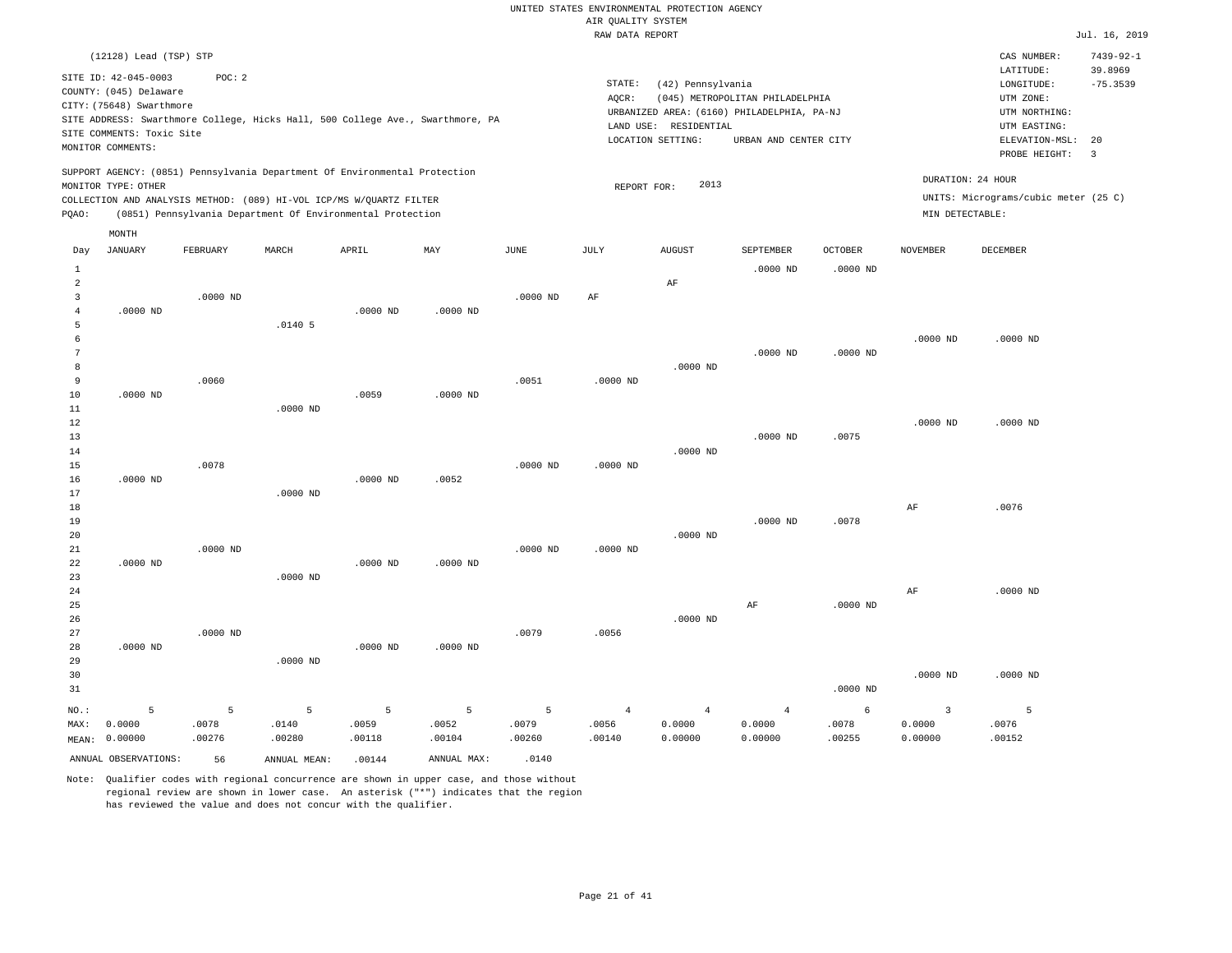UNITED STATES ENVIRONMENTAL PROTECTION AGENCY
AIR QUALITY SYSTEM
RAW DATA REPORT

Jul. 16, 2019

(12128) Lead (TSP) STP

SITE ID: 42-045-0003 POC: 2
COUNTY: (045) Delaware
CITY: (75648) Swarthmore
SITE ADDRESS: Swarthmore College, Hicks Hall, 500 College Ave., Swarthmore, PA
SITE COMMENTS: Toxic Site
MONITOR COMMENTS:

STATE: (42) Pennsylvania
AQCR: (045) METROPOLITAN PHILADELPHIA
URBANIZED AREA: (6160) PHILADELPHIA, PA-NJ
LAND USE: RESIDENTIAL
LOCATION SETTING: URBAN AND CENTER CITY

CAS NUMBER: 7439-92-1
LATITUDE: 39.8969
LONGITUDE: -75.3539
UTM ZONE:
UTM NORTHING:
UTM EASTING:
ELEVATION-MSL: 20
PROBE HEIGHT: 3

SUPPORT AGENCY: (0851) Pennsylvania Department Of Environmental Protection
MONITOR TYPE: OTHER
COLLECTION AND ANALYSIS METHOD: (089) HI-VOL ICP/MS W/QUARTZ FILTER
PQAO: (0851) Pennsylvania Department Of Environmental Protection

REPORT FOR: 2013

DURATION: 24 HOUR
UNITS: Micrograms/cubic meter (25 C)
MIN DETECTABLE:

| Day | JANUARY | FEBRUARY | MARCH | APRIL | MAY | JUNE | JULY | AUGUST | SEPTEMBER | OCTOBER | NOVEMBER | DECEMBER |
|---|---|---|---|---|---|---|---|---|---|---|---|---|
| 1 | | | | | | | | | .0000 ND | .0000 ND | | |
| 2 | | | | | | | | AF | | | | |
| 3 | | .0000 ND | | | | .0000 ND | AF | | | | | |
| 4 | .0000 ND | | | .0000 ND | .0000 ND | | | | | | | |
| 5 | | | .0140 5 | | | | | | | | | |
| 6 | | | | | | | | | | | .0000 ND | .0000 ND |
| 7 | | | | | | | | | .0000 ND | .0000 ND | | |
| 8 | | | | | | | | .0000 ND | | | | |
| 9 | | .0060 | | | | .0051 | .0000 ND | | | | | |
| 10 | .0000 ND | | | .0059 | .0000 ND | | | | | | | |
| 11 | | | .0000 ND | | | | | | | | | |
| 12 | | | | | | | | | | | .0000 ND | .0000 ND |
| 13 | | | | | | | | | .0000 ND | .0075 | | |
| 14 | | | | | | | | .0000 ND | | | | |
| 15 | | .0078 | | | | .0000 ND | .0000 ND | | | | | |
| 16 | .0000 ND | | | .0000 ND | .0052 | | | | | | | |
| 17 | | | .0000 ND | | | | | | | | | |
| 18 | | | | | | | | | | | AF | .0076 |
| 19 | | | | | | | | | .0000 ND | .0078 | | |
| 20 | | | | | | | | .0000 ND | | | | |
| 21 | | .0000 ND | | | | .0000 ND | .0000 ND | | | | | |
| 22 | .0000 ND | | | .0000 ND | .0000 ND | | | | | | | |
| 23 | | | .0000 ND | | | | | | | | | |
| 24 | | | | | | | | | | | AF | .0000 ND |
| 25 | | | | | | | | | AF | .0000 ND | | |
| 26 | | | | | | | | .0000 ND | | | | |
| 27 | | .0000 ND | | | | .0079 | .0056 | | | | | |
| 28 | .0000 ND | | | .0000 ND | .0000 ND | | | | | | | |
| 29 | | | .0000 ND | | | | | | | | | |
| 30 | | | | | | | | | | | .0000 ND | .0000 ND |
| 31 | | | | | | | | | | .0000 ND | | |
| NO.: | 5 | 5 | 5 | 5 | 5 | 5 | 4 | 4 | 4 | 6 | 3 | 5 |
| MAX: | 0.0000 | .0078 | .0140 | .0059 | .0052 | .0079 | .0056 | 0.0000 | 0.0000 | .0078 | 0.0000 | .0076 |
| MEAN: | 0.00000 | .00276 | .00280 | .00118 | .00104 | .00260 | .00140 | 0.00000 | 0.00000 | .00255 | 0.00000 | .00152 |

ANNUAL OBSERVATIONS: 56 ANNUAL MEAN: .00144 ANNUAL MAX: .0140

Note: Qualifier codes with regional concurrence are shown in upper case, and those without regional review are shown in lower case. An asterisk ("*") indicates that the region has reviewed the value and does not concur with the qualifier.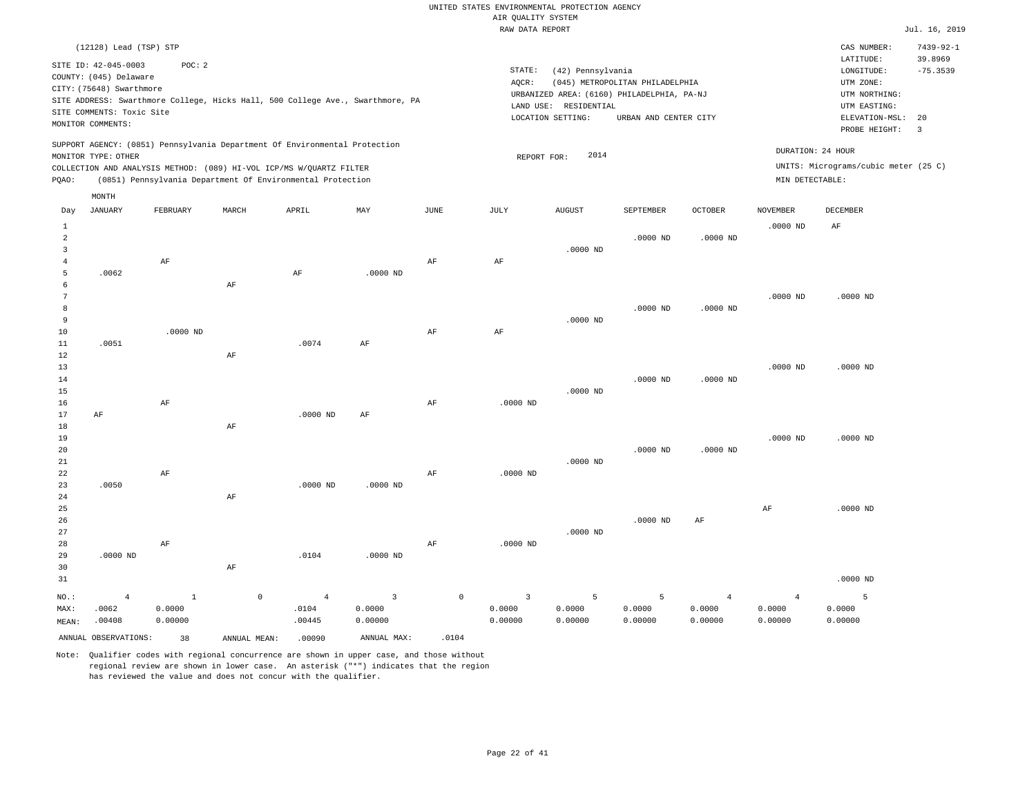UNITED STATES ENVIRONMENTAL PROTECTION AGENCY
AIR QUALITY SYSTEM
RAW DATA REPORT

Jul. 16, 2019

(12128) Lead (TSP) STP

SITE ID: 42-045-0003 POC: 2
COUNTY: (045) Delaware
CITY: (75648) Swarthmore
SITE ADDRESS: Swarthmore College, Hicks Hall, 500 College Ave., Swarthmore, PA
SITE COMMENTS: Toxic Site
MONITOR COMMENTS:

STATE: (42) Pennsylvania
AQCR: (045) METROPOLITAN PHILADELPHIA
URBANIZED AREA: (6160) PHILADELPHIA, PA-NJ
LAND USE: RESIDENTIAL
LOCATION SETTING: URBAN AND CENTER CITY

CAS NUMBER: 7439-92-1
LATITUDE: 39.8969
LONGITUDE: -75.3539
UTM ZONE:
UTM NORTHING:
UTM EASTING:
ELEVATION-MSL: 20
PROBE HEIGHT: 3

SUPPORT AGENCY: (0851) Pennsylvania Department Of Environmental Protection
MONITOR TYPE: OTHER
COLLECTION AND ANALYSIS METHOD: (089) HI-VOL ICP/MS W/QUARTZ FILTER
PQAO: (0851) Pennsylvania Department Of Environmental Protection

REPORT FOR: 2014

DURATION: 24 HOUR
UNITS: Micrograms/cubic meter (25 C)
MIN DETECTABLE:

| Day | JANUARY | FEBRUARY | MARCH | APRIL | MAY | JUNE | JULY | AUGUST | SEPTEMBER | OCTOBER | NOVEMBER | DECEMBER |
|---|---|---|---|---|---|---|---|---|---|---|---|---|
| 1 | | | | | | | | | | | .0000 ND | AF |
| 2 | | | | | | | | | .0000 ND | .0000 ND | | |
| 3 | | | | | | | | .0000 ND | | | | |
| 4 | | AF | | | | AF | AF | | | | | |
| 5 | .0062 | | | AF | .0000 ND | | | | | | | |
| 6 | | | AF | | | | | | | | | |
| 7 | | | | | | | | | | | .0000 ND | .0000 ND |
| 8 | | | | | | | | | .0000 ND | .0000 ND | | |
| 9 | | | | | | | | .0000 ND | | | | |
| 10 | | .0000 ND | | | | AF | AF | | | | | |
| 11 | .0051 | | | .0074 | AF | | | | | | | |
| 12 | | | AF | | | | | | | | | |
| 13 | | | | | | | | | | | .0000 ND | .0000 ND |
| 14 | | | | | | | | | .0000 ND | .0000 ND | | |
| 15 | | | | | | | | .0000 ND | | | | |
| 16 | | AF | | | | AF | .0000 ND | | | | | |
| 17 | AF | | | .0000 ND | AF | | | | | | | |
| 18 | | | AF | | | | | | | | | |
| 19 | | | | | | | | | | | .0000 ND | .0000 ND |
| 20 | | | | | | | | | .0000 ND | .0000 ND | | |
| 21 | | | | | | | | .0000 ND | | | | |
| 22 | | AF | | | | AF | .0000 ND | | | | | |
| 23 | .0050 | | | .0000 ND | .0000 ND | | | | | | | |
| 24 | | | AF | | | | | | | | | |
| 25 | | | | | | | | | | | AF | .0000 ND |
| 26 | | | | | | | | | .0000 ND | AF | | |
| 27 | | | | | | | | .0000 ND | | | | |
| 28 | | AF | | | | AF | .0000 ND | | | | | |
| 29 | .0000 ND | | | .0104 | .0000 ND | | | | | | | |
| 30 | | | AF | | | | | | | | | |
| 31 | | | | | | | | | | | | .0000 ND |
| NO.: | 4 | 1 | 0 | 4 | 3 | 0 | 3 | 5 | 5 | 4 | 4 | 5 |
| MAX: | .0062 | 0.0000 | | .0104 | 0.0000 | | 0.0000 | 0.0000 | 0.0000 | 0.0000 | 0.0000 | 0.0000 |
| MEAN: | .00408 | 0.00000 | | .00445 | 0.00000 | | 0.00000 | 0.00000 | 0.00000 | 0.00000 | 0.00000 | 0.00000 |

ANNUAL OBSERVATIONS: 38 ANNUAL MEAN: .00090 ANNUAL MAX: .0104

Note: Qualifier codes with regional concurrence are shown in upper case, and those without regional review are shown in lower case. An asterisk ("*") indicates that the region has reviewed the value and does not concur with the qualifier.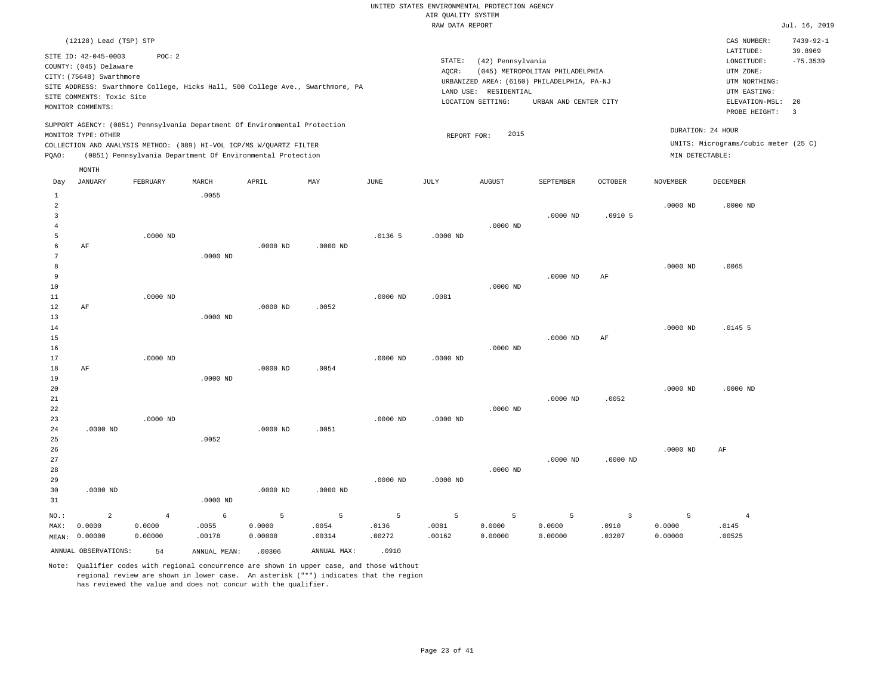UNITED STATES ENVIRONMENTAL PROTECTION AGENCY
AIR QUALITY SYSTEM
RAW DATA REPORT

Jul. 16, 2019

(12128) Lead (TSP) STP

SITE ID: 42-045-0003 POC: 2
COUNTY: (045) Delaware
CITY: (75648) Swarthmore
SITE ADDRESS: Swarthmore College, Hicks Hall, 500 College Ave., Swarthmore, PA
SITE COMMENTS: Toxic Site
MONITOR COMMENTS:

STATE: (42) Pennsylvania
AQCR: (045) METROPOLITAN PHILADELPHIA
URBANIZED AREA: (6160) PHILADELPHIA, PA-NJ
LAND USE: RESIDENTIAL
LOCATION SETTING: URBAN AND CENTER CITY

CAS NUMBER: 7439-92-1
LATITUDE: 39.8969
LONGITUDE: -75.3539
UTM ZONE:
UTM NORTHING:
UTM EASTING:
ELEVATION-MSL: 20
PROBE HEIGHT: 3

SUPPORT AGENCY: (0851) Pennsylvania Department Of Environmental Protection
MONITOR TYPE: OTHER
COLLECTION AND ANALYSIS METHOD: (089) HI-VOL ICP/MS W/QUARTZ FILTER
PQAO: (0851) Pennsylvania Department Of Environmental Protection

REPORT FOR: 2015

DURATION: 24 HOUR
UNITS: Micrograms/cubic meter (25 C)
MIN DETECTABLE:

| Day | JANUARY | FEBRUARY | MARCH | APRIL | MAY | JUNE | JULY | AUGUST | SEPTEMBER | OCTOBER | NOVEMBER | DECEMBER |
|---|---|---|---|---|---|---|---|---|---|---|---|---|
| 1 | | | .0055 | | | | | | | | | |
| 2 | | | | | | | | | | | .0000 ND | .0000 ND |
| 3 | | | | | | | | | .0000 ND | .0910 5 | | |
| 4 | | | | | | | | .0000 ND | | | | |
| 5 | | .0000 ND | | | | .0136 5 | .0000 ND | | | | | |
| 6 | AF | | | .0000 ND | .0000 ND | | | | | | | |
| 7 | | | .0000 ND | | | | | | | | | |
| 8 | | | | | | | | | | | .0000 ND | .0065 |
| 9 | | | | | | | | | .0000 ND | AF | | |
| 10 | | | | | | | | .0000 ND | | | | |
| 11 | | .0000 ND | | | | .0000 ND | .0081 | | | | | |
| 12 | AF | | | .0000 ND | .0052 | | | | | | | |
| 13 | | | .0000 ND | | | | | | | | | |
| 14 | | | | | | | | | | | .0000 ND | .0145 5 |
| 15 | | | | | | | | | .0000 ND | AF | | |
| 16 | | | | | | | | .0000 ND | | | | |
| 17 | | .0000 ND | | | | .0000 ND | .0000 ND | | | | | |
| 18 | AF | | | .0000 ND | .0054 | | | | | | | |
| 19 | | | .0000 ND | | | | | | | | | |
| 20 | | | | | | | | | | | .0000 ND | .0000 ND |
| 21 | | | | | | | | | .0000 ND | .0052 | | |
| 22 | | | | | | | | .0000 ND | | | | |
| 23 | | .0000 ND | | | | .0000 ND | .0000 ND | | | | | |
| 24 | .0000 ND | | | .0000 ND | .0051 | | | | | | | |
| 25 | | | .0052 | | | | | | | | | |
| 26 | | | | | | | | | | | .0000 ND | AF |
| 27 | | | | | | | | | .0000 ND | .0000 ND | | |
| 28 | | | | | | | | .0000 ND | | | | |
| 29 | | | | | | .0000 ND | .0000 ND | | | | | |
| 30 | .0000 ND | | | .0000 ND | .0000 ND | | | | | | | |
| 31 | | | .0000 ND | | | | | | | | | |
| NO.: | 2 | 4 | 6 | 5 | 5 | 5 | 5 | 5 | 5 | 3 | 5 | 4 |
| MAX: | 0.0000 | 0.0000 | .0055 | 0.0000 | .0054 | .0136 | .0081 | 0.0000 | 0.0000 | .0910 | 0.0000 | .0145 |
| MEAN: | 0.00000 | 0.00000 | .00178 | 0.00000 | .00314 | .00272 | .00162 | 0.00000 | 0.00000 | .03207 | 0.00000 | .00525 |

ANNUAL OBSERVATIONS: 54 ANNUAL MEAN: .00306 ANNUAL MAX: .0910

Note: Qualifier codes with regional concurrence are shown in upper case, and those without regional review are shown in lower case. An asterisk ("*") indicates that the region has reviewed the value and does not concur with the qualifier.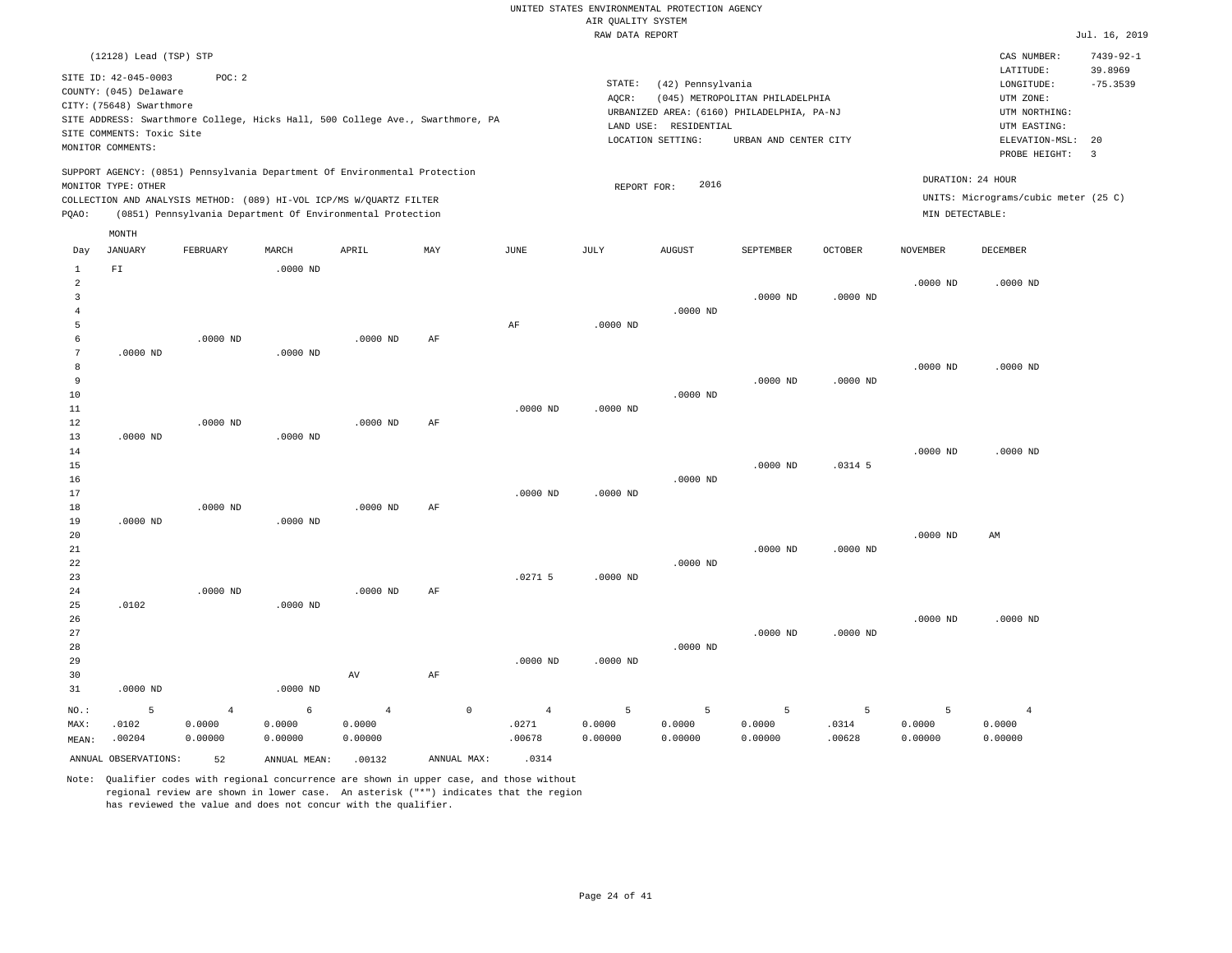UNITED STATES ENVIRONMENTAL PROTECTION AGENCY
AIR QUALITY SYSTEM
RAW DATA REPORT

Jul. 16, 2019

(12128) Lead (TSP) STP

SITE ID: 42-045-0003 POC: 2
COUNTY: (045) Delaware
CITY: (75648) Swarthmore
SITE ADDRESS: Swarthmore College, Hicks Hall, 500 College Ave., Swarthmore, PA
SITE COMMENTS: Toxic Site
MONITOR COMMENTS:

STATE: (42) Pennsylvania
AQCR: (045) METROPOLITAN PHILADELPHIA
URBANIZED AREA: (6160) PHILADELPHIA, PA-NJ
LAND USE: RESIDENTIAL
LOCATION SETTING: URBAN AND CENTER CITY

CAS NUMBER: 7439-92-1
LATITUDE: 39.8969
LONGITUDE: -75.3539
UTM ZONE:
UTM NORTHING:
UTM EASTING:
ELEVATION-MSL: 20
PROBE HEIGHT: 3

SUPPORT AGENCY: (0851) Pennsylvania Department Of Environmental Protection
MONITOR TYPE: OTHER
COLLECTION AND ANALYSIS METHOD: (089) HI-VOL ICP/MS W/QUARTZ FILTER
PQAO: (0851) Pennsylvania Department Of Environmental Protection

REPORT FOR: 2016

DURATION: 24 HOUR
UNITS: Micrograms/cubic meter (25 C)
MIN DETECTABLE:

| Day | JANUARY | FEBRUARY | MARCH | APRIL | MAY | JUNE | JULY | AUGUST | SEPTEMBER | OCTOBER | NOVEMBER | DECEMBER |
|---|---|---|---|---|---|---|---|---|---|---|---|---|
| 1 | FI | | .0000 ND | | | | | | | | | |
| 2 | | | | | | | | | | | .0000 ND | .0000 ND |
| 3 | | | | | | | | | .0000 ND | .0000 ND | | |
| 4 | | | | | | | | .0000 ND | | | | |
| 5 | | | | | | AF | .0000 ND | | | | | |
| 6 | | .0000 ND | | .0000 ND | AF | | | | | | | |
| 7 | .0000 ND | | .0000 ND | | | | | | | | | |
| 8 | | | | | | | | | | | .0000 ND | .0000 ND |
| 9 | | | | | | | | | .0000 ND | .0000 ND | | |
| 10 | | | | | | | | .0000 ND | | | | |
| 11 | | | | | | .0000 ND | .0000 ND | | | | | |
| 12 | | .0000 ND | | .0000 ND | AF | | | | | | | |
| 13 | .0000 ND | | .0000 ND | | | | | | | | | |
| 14 | | | | | | | | | | | .0000 ND | .0000 ND |
| 15 | | | | | | | | | .0000 ND | .0314 5 | | |
| 16 | | | | | | | | .0000 ND | | | | |
| 17 | | | | | | .0000 ND | .0000 ND | | | | | |
| 18 | | .0000 ND | | .0000 ND | AF | | | | | | | |
| 19 | .0000 ND | | .0000 ND | | | | | | | | | |
| 20 | | | | | | | | | | | .0000 ND | AM |
| 21 | | | | | | | | | .0000 ND | .0000 ND | | |
| 22 | | | | | | | | .0000 ND | | | | |
| 23 | | | | | | .0271 5 | .0000 ND | | | | | |
| 24 | | .0000 ND | | .0000 ND | AF | | | | | | | |
| 25 | .0102 | | .0000 ND | | | | | | | | | |
| 26 | | | | | | | | | | | .0000 ND | .0000 ND |
| 27 | | | | | | | | | .0000 ND | .0000 ND | | |
| 28 | | | | | | | | .0000 ND | | | | |
| 29 | | | | | | .0000 ND | .0000 ND | | | | | |
| 30 | | | | AV | AF | | | | | | | |
| 31 | .0000 ND | | .0000 ND | | | | | | | | | |
| NO.: | 5 | 4 | 6 | 4 | 0 | 4 | 5 | 5 | 5 | 5 | 5 | 4 |
| MAX: | .0102 | 0.0000 | 0.0000 | 0.0000 | | .0271 | 0.0000 | 0.0000 | 0.0000 | .0314 | 0.0000 | 0.0000 |
| MEAN: | .00204 | 0.00000 | 0.00000 | 0.00000 | | .00678 | 0.00000 | 0.00000 | 0.00000 | .00628 | 0.00000 | 0.00000 |

ANNUAL OBSERVATIONS: 52 ANNUAL MEAN: .00132 ANNUAL MAX: .0314

Note: Qualifier codes with regional concurrence are shown in upper case, and those without regional review are shown in lower case. An asterisk ("*") indicates that the region has reviewed the value and does not concur with the qualifier.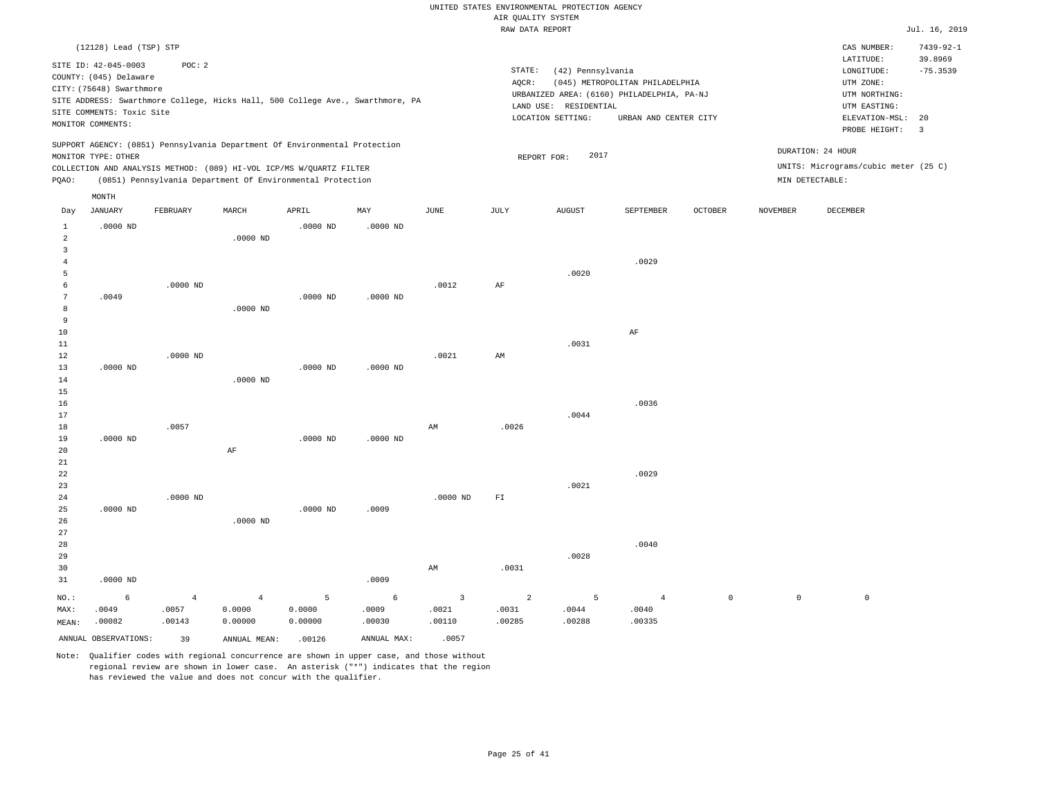UNITED STATES ENVIRONMENTAL PROTECTION AGENCY
AIR QUALITY SYSTEM
RAW DATA REPORT

Jul. 16, 2019

(12128) Lead (TSP) STP

SITE ID: 42-045-0003 POC: 2
COUNTY: (045) Delaware
CITY: (75648) Swarthmore
SITE ADDRESS: Swarthmore College, Hicks Hall, 500 College Ave., Swarthmore, PA
SITE COMMENTS: Toxic Site
MONITOR COMMENTS:

STATE: (42) Pennsylvania
AQCR: (045) METROPOLITAN PHILADELPHIA
URBANIZED AREA: (6160) PHILADELPHIA, PA-NJ
LAND USE: RESIDENTIAL
LOCATION SETTING: URBAN AND CENTER CITY

CAS NUMBER: 7439-92-1
LATITUDE: 39.8969
LONGITUDE: -75.3539
UTM ZONE:
UTM NORTHING:
UTM EASTING:
ELEVATION-MSL: 20
PROBE HEIGHT: 3

SUPPORT AGENCY: (0851) Pennsylvania Department Of Environmental Protection
MONITOR TYPE: OTHER
COLLECTION AND ANALYSIS METHOD: (089) HI-VOL ICP/MS W/QUARTZ FILTER
PQAO: (0851) Pennsylvania Department Of Environmental Protection

REPORT FOR: 2017

DURATION: 24 HOUR
UNITS: Micrograms/cubic meter (25 C)
MIN DETECTABLE:

| Day | JANUARY | FEBRUARY | MARCH | APRIL | MAY | JUNE | JULY | AUGUST | SEPTEMBER | OCTOBER | NOVEMBER | DECEMBER |
|---|---|---|---|---|---|---|---|---|---|---|---|---|
| 1 | .0000 ND | | | .0000 ND | .0000 ND | | | | | | | |
| 2 | | | .0000 ND | | | | | | | | | |
| 3 | | | | | | | | | | | | |
| 4 | | | | | | | | | .0029 | | | |
| 5 | | | | | | | | .0020 | | | | |
| 6 | | .0000 ND | | | | .0012 | AF | | | | | |
| 7 | .0049 | | | .0000 ND | .0000 ND | | | | | | | |
| 8 | | | .0000 ND | | | | | | | | | |
| 9 | | | | | | | | | | | | |
| 10 | | | | | | | | | AF | | | |
| 11 | | | | | | | | .0031 | | | | |
| 12 | | .0000 ND | | | | .0021 | AM | | | | | |
| 13 | .0000 ND | | | .0000 ND | .0000 ND | | | | | | | |
| 14 | | | .0000 ND | | | | | | | | | |
| 15 | | | | | | | | | | | | |
| 16 | | | | | | | | | .0036 | | | |
| 17 | | | | | | | | .0044 | | | | |
| 18 | | .0057 | | | | AM | .0026 | | | | | |
| 19 | .0000 ND | | | .0000 ND | .0000 ND | | | | | | | |
| 20 | | | AF | | | | | | | | | |
| 21 | | | | | | | | | | | | |
| 22 | | | | | | | | | .0029 | | | |
| 23 | | | | | | | | .0021 | | | | |
| 24 | | .0000 ND | | | | .0000 ND | FI | | | | | |
| 25 | .0000 ND | | | .0000 ND | .0009 | | | | | | | |
| 26 | | | .0000 ND | | | | | | | | | |
| 27 | | | | | | | | | | | | |
| 28 | | | | | | | | | .0040 | | | |
| 29 | | | | | | | | .0028 | | | | |
| 30 | | | | | | AM | .0031 | | | | | |
| 31 | .0000 ND | | | | .0009 | | | | | | | |
| NO.: | 6 | 4 | 4 | 5 | 6 | 3 | 2 | 5 | 4 | 0 | 0 | 0 |
| MAX: | .0049 | .0057 | 0.0000 | 0.0000 | .0009 | .0021 | .0031 | .0044 | .0040 | | | |
| MEAN: | .00082 | .00143 | 0.00000 | 0.00000 | .00030 | .00110 | .00285 | .00288 | .00335 | | | |

ANNUAL OBSERVATIONS: 39 ANNUAL MEAN: .00126 ANNUAL MAX: .0057

Note: Qualifier codes with regional concurrence are shown in upper case, and those without regional review are shown in lower case. An asterisk ("*") indicates that the region has reviewed the value and does not concur with the qualifier.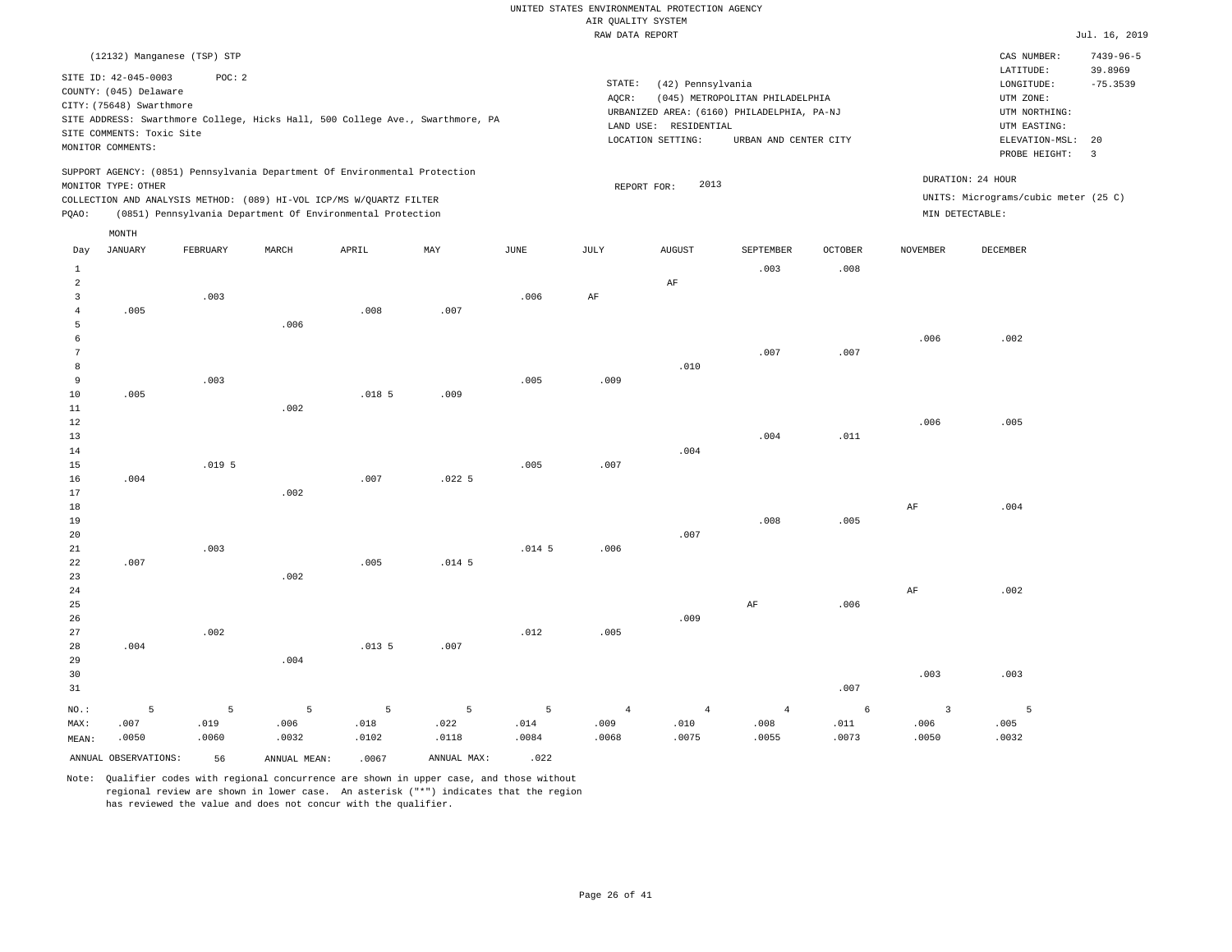UNITED STATES ENVIRONMENTAL PROTECTION AGENCY
AIR QUALITY SYSTEM
RAW DATA REPORT

Jul. 16, 2019

(12132) Manganese (TSP) STP

SITE ID: 42-045-0003 POC: 2
COUNTY: (045) Delaware
CITY: (75648) Swarthmore
SITE ADDRESS: Swarthmore College, Hicks Hall, 500 College Ave., Swarthmore, PA
SITE COMMENTS: Toxic Site
MONITOR COMMENTS:

STATE: (42) Pennsylvania
AQCR: (045) METROPOLITAN PHILADELPHIA
URBANIZED AREA: (6160) PHILADELPHIA, PA-NJ
LAND USE: RESIDENTIAL
LOCATION SETTING: URBAN AND CENTER CITY

CAS NUMBER: 7439-96-5
LATITUDE: 39.8969
LONGITUDE: -75.3539
UTM ZONE:
UTM NORTHING:
UTM EASTING:
ELEVATION-MSL: 20
PROBE HEIGHT: 3

SUPPORT AGENCY: (0851) Pennsylvania Department Of Environmental Protection
MONITOR TYPE: OTHER
COLLECTION AND ANALYSIS METHOD: (089) HI-VOL ICP/MS W/QUARTZ FILTER
PQAO: (0851) Pennsylvania Department Of Environmental Protection

REPORT FOR: 2013

DURATION: 24 HOUR
UNITS: Micrograms/cubic meter (25 C)
MIN DETECTABLE:

| Day | JANUARY | FEBRUARY | MARCH | APRIL | MAY | JUNE | JULY | AUGUST | SEPTEMBER | OCTOBER | NOVEMBER | DECEMBER |
|---|---|---|---|---|---|---|---|---|---|---|---|---|
| 1 | | | | | | | | | .003 | .008 | | |
| 2 | | | | | | | | AF | | | | |
| 3 | | .003 | | | | .006 | AF | | | | | |
| 4 | .005 | | | .008 | .007 | | | | | | | |
| 5 | | | .006 | | | | | | | | | |
| 6 | | | | | | | | | | | .006 | .002 |
| 7 | | | | | | | | | .007 | .007 | | |
| 8 | | | | | | | | .010 | | | | |
| 9 | | .003 | | | | .005 | .009 | | | | | |
| 10 | .005 | | | .018 5 | .009 | | | | | | | |
| 11 | | | .002 | | | | | | | | | |
| 12 | | | | | | | | | | | .006 | .005 |
| 13 | | | | | | | | | .004 | .011 | | |
| 14 | | | | | | | | .004 | | | | |
| 15 | | .019 5 | | | | .005 | .007 | | | | | |
| 16 | .004 | | | .007 | .022 5 | | | | | | | |
| 17 | | | .002 | | | | | | | | | |
| 18 | | | | | | | | | | | AF | .004 |
| 19 | | | | | | | | | .008 | .005 | | |
| 20 | | | | | | | | .007 | | | | |
| 21 | | .003 | | | | .014 5 | .006 | | | | | |
| 22 | .007 | | | .005 | .014 5 | | | | | | | |
| 23 | | | .002 | | | | | | | | | |
| 24 | | | | | | | | | | | AF | .002 |
| 25 | | | | | | | | | AF | .006 | | |
| 26 | | | | | | | | .009 | | | | |
| 27 | | .002 | | | | .012 | .005 | | | | | |
| 28 | .004 | | | .013 5 | .007 | | | | | | | |
| 29 | | | .004 | | | | | | | | | |
| 30 | | | | | | | | | | | .003 | .003 |
| 31 | | | | | | | | | | .007 | | |
| NO.: | 5 | 5 | 5 | 5 | 5 | 5 | 4 | 4 | 4 | 6 | 3 | 5 |
| MAX: | .007 | .019 | .006 | .018 | .022 | .014 | .009 | .010 | .008 | .011 | .006 | .005 |
| MEAN: | .0050 | .0060 | .0032 | .0102 | .0118 | .0084 | .0068 | .0075 | .0055 | .0073 | .0050 | .0032 |

ANNUAL OBSERVATIONS: 56 ANNUAL MEAN: .0067 ANNUAL MAX: .022

Note: Qualifier codes with regional concurrence are shown in upper case, and those without regional review are shown in lower case. An asterisk ("*") indicates that the region has reviewed the value and does not concur with the qualifier.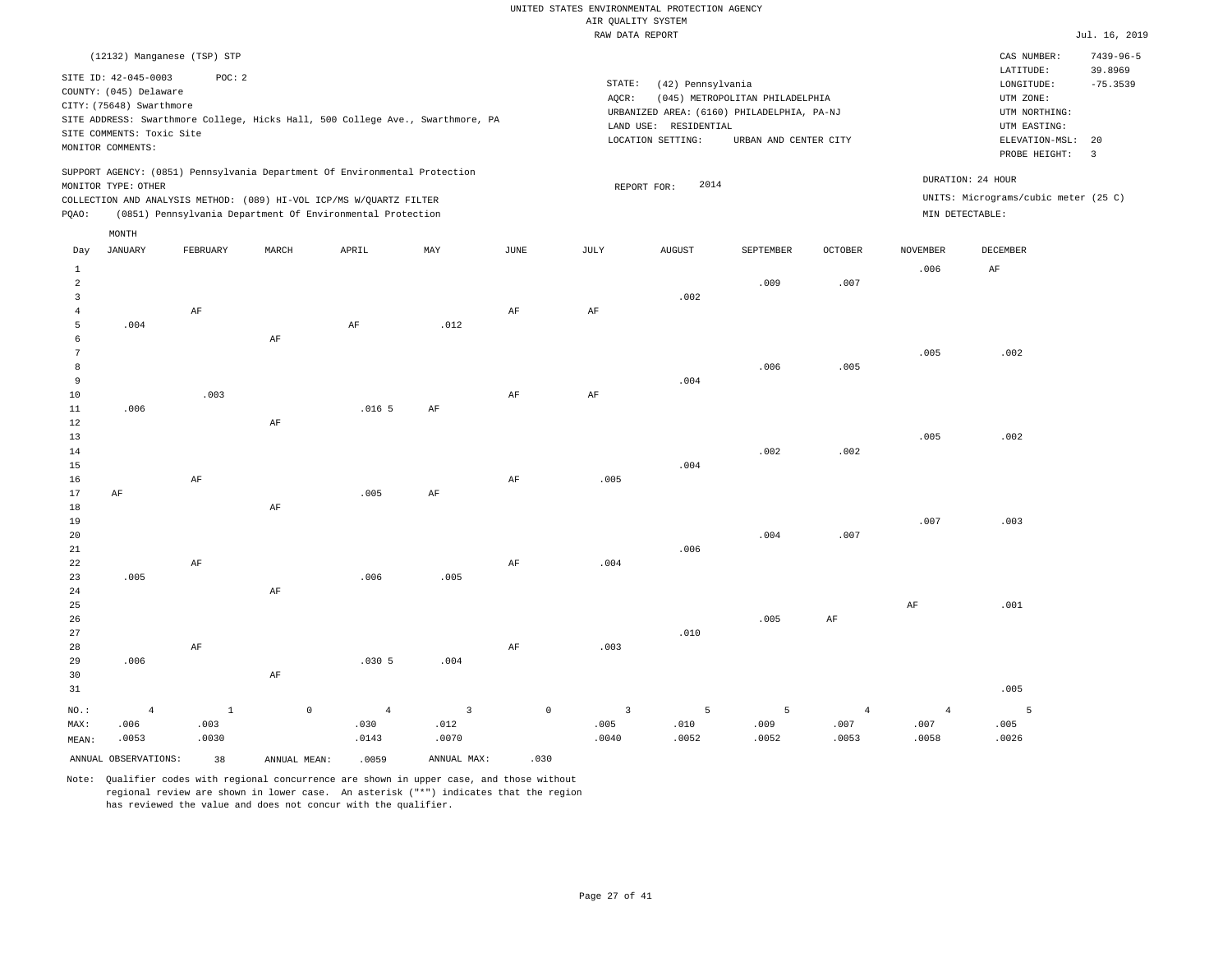UNITED STATES ENVIRONMENTAL PROTECTION AGENCY
AIR QUALITY SYSTEM
RAW DATA REPORT

Jul. 16, 2019

(12132) Manganese (TSP) STP

SITE ID: 42-045-0003 POC: 2
COUNTY: (045) Delaware
CITY: (75648) Swarthmore
SITE ADDRESS: Swarthmore College, Hicks Hall, 500 College Ave., Swarthmore, PA
SITE COMMENTS: Toxic Site
MONITOR COMMENTS:

STATE: (42) Pennsylvania
AQCR: (045) METROPOLITAN PHILADELPHIA
URBANIZED AREA: (6160) PHILADELPHIA, PA-NJ
LAND USE: RESIDENTIAL
LOCATION SETTING: URBAN AND CENTER CITY

CAS NUMBER: 7439-96-5
LATITUDE: 39.8969
LONGITUDE: -75.3539
UTM ZONE:
UTM NORTHING:
UTM EASTING:
ELEVATION-MSL: 20
PROBE HEIGHT: 3

SUPPORT AGENCY: (0851) Pennsylvania Department Of Environmental Protection
MONITOR TYPE: OTHER
COLLECTION AND ANALYSIS METHOD: (089) HI-VOL ICP/MS W/QUARTZ FILTER
PQAO: (0851) Pennsylvania Department Of Environmental Protection

REPORT FOR: 2014

DURATION: 24 HOUR
UNITS: Micrograms/cubic meter (25 C)
MIN DETECTABLE:

| Day | JANUARY | FEBRUARY | MARCH | APRIL | MAY | JUNE | JULY | AUGUST | SEPTEMBER | OCTOBER | NOVEMBER | DECEMBER |
|---|---|---|---|---|---|---|---|---|---|---|---|---|
| 1 | | | | | | | | | | | .006 | AF |
| 2 | | | | | | | | | .009 | .007 | | |
| 3 | | | | | | | | .002 | | | | |
| 4 | | AF | | | | AF | AF | | | | | |
| 5 | .004 | | | AF | .012 | | | | | | | |
| 6 | | | AF | | | | | | | | | |
| 7 | | | | | | | | | | | .005 | .002 |
| 8 | | | | | | | | | .006 | .005 | | |
| 9 | | | | | | | | .004 | | | | |
| 10 | | .003 | | | | AF | AF | | | | | |
| 11 | .006 | | | .016 5 | AF | | | | | | | |
| 12 | | | AF | | | | | | | | | |
| 13 | | | | | | | | | | | .005 | .002 |
| 14 | | | | | | | | | .002 | .002 | | |
| 15 | | | | | | | | .004 | | | | |
| 16 | | AF | | | | AF | .005 | | | | | |
| 17 | AF | | | .005 | AF | | | | | | | |
| 18 | | | AF | | | | | | | | | |
| 19 | | | | | | | | | | | .007 | .003 |
| 20 | | | | | | | | | .004 | .007 | | |
| 21 | | | | | | | | .006 | | | | |
| 22 | | AF | | | | AF | .004 | | | | | |
| 23 | .005 | | | .006 | .005 | | | | | | | |
| 24 | | | AF | | | | | | | | | |
| 25 | | | | | | | | | | | AF | .001 |
| 26 | | | | | | | | | .005 | AF | | |
| 27 | | | | | | | | .010 | | | | |
| 28 | | AF | | | | AF | .003 | | | | | |
| 29 | .006 | | | .030 5 | .004 | | | | | | | |
| 30 | | | AF | | | | | | | | | |
| 31 | | | | | | | | | | | | .005 |
| NO.: | 4 | 1 | 0 | 4 | 3 | 0 | 3 | 5 | 5 | 4 | 4 | 5 |
| MAX: | .006 | .003 | | .030 | .012 | | .005 | .010 | .009 | .007 | .007 | .005 |
| MEAN: | .0053 | .0030 | | .0143 | .0070 | | .0040 | .0052 | .0052 | .0053 | .0058 | .0026 |

ANNUAL OBSERVATIONS: 38 ANNUAL MEAN: .0059 ANNUAL MAX: .030

Note: Qualifier codes with regional concurrence are shown in upper case, and those without regional review are shown in lower case. An asterisk ("*") indicates that the region has reviewed the value and does not concur with the qualifier.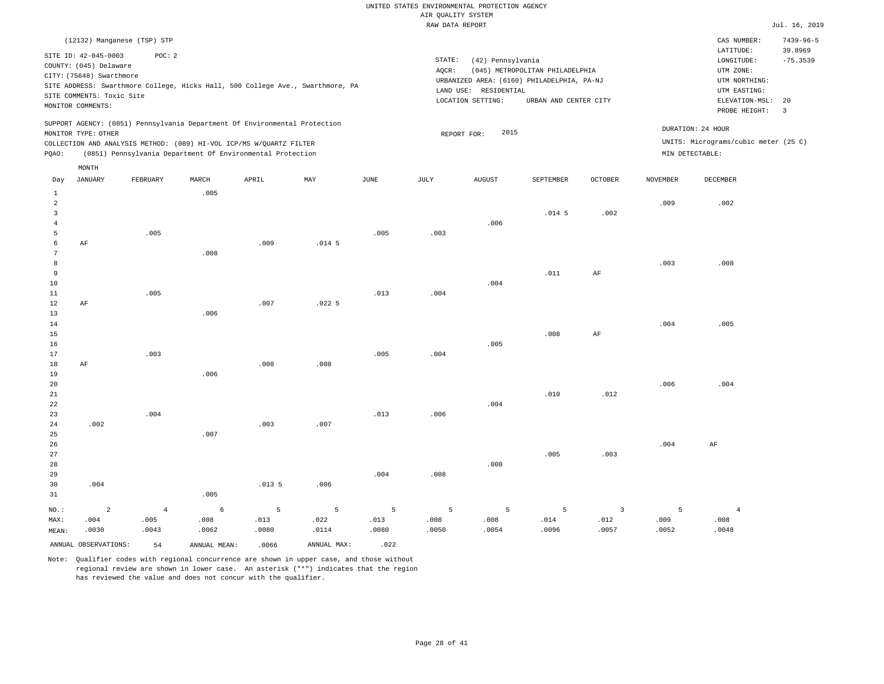UNITED STATES ENVIRONMENTAL PROTECTION AGENCY
AIR QUALITY SYSTEM
RAW DATA REPORT

Jul. 16, 2019

(12132) Manganese (TSP) STP

SITE ID: 42-045-0003 POC: 2
COUNTY: (045) Delaware
CITY: (75648) Swarthmore
SITE ADDRESS: Swarthmore College, Hicks Hall, 500 College Ave., Swarthmore, PA
SITE COMMENTS: Toxic Site
MONITOR COMMENTS:

STATE: (42) Pennsylvania
AQCR: (045) METROPOLITAN PHILADELPHIA
URBANIZED AREA: (6160) PHILADELPHIA, PA-NJ
LAND USE: RESIDENTIAL
LOCATION SETTING: URBAN AND CENTER CITY

CAS NUMBER: 7439-96-5
LATITUDE: 39.8969
LONGITUDE: -75.3539
UTM ZONE:
UTM NORTHING:
UTM EASTING:
ELEVATION-MSL: 20
PROBE HEIGHT: 3

SUPPORT AGENCY: (0851) Pennsylvania Department Of Environmental Protection
MONITOR TYPE: OTHER
COLLECTION AND ANALYSIS METHOD: (089) HI-VOL ICP/MS W/QUARTZ FILTER
PQAO: (0851) Pennsylvania Department Of Environmental Protection

REPORT FOR: 2015

DURATION: 24 HOUR
UNITS: Micrograms/cubic meter (25 C)
MIN DETECTABLE:

| Day | JANUARY | FEBRUARY | MARCH | APRIL | MAY | JUNE | JULY | AUGUST | SEPTEMBER | OCTOBER | NOVEMBER | DECEMBER |
|---|---|---|---|---|---|---|---|---|---|---|---|---|
| 1 | | | .005 | | | | | | | | | |
| 2 | | | | | | | | | | | .009 | .002 |
| 3 | | | | | | | | | .014 5 | .002 | | |
| 4 | | | | | | | | .006 | | | | |
| 5 | | .005 | | | | .005 | .003 | | | | | |
| 6 | AF | | | .009 | .014 5 | | | | | | | |
| 7 | | | .008 | | | | | | | | | |
| 8 | | | | | | | | | | | .003 | .008 |
| 9 | | | | | | | | | .011 | AF | | |
| 10 | | | | | | | | .004 | | | | |
| 11 | | .005 | | | | .013 | .004 | | | | | |
| 12 | AF | | | .007 | .022 5 | | | | | | | |
| 13 | | | .006 | | | | | | | | | |
| 14 | | | | | | | | | | | .004 | .005 |
| 15 | | | | | | | | | .008 | AF | | |
| 16 | | | | | | | | .005 | | | | |
| 17 | | .003 | | | | .005 | .004 | | | | | |
| 18 | AF | | | .008 | .008 | | | | | | | |
| 19 | | | .006 | | | | | | | | | |
| 20 | | | | | | | | | | | .006 | .004 |
| 21 | | | | | | | | | .010 | .012 | | |
| 22 | | | | | | | | .004 | | | | |
| 23 | | .004 | | | | .013 | .006 | | | | | |
| 24 | .002 | | | .003 | .007 | | | | | | | |
| 25 | | | .007 | | | | | | | | | |
| 26 | | | | | | | | | | | .004 | AF |
| 27 | | | | | | | | | .005 | .003 | | |
| 28 | | | | | | | | .008 | | | | |
| 29 | | | | | | .004 | .008 | | | | | |
| 30 | .004 | | | .013 5 | .006 | | | | | | | |
| 31 | | | .005 | | | | | | | | | |
| NO.: | 2 | 4 | 6 | 5 | 5 | 5 | 5 | 5 | 5 | 3 | 5 | 4 |
| MAX: | .004 | .005 | .008 | .013 | .022 | .013 | .008 | .008 | .014 | .012 | .009 | .008 |
| MEAN: | .0030 | .0043 | .0062 | .0080 | .0114 | .0080 | .0050 | .0054 | .0096 | .0057 | .0052 | .0048 |

ANNUAL OBSERVATIONS: 54 ANNUAL MEAN: .0066 ANNUAL MAX: .022

Note: Qualifier codes with regional concurrence are shown in upper case, and those without regional review are shown in lower case. An asterisk ("*") indicates that the region has reviewed the value and does not concur with the qualifier.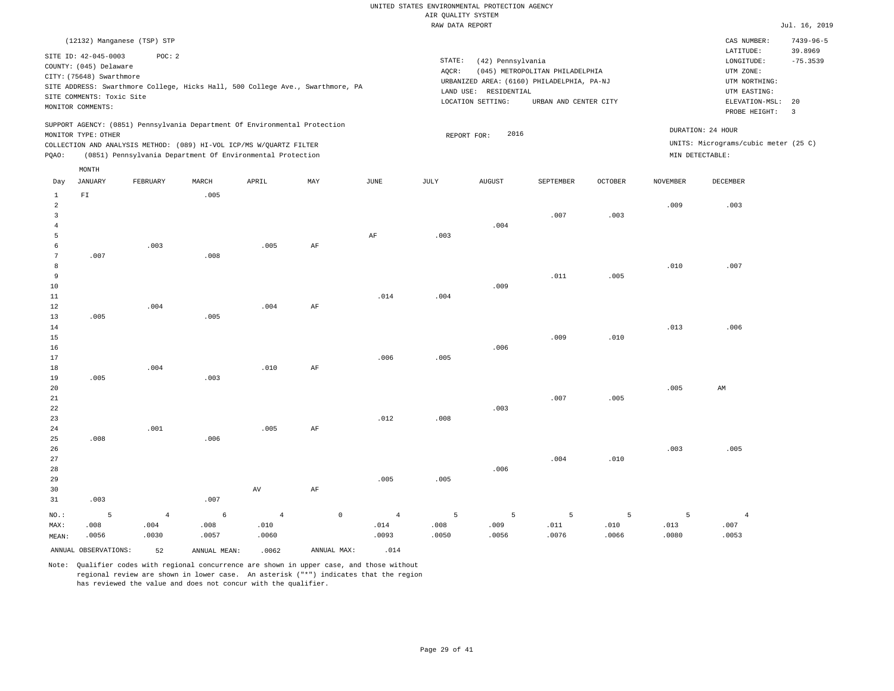UNITED STATES ENVIRONMENTAL PROTECTION AGENCY
AIR QUALITY SYSTEM
RAW DATA REPORT

Jul. 16, 2019

(12132) Manganese (TSP) STP

SITE ID: 42-045-0003 POC: 2
COUNTY: (045) Delaware
CITY: (75648) Swarthmore
SITE ADDRESS: Swarthmore College, Hicks Hall, 500 College Ave., Swarthmore, PA
SITE COMMENTS: Toxic Site
MONITOR COMMENTS:

STATE: (42) Pennsylvania
AQCR: (045) METROPOLITAN PHILADELPHIA
URBANIZED AREA: (6160) PHILADELPHIA, PA-NJ
LAND USE: RESIDENTIAL
LOCATION SETTING: URBAN AND CENTER CITY

CAS NUMBER: 7439-96-5
LATITUDE: 39.8969
LONGITUDE: -75.3539
UTM ZONE:
UTM NORTHING:
UTM EASTING:
ELEVATION-MSL: 20
PROBE HEIGHT: 3

SUPPORT AGENCY: (0851) Pennsylvania Department Of Environmental Protection
MONITOR TYPE: OTHER
COLLECTION AND ANALYSIS METHOD: (089) HI-VOL ICP/MS W/QUARTZ FILTER
PQAO: (0851) Pennsylvania Department Of Environmental Protection

REPORT FOR: 2016

DURATION: 24 HOUR
UNITS: Micrograms/cubic meter (25 C)
MIN DETECTABLE:

| Day | JANUARY | FEBRUARY | MARCH | APRIL | MAY | JUNE | JULY | AUGUST | SEPTEMBER | OCTOBER | NOVEMBER | DECEMBER |
|---|---|---|---|---|---|---|---|---|---|---|---|---|
| 1 | FI | | .005 | | | | | | | | | |
| 2 | | | | | | | | | | | .009 | .003 |
| 3 | | | | | | | | | .007 | .003 | | |
| 4 | | | | | | | | .004 | | | | |
| 5 | | | | | | AF | .003 | | | | | |
| 6 | | .003 | | .005 | AF | | | | | | | |
| 7 | .007 | | .008 | | | | | | | | | |
| 8 | | | | | | | | | | | .010 | .007 |
| 9 | | | | | | | | | .011 | .005 | | |
| 10 | | | | | | | | .009 | | | | |
| 11 | | | | | | .014 | .004 | | | | | |
| 12 | | .004 | | .004 | AF | | | | | | | |
| 13 | .005 | | .005 | | | | | | | | | |
| 14 | | | | | | | | | | | .013 | .006 |
| 15 | | | | | | | | | .009 | .010 | | |
| 16 | | | | | | | | .006 | | | | |
| 17 | | | | | | .006 | .005 | | | | | |
| 18 | | .004 | | .010 | AF | | | | | | | |
| 19 | .005 | | .003 | | | | | | | | | |
| 20 | | | | | | | | | | | .005 | AM |
| 21 | | | | | | | | | .007 | .005 | | |
| 22 | | | | | | | | .003 | | | | |
| 23 | | | | | | .012 | .008 | | | | | |
| 24 | | .001 | | .005 | AF | | | | | | | |
| 25 | .008 | | .006 | | | | | | | | | |
| 26 | | | | | | | | | | | .003 | .005 |
| 27 | | | | | | | | | .004 | .010 | | |
| 28 | | | | | | | | .006 | | | | |
| 29 | | | | | | .005 | .005 | | | | | |
| 30 | | | | AV | AF | | | | | | | |
| 31 | .003 | | .007 | | | | | | | | | |
| NO.: | 5 | 4 | 6 | 4 | 0 | 4 | 5 | 5 | 5 | 5 | 5 | 4 |
| MAX: | .008 | .004 | .008 | .010 | | .014 | .008 | .009 | .011 | .010 | .013 | .007 |
| MEAN: | .0056 | .0030 | .0057 | .0060 | | .0093 | .0050 | .0056 | .0076 | .0066 | .0080 | .0053 |

ANNUAL OBSERVATIONS: 52 ANNUAL MEAN: .0062 ANNUAL MAX: .014

Note: Qualifier codes with regional concurrence are shown in upper case, and those without regional review are shown in lower case. An asterisk ("*") indicates that the region has reviewed the value and does not concur with the qualifier.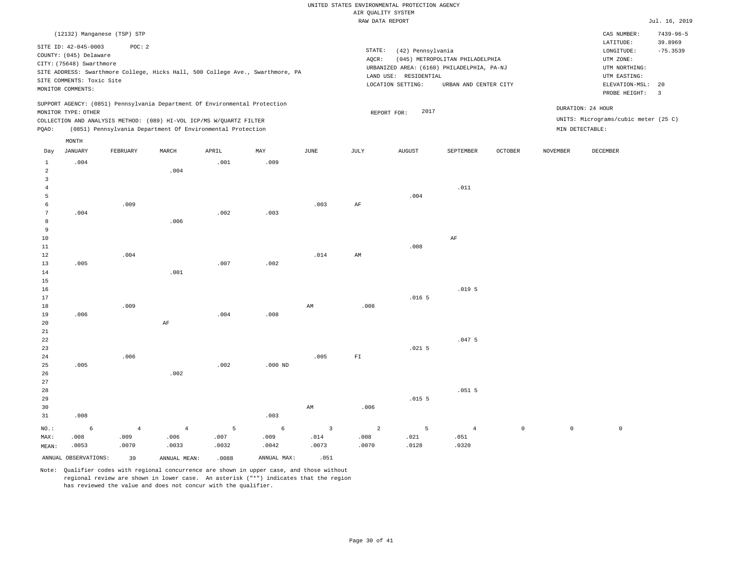UNITED STATES ENVIRONMENTAL PROTECTION AGENCY
AIR QUALITY SYSTEM
RAW DATA REPORT

Jul. 16, 2019

(12132) Manganese (TSP) STP

SITE ID: 42-045-0003 POC: 2
COUNTY: (045) Delaware
CITY: (75648) Swarthmore
SITE ADDRESS: Swarthmore College, Hicks Hall, 500 College Ave., Swarthmore, PA
SITE COMMENTS: Toxic Site
MONITOR COMMENTS:

STATE: (42) Pennsylvania
AQCR: (045) METROPOLITAN PHILADELPHIA
URBANIZED AREA: (6160) PHILADELPHIA, PA-NJ
LAND USE: RESIDENTIAL
LOCATION SETTING: URBAN AND CENTER CITY

CAS NUMBER: 7439-96-5
LATITUDE: 39.8969
LONGITUDE: -75.3539
UTM ZONE:
UTM NORTHING:
UTM EASTING:
ELEVATION-MSL: 20
PROBE HEIGHT: 3

SUPPORT AGENCY: (0851) Pennsylvania Department Of Environmental Protection
MONITOR TYPE: OTHER
COLLECTION AND ANALYSIS METHOD: (089) HI-VOL ICP/MS W/QUARTZ FILTER
PQAO: (0851) Pennsylvania Department Of Environmental Protection

REPORT FOR: 2017

DURATION: 24 HOUR
UNITS: Micrograms/cubic meter (25 C)
MIN DETECTABLE:

| Day | JANUARY | FEBRUARY | MARCH | APRIL | MAY | JUNE | JULY | AUGUST | SEPTEMBER | OCTOBER | NOVEMBER | DECEMBER |
|---|---|---|---|---|---|---|---|---|---|---|---|---|
| 1 | .004 | | | .001 | .009 | | | | | | | |
| 2 | | | .004 | | | | | | | | | |
| 3 | | | | | | | | | | | | |
| 4 | | | | | | | | | .011 | | | |
| 5 | | | | | | | | .004 | | | | |
| 6 | | .009 | | | | .003 | AF | | | | | |
| 7 | .004 | | | .002 | .003 | | | | | | | |
| 8 | | | .006 | | | | | | | | | |
| 9 | | | | | | | | | | | | |
| 10 | | | | | | | | | AF | | | |
| 11 | | | | | | | | .008 | | | | |
| 12 | | .004 | | | | .014 | AM | | | | | |
| 13 | .005 | | | .007 | .002 | | | | | | | |
| 14 | | | .001 | | | | | | | | | |
| 15 | | | | | | | | | | | | |
| 16 | | | | | | | | | .019 5 | | | |
| 17 | | | | | | | | .016 5 | | | | |
| 18 | | .009 | | | | AM | .008 | | | | | |
| 19 | .006 | | | .004 | .008 | | | | | | | |
| 20 | | | AF | | | | | | | | | |
| 21 | | | | | | | | | | | | |
| 22 | | | | | | | | | .047 5 | | | |
| 23 | | | | | | | | .021 5 | | | | |
| 24 | | .006 | | | | .005 | FI | | | | | |
| 25 | .005 | | | .002 | .000 ND | | | | | | | |
| 26 | | | .002 | | | | | | | | | |
| 27 | | | | | | | | | | | | |
| 28 | | | | | | | | | .051 5 | | | |
| 29 | | | | | | | | .015 5 | | | | |
| 30 | | | | | | AM | .006 | | | | | |
| 31 | .008 | | | | .003 | | | | | | | |
| NO.: | 6 | 4 | 4 | 5 | 6 | 3 | 2 | 5 | 4 | 0 | 0 | 0 |
| MAX: | .008 | .009 | .006 | .007 | .009 | .014 | .008 | .021 | .051 | | | |
| MEAN: | .0053 | .0070 | .0033 | .0032 | .0042 | .0073 | .0070 | .0128 | .0320 | | | |

ANNUAL OBSERVATIONS: 39 ANNUAL MEAN: .0088 ANNUAL MAX: .051

Note: Qualifier codes with regional concurrence are shown in upper case, and those without regional review are shown in lower case. An asterisk ("*") indicates that the region has reviewed the value and does not concur with the qualifier.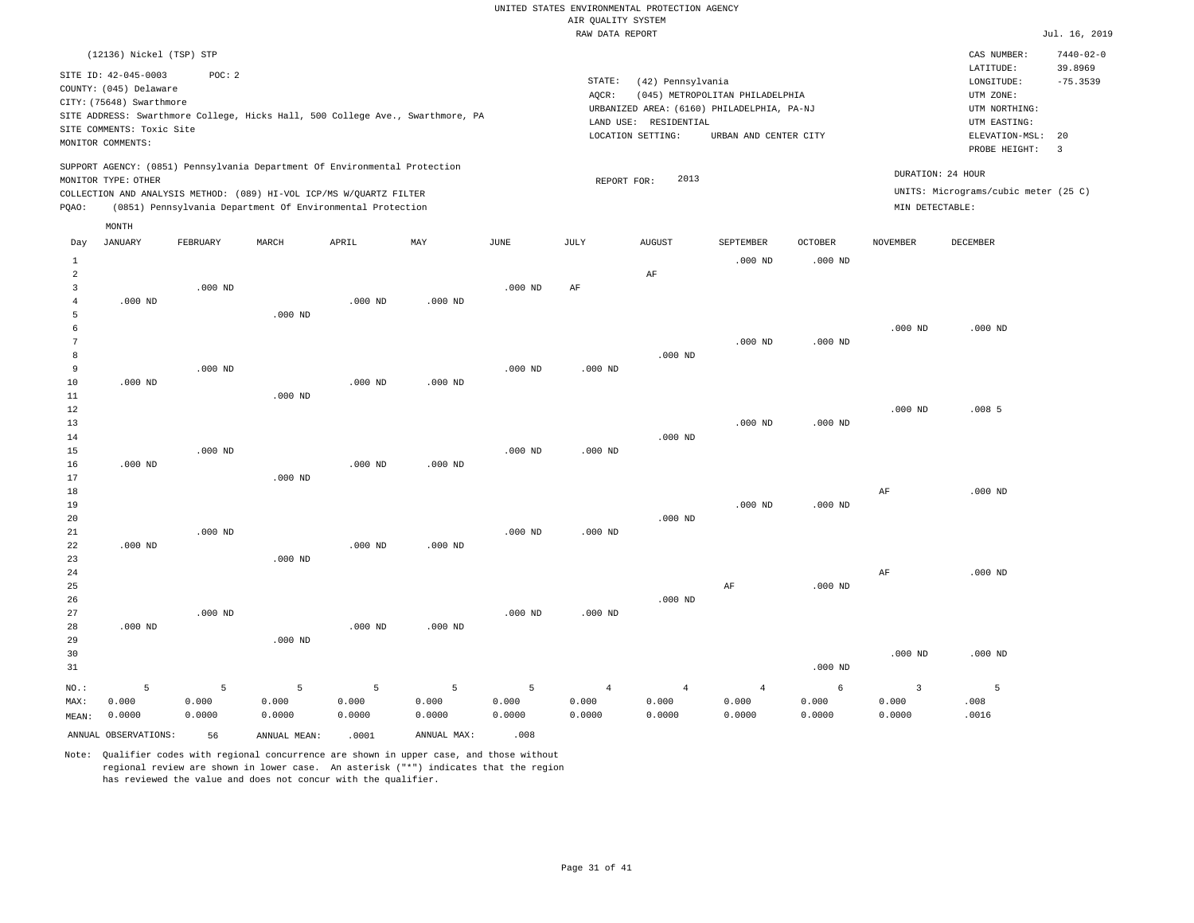UNITED STATES ENVIRONMENTAL PROTECTION AGENCY
AIR QUALITY SYSTEM
RAW DATA REPORT

Jul. 16, 2019

(12136) Nickel (TSP) STP

SITE ID: 42-045-0003 POC: 2
COUNTY: (045) Delaware
CITY: (75648) Swarthmore
SITE ADDRESS: Swarthmore College, Hicks Hall, 500 College Ave., Swarthmore, PA
SITE COMMENTS: Toxic Site
MONITOR COMMENTS:

STATE: (42) Pennsylvania
AQCR: (045) METROPOLITAN PHILADELPHIA
URBANIZED AREA: (6160) PHILADELPHIA, PA-NJ
LAND USE: RESIDENTIAL
LOCATION SETTING: URBAN AND CENTER CITY

CAS NUMBER: 7440-02-0
LATITUDE: 39.8969
LONGITUDE: -75.3539
UTM ZONE:
UTM NORTHING:
UTM EASTING:
ELEVATION-MSL: 20
PROBE HEIGHT: 3

SUPPORT AGENCY: (0851) Pennsylvania Department Of Environmental Protection
MONITOR TYPE: OTHER
COLLECTION AND ANALYSIS METHOD: (089) HI-VOL ICP/MS W/QUARTZ FILTER
PQAO: (0851) Pennsylvania Department Of Environmental Protection

REPORT FOR: 2013

DURATION: 24 HOUR
UNITS: Micrograms/cubic meter (25 C)
MIN DETECTABLE:

| Day | JANUARY | FEBRUARY | MARCH | APRIL | MAY | JUNE | JULY | AUGUST | SEPTEMBER | OCTOBER | NOVEMBER | DECEMBER |
|---|---|---|---|---|---|---|---|---|---|---|---|---|
| 1 | | | | | | | | | .000 ND | .000 ND | | |
| 2 | | | | | | | | AF | | | | |
| 3 | | .000 ND | | | | .000 ND | AF | | | | | |
| 4 | .000 ND | | | .000 ND | .000 ND | | | | | | | |
| 5 | | | .000 ND | | | | | | | | | |
| 6 | | | | | | | | | | | .000 ND | .000 ND |
| 7 | | | | | | | | | .000 ND | .000 ND | | |
| 8 | | | | | | | | .000 ND | | | | |
| 9 | | .000 ND | | | | .000 ND | .000 ND | | | | | |
| 10 | .000 ND | | | .000 ND | .000 ND | | | | | | | |
| 11 | | | .000 ND | | | | | | | | | |
| 12 | | | | | | | | | | | .000 ND | .008 5 |
| 13 | | | | | | | | | .000 ND | .000 ND | | |
| 14 | | | | | | | | .000 ND | | | | |
| 15 | | .000 ND | | | | .000 ND | .000 ND | | | | | |
| 16 | .000 ND | | | .000 ND | .000 ND | | | | | | | |
| 17 | | | .000 ND | | | | | | | | | |
| 18 | | | | | | | | | | | AF | .000 ND |
| 19 | | | | | | | | | .000 ND | .000 ND | | |
| 20 | | | | | | | | .000 ND | | | | |
| 21 | | .000 ND | | | | .000 ND | .000 ND | | | | | |
| 22 | .000 ND | | | .000 ND | .000 ND | | | | | | | |
| 23 | | | .000 ND | | | | | | | | | |
| 24 | | | | | | | | | | | AF | .000 ND |
| 25 | | | | | | | | | AF | .000 ND | | |
| 26 | | | | | | | | .000 ND | | | | |
| 27 | | .000 ND | | | | .000 ND | .000 ND | | | | | |
| 28 | .000 ND | | | .000 ND | .000 ND | | | | | | | |
| 29 | | | .000 ND | | | | | | | | | |
| 30 | | | | | | | | | | | .000 ND | .000 ND |
| 31 | | | | | | | | | | .000 ND | | |
| NO.: | 5 | 5 | 5 | 5 | 5 | 5 | 4 | 4 | 4 | 6 | 3 | 5 |
| MAX: | 0.000 | 0.000 | 0.000 | 0.000 | 0.000 | 0.000 | 0.000 | 0.000 | 0.000 | 0.000 | 0.000 | .008 |
| MEAN: | 0.0000 | 0.0000 | 0.0000 | 0.0000 | 0.0000 | 0.0000 | 0.0000 | 0.0000 | 0.0000 | 0.0000 | 0.0000 | .0016 |

ANNUAL OBSERVATIONS: 56 ANNUAL MEAN: .0001 ANNUAL MAX: .008

Note: Qualifier codes with regional concurrence are shown in upper case, and those without regional review are shown in lower case. An asterisk ("*") indicates that the region has reviewed the value and does not concur with the qualifier.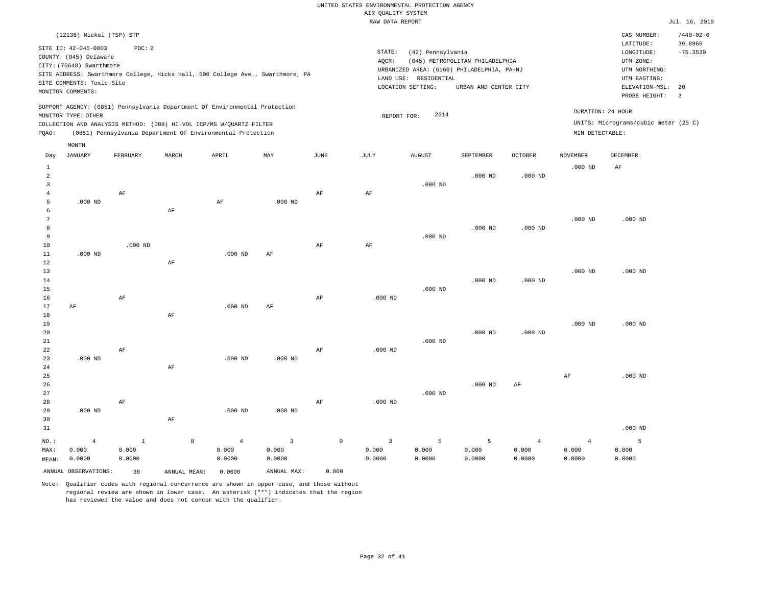UNITED STATES ENVIRONMENTAL PROTECTION AGENCY
AIR QUALITY SYSTEM
RAW DATA REPORT

Jul. 16, 2019

(12136) Nickel (TSP) STP

SITE ID: 42-045-0003 POC: 2
COUNTY: (045) Delaware
CITY: (75648) Swarthmore
SITE ADDRESS: Swarthmore College, Hicks Hall, 500 College Ave., Swarthmore, PA
SITE COMMENTS: Toxic Site
MONITOR COMMENTS:

STATE: (42) Pennsylvania
AQCR: (045) METROPOLITAN PHILADELPHIA
URBANIZED AREA: (6160) PHILADELPHIA, PA-NJ
LAND USE: RESIDENTIAL
LOCATION SETTING: URBAN AND CENTER CITY

CAS NUMBER: 7440-02-0
LATITUDE: 39.8969
LONGITUDE: -75.3539
UTM ZONE:
UTM NORTHING:
UTM EASTING:
ELEVATION-MSL: 20
PROBE HEIGHT: 3

SUPPORT AGENCY: (0851) Pennsylvania Department Of Environmental Protection
MONITOR TYPE: OTHER
COLLECTION AND ANALYSIS METHOD: (089) HI-VOL ICP/MS W/QUARTZ FILTER
PQAO: (0851) Pennsylvania Department Of Environmental Protection

REPORT FOR: 2014

DURATION: 24 HOUR
UNITS: Micrograms/cubic meter (25 C)
MIN DETECTABLE:

| Day | JANUARY | FEBRUARY | MARCH | APRIL | MAY | JUNE | JULY | AUGUST | SEPTEMBER | OCTOBER | NOVEMBER | DECEMBER |
|---|---|---|---|---|---|---|---|---|---|---|---|---|
| 1 | | | | | | | | | | | .000 ND | AF |
| 2 | | | | | | | | | .000 ND | .000 ND | | |
| 3 | | | | | | | | .000 ND | | | | |
| 4 | | AF | | | | AF | AF | | | | | |
| 5 | .000 ND | | | AF | .000 ND | | | | | | | |
| 6 | | | AF | | | | | | | | | |
| 7 | | | | | | | | | | | .000 ND | .000 ND |
| 8 | | | | | | | | | .000 ND | .000 ND | | |
| 9 | | | | | | | | .000 ND | | | | |
| 10 | | .000 ND | | | | AF | AF | | | | | |
| 11 | .000 ND | | | .000 ND | AF | | | | | | | |
| 12 | | | AF | | | | | | | | | |
| 13 | | | | | | | | | | | .000 ND | .000 ND |
| 14 | | | | | | | | | .000 ND | .000 ND | | |
| 15 | | | | | | | | .000 ND | | | | |
| 16 | | AF | | | | AF | .000 ND | | | | | |
| 17 | AF | | | .000 ND | AF | | | | | | | |
| 18 | | | AF | | | | | | | | | |
| 19 | | | | | | | | | | | .000 ND | .000 ND |
| 20 | | | | | | | | | .000 ND | .000 ND | | |
| 21 | | | | | | | | .000 ND | | | | |
| 22 | | AF | | | | AF | .000 ND | | | | | |
| 23 | .000 ND | | | .000 ND | .000 ND | | | | | | | |
| 24 | | | AF | | | | | | | | | |
| 25 | | | | | | | | | | | AF | .000 ND |
| 26 | | | | | | | | | .000 ND | AF | | |
| 27 | | | | | | | | .000 ND | | | | |
| 28 | | AF | | | | AF | .000 ND | | | | | |
| 29 | .000 ND | | | .000 ND | .000 ND | | | | | | | |
| 30 | | | AF | | | | | | | | | |
| 31 | | | | | | | | | | | | .000 ND |
| NO.: | 4 | 1 | 0 | 4 | 3 | 0 | 3 | 5 | 5 | 4 | 4 | 5 |
| MAX: | 0.000 | 0.000 | | 0.000 | 0.000 | | 0.000 | 0.000 | 0.000 | 0.000 | 0.000 | 0.000 |
| MEAN: | 0.0000 | 0.0000 | | 0.0000 | 0.0000 | | 0.0000 | 0.0000 | 0.0000 | 0.0000 | 0.0000 | 0.0000 |

ANNUAL OBSERVATIONS: 38 ANNUAL MEAN: 0.0000 ANNUAL MAX: 0.000

Note: Qualifier codes with regional concurrence are shown in upper case, and those without regional review are shown in lower case. An asterisk ("*") indicates that the region has reviewed the value and does not concur with the qualifier.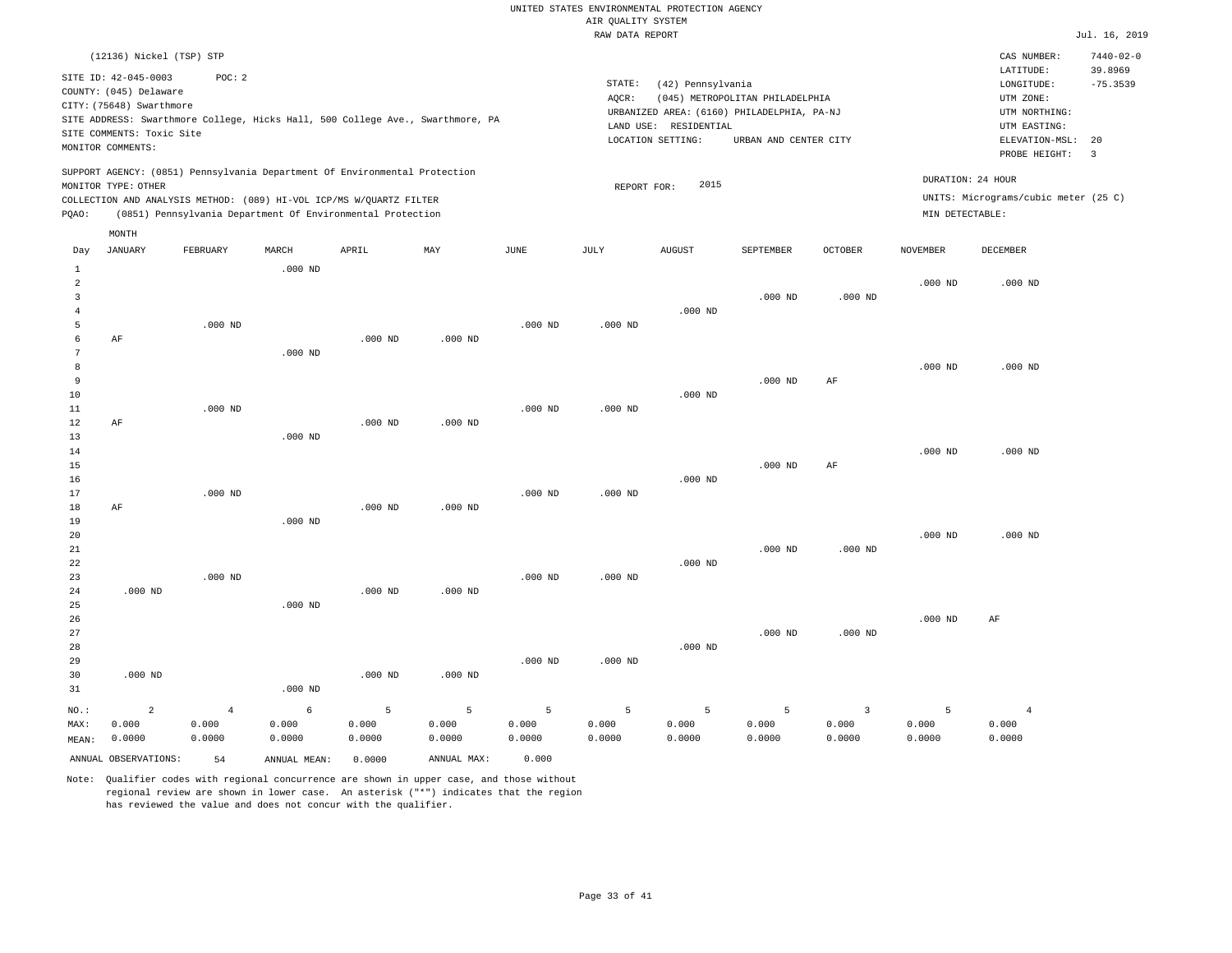UNITED STATES ENVIRONMENTAL PROTECTION AGENCY
AIR QUALITY SYSTEM
RAW DATA REPORT

Jul. 16, 2019

(12136) Nickel (TSP) STP

SITE ID: 42-045-0003 POC: 2
COUNTY: (045) Delaware
CITY: (75648) Swarthmore
SITE ADDRESS: Swarthmore College, Hicks Hall, 500 College Ave., Swarthmore, PA
SITE COMMENTS: Toxic Site
MONITOR COMMENTS:

STATE: (42) Pennsylvania
AQCR: (045) METROPOLITAN PHILADELPHIA
URBANIZED AREA: (6160) PHILADELPHIA, PA-NJ
LAND USE: RESIDENTIAL
LOCATION SETTING: URBAN AND CENTER CITY

CAS NUMBER: 7440-02-0
LATITUDE: 39.8969
LONGITUDE: -75.3539
UTM ZONE:
UTM NORTHING:
UTM EASTING:
ELEVATION-MSL: 20
PROBE HEIGHT: 3

SUPPORT AGENCY: (0851) Pennsylvania Department Of Environmental Protection
MONITOR TYPE: OTHER
COLLECTION AND ANALYSIS METHOD: (089) HI-VOL ICP/MS W/QUARTZ FILTER
PQAO: (0851) Pennsylvania Department Of Environmental Protection

REPORT FOR: 2015

DURATION: 24 HOUR
UNITS: Micrograms/cubic meter (25 C)
MIN DETECTABLE:

| Day | JANUARY | FEBRUARY | MARCH | APRIL | MAY | JUNE | JULY | AUGUST | SEPTEMBER | OCTOBER | NOVEMBER | DECEMBER |
|---|---|---|---|---|---|---|---|---|---|---|---|---|
| 1 | | | .000 ND | | | | | | | | | |
| 2 | | | | | | | | | | | .000 ND | .000 ND |
| 3 | | | | | | | | | .000 ND | .000 ND | | |
| 4 | | | | | | | | .000 ND | | | | |
| 5 | | .000 ND | | | | .000 ND | .000 ND | | | | | |
| 6 | AF | | | .000 ND | .000 ND | | | | | | | |
| 7 | | | .000 ND | | | | | | | | | |
| 8 | | | | | | | | | | | .000 ND | .000 ND |
| 9 | | | | | | | | | .000 ND | AF | | |
| 10 | | | | | | | | .000 ND | | | | |
| 11 | | .000 ND | | | | .000 ND | .000 ND | | | | | |
| 12 | AF | | | .000 ND | .000 ND | | | | | | | |
| 13 | | | .000 ND | | | | | | | | | |
| 14 | | | | | | | | | | | .000 ND | .000 ND |
| 15 | | | | | | | | | .000 ND | AF | | |
| 16 | | | | | | | | .000 ND | | | | |
| 17 | | .000 ND | | | | .000 ND | .000 ND | | | | | |
| 18 | AF | | | .000 ND | .000 ND | | | | | | | |
| 19 | | | .000 ND | | | | | | | | | |
| 20 | | | | | | | | | | | .000 ND | .000 ND |
| 21 | | | | | | | | | .000 ND | .000 ND | | |
| 22 | | | | | | | | .000 ND | | | | |
| 23 | | .000 ND | | | | .000 ND | .000 ND | | | | | |
| 24 | .000 ND | | | .000 ND | .000 ND | | | | | | | |
| 25 | | | .000 ND | | | | | | | | | |
| 26 | | | | | | | | | | | .000 ND | AF |
| 27 | | | | | | | | | .000 ND | .000 ND | | |
| 28 | | | | | | | | .000 ND | | | | |
| 29 | | | | | | .000 ND | .000 ND | | | | | |
| 30 | .000 ND | | | .000 ND | .000 ND | | | | | | | |
| 31 | | | .000 ND | | | | | | | | | |
| NO.: | 2 | 4 | 6 | 5 | 5 | 5 | 5 | 5 | 5 | 3 | 5 | 4 |
| MAX: | 0.000 | 0.000 | 0.000 | 0.000 | 0.000 | 0.000 | 0.000 | 0.000 | 0.000 | 0.000 | 0.000 | 0.000 |
| MEAN: | 0.0000 | 0.0000 | 0.0000 | 0.0000 | 0.0000 | 0.0000 | 0.0000 | 0.0000 | 0.0000 | 0.0000 | 0.0000 | 0.0000 |

ANNUAL OBSERVATIONS: 54 ANNUAL MEAN: 0.0000 ANNUAL MAX: 0.000

Note: Qualifier codes with regional concurrence are shown in upper case, and those without regional review are shown in lower case. An asterisk ("*") indicates that the region has reviewed the value and does not concur with the qualifier.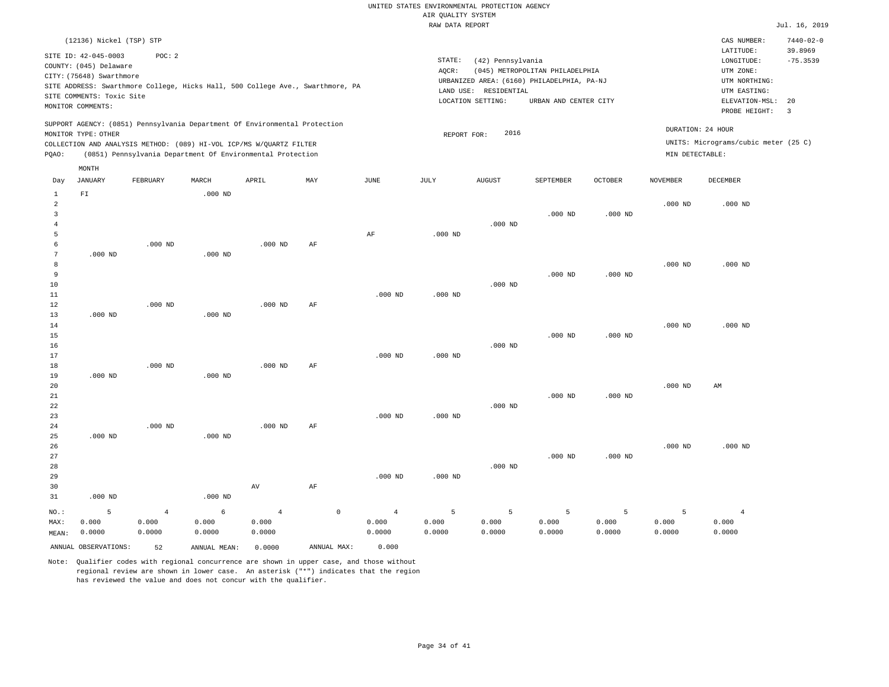UNITED STATES ENVIRONMENTAL PROTECTION AGENCY
AIR QUALITY SYSTEM
RAW DATA REPORT

Jul. 16, 2019

(12136) Nickel (TSP) STP

SITE ID: 42-045-0003    POC: 2
COUNTY: (045) Delaware
CITY: (75648) Swarthmore
SITE ADDRESS: Swarthmore College, Hicks Hall, 500 College Ave., Swarthmore, PA
SITE COMMENTS: Toxic Site
MONITOR COMMENTS:

STATE: (42) Pennsylvania
AQCR: (045) METROPOLITAN PHILADELPHIA
URBANIZED AREA: (6160) PHILADELPHIA, PA-NJ
LAND USE: RESIDENTIAL
LOCATION SETTING: URBAN AND CENTER CITY

CAS NUMBER: 7440-02-0
LATITUDE: 39.8969
LONGITUDE: -75.3539
UTM ZONE:
UTM NORTHING:
UTM EASTING:
ELEVATION-MSL: 20
PROBE HEIGHT: 3

SUPPORT AGENCY: (0851) Pennsylvania Department Of Environmental Protection
MONITOR TYPE: OTHER
COLLECTION AND ANALYSIS METHOD: (089) HI-VOL ICP/MS W/QUARTZ FILTER
PQAO: (0851) Pennsylvania Department Of Environmental Protection

REPORT FOR: 2016

DURATION: 24 HOUR
UNITS: Micrograms/cubic meter (25 C)
MIN DETECTABLE:

| Day | JANUARY | FEBRUARY | MARCH | APRIL | MAY | JUNE | JULY | AUGUST | SEPTEMBER | OCTOBER | NOVEMBER | DECEMBER |
|---|---|---|---|---|---|---|---|---|---|---|---|---|
| 1 | FI | | .000 ND | | | | | | | | | |
| 2 | | | | | | | | | | | .000 ND | .000 ND |
| 3 | | | | | | | | | .000 ND | .000 ND | | |
| 4 | | | | | | | | .000 ND | | | | |
| 5 | | | | | | AF | .000 ND | | | | | |
| 6 | | .000 ND | | .000 ND | AF | | | | | | | |
| 7 | .000 ND | | .000 ND | | | | | | | | | |
| 8 | | | | | | | | | | | .000 ND | .000 ND |
| 9 | | | | | | | | | .000 ND | .000 ND | | |
| 10 | | | | | | | | .000 ND | | | | |
| 11 | | | | | | .000 ND | .000 ND | | | | | |
| 12 | | .000 ND | | .000 ND | AF | | | | | | | |
| 13 | .000 ND | | .000 ND | | | | | | | | | |
| 14 | | | | | | | | | | | .000 ND | .000 ND |
| 15 | | | | | | | | | .000 ND | .000 ND | | |
| 16 | | | | | | | | .000 ND | | | | |
| 17 | | | | | | .000 ND | .000 ND | | | | | |
| 18 | | .000 ND | | .000 ND | AF | | | | | | | |
| 19 | .000 ND | | .000 ND | | | | | | | | | |
| 20 | | | | | | | | | | | .000 ND | AM |
| 21 | | | | | | | | | .000 ND | .000 ND | | |
| 22 | | | | | | | | .000 ND | | | | |
| 23 | | | | | | .000 ND | .000 ND | | | | | |
| 24 | | .000 ND | | .000 ND | AF | | | | | | | |
| 25 | .000 ND | | .000 ND | | | | | | | | | |
| 26 | | | | | | | | | | | .000 ND | .000 ND |
| 27 | | | | | | | | | .000 ND | .000 ND | | |
| 28 | | | | | | | | .000 ND | | | | |
| 29 | | | | | | .000 ND | .000 ND | | | | | |
| 30 | | | | AV | AF | | | | | | | |
| 31 | .000 ND | | .000 ND | | | | | | | | | |
| NO.: | 5 | 4 | 6 | 4 | 0 | 4 | 5 | 5 | 5 | 5 | 5 | 4 |
| MAX: | 0.000 | 0.000 | 0.000 | 0.000 | | 0.000 | 0.000 | 0.000 | 0.000 | 0.000 | 0.000 | 0.000 |
| MEAN: | 0.0000 | 0.0000 | 0.0000 | 0.0000 | | 0.0000 | 0.0000 | 0.0000 | 0.0000 | 0.0000 | 0.0000 | 0.0000 |

ANNUAL OBSERVATIONS: 52    ANNUAL MEAN: 0.0000    ANNUAL MAX: 0.000

Note: Qualifier codes with regional concurrence are shown in upper case, and those without regional review are shown in lower case. An asterisk ("*") indicates that the region has reviewed the value and does not concur with the qualifier.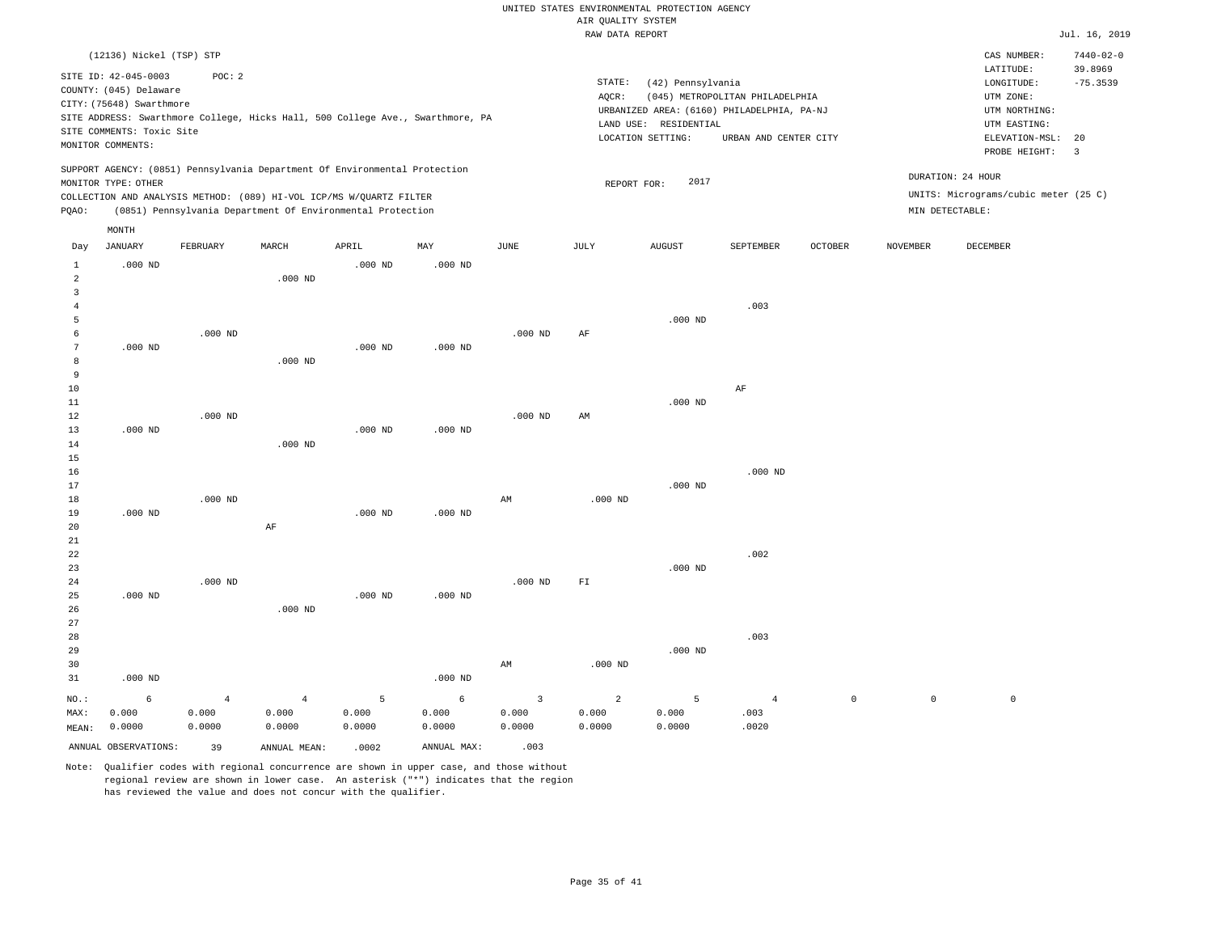UNITED STATES ENVIRONMENTAL PROTECTION AGENCY
AIR QUALITY SYSTEM
RAW DATA REPORT

Jul. 16, 2019

(12136) Nickel (TSP) STP

SITE ID: 42-045-0003 POC: 2
COUNTY: (045) Delaware
CITY: (75648) Swarthmore
SITE ADDRESS: Swarthmore College, Hicks Hall, 500 College Ave., Swarthmore, PA
SITE COMMENTS: Toxic Site
MONITOR COMMENTS:

STATE: (42) Pennsylvania
AQCR: (045) METROPOLITAN PHILADELPHIA
URBANIZED AREA: (6160) PHILADELPHIA, PA-NJ
LAND USE: RESIDENTIAL
LOCATION SETTING: URBAN AND CENTER CITY

CAS NUMBER: 7440-02-0
LATITUDE: 39.8969
LONGITUDE: -75.3539
UTM ZONE:
UTM NORTHING:
UTM EASTING:
ELEVATION-MSL: 20
PROBE HEIGHT: 3

SUPPORT AGENCY: (0851) Pennsylvania Department Of Environmental Protection
MONITOR TYPE: OTHER
COLLECTION AND ANALYSIS METHOD: (089) HI-VOL ICP/MS W/QUARTZ FILTER
PQAO: (0851) Pennsylvania Department Of Environmental Protection

REPORT FOR: 2017

DURATION: 24 HOUR
UNITS: Micrograms/cubic meter (25 C)
MIN DETECTABLE:

| Day | JANUARY | FEBRUARY | MARCH | APRIL | MAY | JUNE | JULY | AUGUST | SEPTEMBER | OCTOBER | NOVEMBER | DECEMBER |
|---|---|---|---|---|---|---|---|---|---|---|---|---|
| 1 | .000 ND | | | .000 ND | .000 ND | | | | | | | |
| 2 | | | .000 ND | | | | | | | | | |
| 3 | | | | | | | | | | | | |
| 4 | | | | | | | | | .003 | | | |
| 5 | | | | | | | | .000 ND | | | | |
| 6 | | .000 ND | | | | .000 ND | AF | | | | | |
| 7 | .000 ND | | | .000 ND | .000 ND | | | | | | | |
| 8 | | | .000 ND | | | | | | | | | |
| 9 | | | | | | | | | | | | |
| 10 | | | | | | | | | AF | | | |
| 11 | | | | | | | | .000 ND | | | | |
| 12 | | .000 ND | | | | .000 ND | AM | | | | | |
| 13 | .000 ND | | | .000 ND | .000 ND | | | | | | | |
| 14 | | | .000 ND | | | | | | | | | |
| 15 | | | | | | | | | | | | |
| 16 | | | | | | | | | .000 ND | | | |
| 17 | | | | | | | | .000 ND | | | | |
| 18 | | .000 ND | | | | AM | .000 ND | | | | | |
| 19 | .000 ND | | | .000 ND | .000 ND | | | | | | | |
| 20 | | | AF | | | | | | | | | |
| 21 | | | | | | | | | | | | |
| 22 | | | | | | | | | .002 | | | |
| 23 | | | | | | | | .000 ND | | | | |
| 24 | | .000 ND | | | | .000 ND | FI | | | | | |
| 25 | .000 ND | | | .000 ND | .000 ND | | | | | | | |
| 26 | | | .000 ND | | | | | | | | | |
| 27 | | | | | | | | | | | | |
| 28 | | | | | | | | | .003 | | | |
| 29 | | | | | | | | .000 ND | | | | |
| 30 | | | | | | AM | .000 ND | | | | | |
| 31 | .000 ND | | | | .000 ND | | | | | | | |
| NO.: | 6 | 4 | 4 | 5 | 6 | 3 | 2 | 5 | 4 | 0 | 0 | 0 |
| MAX: | 0.000 | 0.000 | 0.000 | 0.000 | 0.000 | 0.000 | 0.000 | 0.000 | .003 | | | |
| MEAN: | 0.0000 | 0.0000 | 0.0000 | 0.0000 | 0.0000 | 0.0000 | 0.0000 | 0.0000 | .0020 | | | |

ANNUAL OBSERVATIONS: 39 ANNUAL MEAN: .0002 ANNUAL MAX: .003

Note: Qualifier codes with regional concurrence are shown in upper case, and those without regional review are shown in lower case. An asterisk ("*") indicates that the region has reviewed the value and does not concur with the qualifier.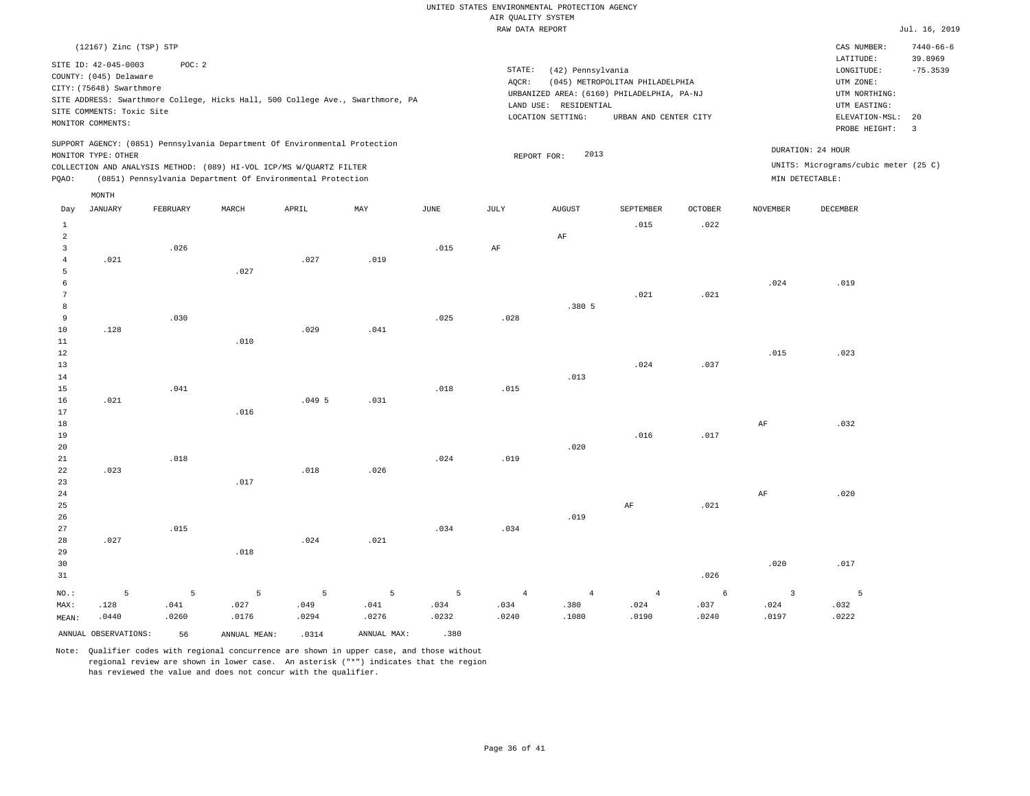UNITED STATES ENVIRONMENTAL PROTECTION AGENCY
AIR QUALITY SYSTEM
RAW DATA REPORT

Jul. 16, 2019

(12167) Zinc (TSP) STP

SITE ID: 42-045-0003 POC: 2
COUNTY: (045) Delaware
CITY: (75648) Swarthmore
SITE ADDRESS: Swarthmore College, Hicks Hall, 500 College Ave., Swarthmore, PA
SITE COMMENTS: Toxic Site
MONITOR COMMENTS:

STATE: (42) Pennsylvania
AQCR: (045) METROPOLITAN PHILADELPHIA
URBANIZED AREA: (6160) PHILADELPHIA, PA-NJ
LAND USE: RESIDENTIAL
LOCATION SETTING: URBAN AND CENTER CITY

CAS NUMBER: 7440-66-6
LATITUDE: 39.8969
LONGITUDE: -75.3539
UTM ZONE:
UTM NORTHING:
UTM EASTING:
ELEVATION-MSL: 20
PROBE HEIGHT: 3

SUPPORT AGENCY: (0851) Pennsylvania Department Of Environmental Protection
MONITOR TYPE: OTHER
COLLECTION AND ANALYSIS METHOD: (089) HI-VOL ICP/MS W/QUARTZ FILTER
PQAO: (0851) Pennsylvania Department Of Environmental Protection

REPORT FOR: 2013

DURATION: 24 HOUR
UNITS: Micrograms/cubic meter (25 C)
MIN DETECTABLE:

| Day | JANUARY | FEBRUARY | MARCH | APRIL | MAY | JUNE | JULY | AUGUST | SEPTEMBER | OCTOBER | NOVEMBER | DECEMBER |
|---|---|---|---|---|---|---|---|---|---|---|---|---|
| 1 | | | | | | | | | .015 | .022 | | |
| 2 | | | | | | | | AF | | | | |
| 3 | | .026 | | | | .015 | AF | | | | | |
| 4 | .021 | | | .027 | .019 | | | | | | | |
| 5 | | | .027 | | | | | | | | | |
| 6 | | | | | | | | | | | .024 | .019 |
| 7 | | | | | | | | | .021 | .021 | | |
| 8 | | | | | | | | .380 5 | | | | |
| 9 | | .030 | | | | .025 | .028 | | | | | |
| 10 | .128 | | | .029 | .041 | | | | | | | |
| 11 | | | .010 | | | | | | | | | |
| 12 | | | | | | | | | | | .015 | .023 |
| 13 | | | | | | | | | .024 | .037 | | |
| 14 | | | | | | | | .013 | | | | |
| 15 | | .041 | | | | .018 | .015 | | | | | |
| 16 | .021 | | | .049 5 | .031 | | | | | | | |
| 17 | | | .016 | | | | | | | | | |
| 18 | | | | | | | | | | | AF | .032 |
| 19 | | | | | | | | | .016 | .017 | | |
| 20 | | | | | | | | .020 | | | | |
| 21 | | .018 | | | | .024 | .019 | | | | | |
| 22 | .023 | | | .018 | .026 | | | | | | | |
| 23 | | | .017 | | | | | | | | | |
| 24 | | | | | | | | | | | AF | .020 |
| 25 | | | | | | | | | AF | .021 | | |
| 26 | | | | | | | | .019 | | | | |
| 27 | | .015 | | | | .034 | .034 | | | | | |
| 28 | .027 | | | .024 | .021 | | | | | | | |
| 29 | | | .018 | | | | | | | | | |
| 30 | | | | | | | | | | | .020 | .017 |
| 31 | | | | | | | | | | .026 | | |
| NO.: | 5 | 5 | 5 | 5 | 5 | 5 | 4 | 4 | 4 | 6 | 3 | 5 |
| MAX: | .128 | .041 | .027 | .049 | .041 | .034 | .034 | .380 | .024 | .037 | .024 | .032 |
| MEAN: | .0440 | .0260 | .0176 | .0294 | .0276 | .0232 | .0240 | .1080 | .0190 | .0240 | .0197 | .0222 |

ANNUAL OBSERVATIONS: 56 ANNUAL MEAN: .0314 ANNUAL MAX: .380

Note: Qualifier codes with regional concurrence are shown in upper case, and those without regional review are shown in lower case. An asterisk ("*") indicates that the region has reviewed the value and does not concur with the qualifier.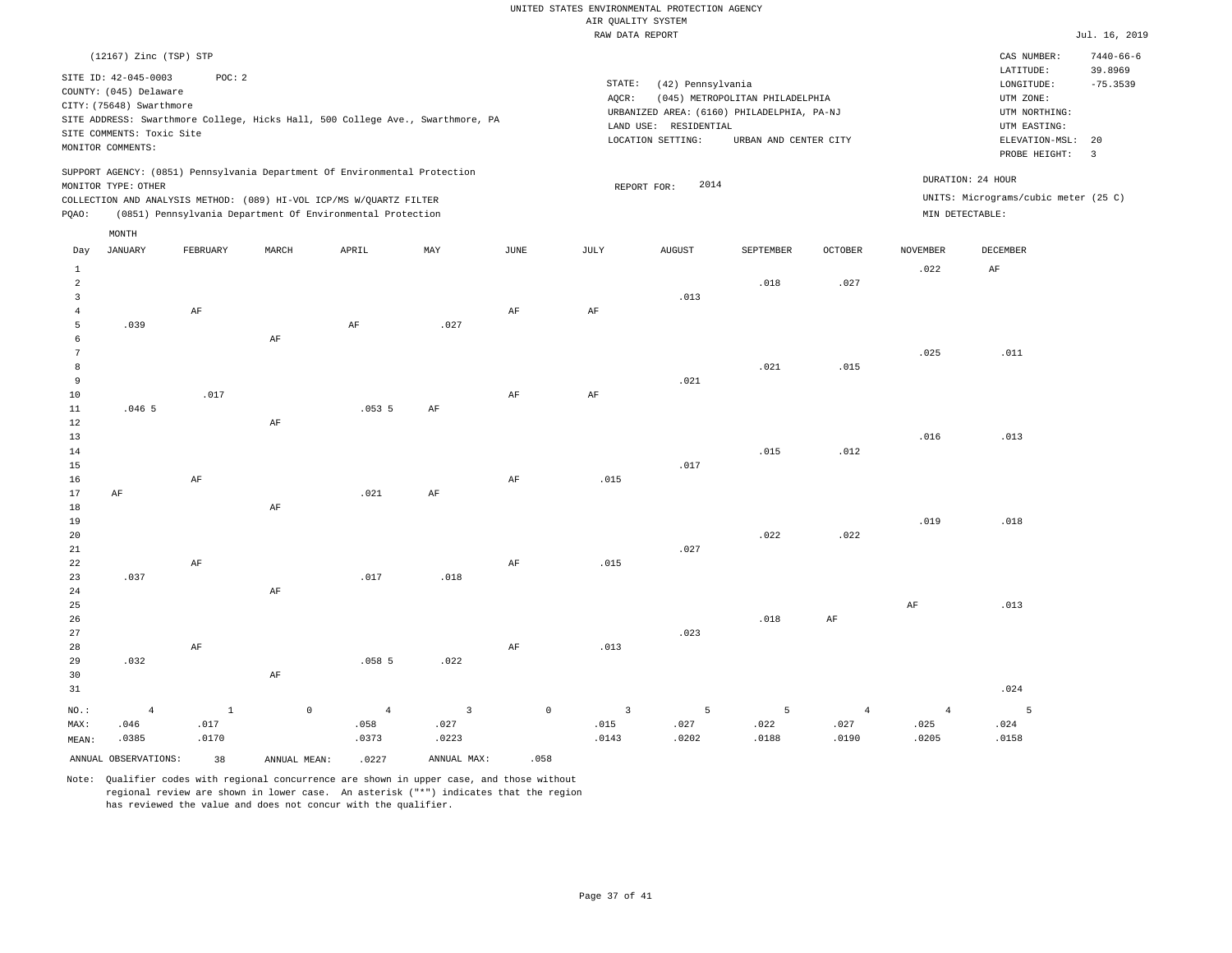UNITED STATES ENVIRONMENTAL PROTECTION AGENCY
AIR QUALITY SYSTEM
RAW DATA REPORT

Jul. 16, 2019

(12167) Zinc (TSP) STP

SITE ID: 42-045-0003 POC: 2
COUNTY: (045) Delaware
CITY: (75648) Swarthmore
SITE ADDRESS: Swarthmore College, Hicks Hall, 500 College Ave., Swarthmore, PA
SITE COMMENTS: Toxic Site
MONITOR COMMENTS:

STATE: (42) Pennsylvania
AQCR: (045) METROPOLITAN PHILADELPHIA
URBANIZED AREA: (6160) PHILADELPHIA, PA-NJ
LAND USE: RESIDENTIAL
LOCATION SETTING: URBAN AND CENTER CITY

CAS NUMBER: 7440-66-6
LATITUDE: 39.8969
LONGITUDE: -75.3539
UTM ZONE:
UTM NORTHING:
UTM EASTING:
ELEVATION-MSL: 20
PROBE HEIGHT: 3

SUPPORT AGENCY: (0851) Pennsylvania Department Of Environmental Protection
MONITOR TYPE: OTHER
COLLECTION AND ANALYSIS METHOD: (089) HI-VOL ICP/MS W/QUARTZ FILTER
PQAO: (0851) Pennsylvania Department Of Environmental Protection

REPORT FOR: 2014

DURATION: 24 HOUR
UNITS: Micrograms/cubic meter (25 C)
MIN DETECTABLE:

| Day | JANUARY | FEBRUARY | MARCH | APRIL | MAY | JUNE | JULY | AUGUST | SEPTEMBER | OCTOBER | NOVEMBER | DECEMBER |
|---|---|---|---|---|---|---|---|---|---|---|---|---|
| 1 | | | | | | | | | | | .022 | AF |
| 2 | | | | | | | | | .018 | .027 | | |
| 3 | | | | | | | | .013 | | | | |
| 4 | | AF | | | | AF | AF | | | | | |
| 5 | .039 | | | AF | .027 | | | | | | | |
| 6 | | | AF | | | | | | | | | |
| 7 | | | | | | | | | | | .025 | .011 |
| 8 | | | | | | | | | .021 | .015 | | |
| 9 | | | | | | | | .021 | | | | |
| 10 | | .017 | | | | AF | AF | | | | | |
| 11 | .046 5 | | | .053 5 | AF | | | | | | | |
| 12 | | | AF | | | | | | | | | |
| 13 | | | | | | | | | | | .016 | .013 |
| 14 | | | | | | | | | .015 | .012 | | |
| 15 | | | | | | | | .017 | | | | |
| 16 | | AF | | | | AF | .015 | | | | | |
| 17 | AF | | | .021 | AF | | | | | | | |
| 18 | | | AF | | | | | | | | | |
| 19 | | | | | | | | | | | .019 | .018 |
| 20 | | | | | | | | | .022 | .022 | | |
| 21 | | | | | | | | .027 | | | | |
| 22 | | AF | | | | AF | .015 | | | | | |
| 23 | .037 | | | .017 | .018 | | | | | | | |
| 24 | | | AF | | | | | | | | | |
| 25 | | | | | | | | | | | AF | .013 |
| 26 | | | | | | | | | .018 | AF | | |
| 27 | | | | | | | | .023 | | | | |
| 28 | | AF | | | | AF | .013 | | | | | |
| 29 | .032 | | | .058 5 | .022 | | | | | | | |
| 30 | | | AF | | | | | | | | | |
| 31 | | | | | | | | | | | | .024 |
| NO.: | 4 | 1 | 0 | 4 | 3 | 0 | 3 | 5 | 5 | 4 | 4 | 5 |
| MAX: | .046 | .017 | | .058 | .027 | | .015 | .027 | .022 | .027 | .025 | .024 |
| MEAN: | .0385 | .0170 | | .0373 | .0223 | | .0143 | .0202 | .0188 | .0190 | .0205 | .0158 |

ANNUAL OBSERVATIONS: 38 ANNUAL MEAN: .0227 ANNUAL MAX: .058

Note: Qualifier codes with regional concurrence are shown in upper case, and those without regional review are shown in lower case. An asterisk ("*") indicates that the region has reviewed the value and does not concur with the qualifier.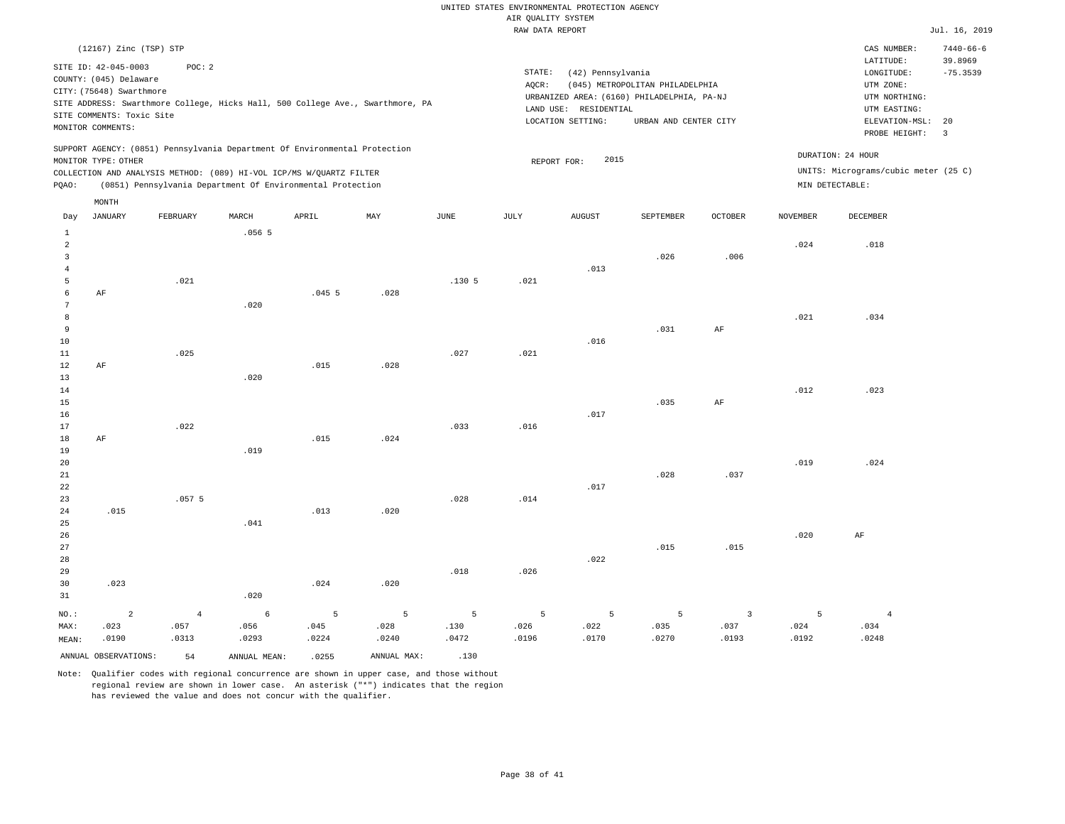UNITED STATES ENVIRONMENTAL PROTECTION AGENCY
AIR QUALITY SYSTEM
RAW DATA REPORT

Jul. 16, 2019

(12167) Zinc (TSP) STP

SITE ID: 42-045-0003 POC: 2
COUNTY: (045) Delaware
CITY: (75648) Swarthmore
SITE ADDRESS: Swarthmore College, Hicks Hall, 500 College Ave., Swarthmore, PA
SITE COMMENTS: Toxic Site
MONITOR COMMENTS:

STATE: (42) Pennsylvania
AQCR: (045) METROPOLITAN PHILADELPHIA
URBANIZED AREA: (6160) PHILADELPHIA, PA-NJ
LAND USE: RESIDENTIAL
LOCATION SETTING: URBAN AND CENTER CITY

CAS NUMBER: 7440-66-6
LATITUDE: 39.8969
LONGITUDE: -75.3539
UTM ZONE:
UTM NORTHING:
UTM EASTING:
ELEVATION-MSL: 20
PROBE HEIGHT: 3

SUPPORT AGENCY: (0851) Pennsylvania Department Of Environmental Protection
MONITOR TYPE: OTHER
COLLECTION AND ANALYSIS METHOD: (089) HI-VOL ICP/MS W/QUARTZ FILTER
PQAO: (0851) Pennsylvania Department Of Environmental Protection

REPORT FOR: 2015

DURATION: 24 HOUR
UNITS: Micrograms/cubic meter (25 C)
MIN DETECTABLE:

| Day | JANUARY | FEBRUARY | MARCH | APRIL | MAY | JUNE | JULY | AUGUST | SEPTEMBER | OCTOBER | NOVEMBER | DECEMBER |
|---|---|---|---|---|---|---|---|---|---|---|---|---|
| 1 | | | .056 5 | | | | | | | | | |
| 2 | | | | | | | | | | | .024 | .018 |
| 3 | | | | | | | | | .026 | .006 | | |
| 4 | | | | | | | | .013 | | | | |
| 5 | | .021 | | | | .130 5 | .021 | | | | | |
| 6 | AF | | | .045 5 | .028 | | | | | | | |
| 7 | | | .020 | | | | | | | | | |
| 8 | | | | | | | | | | | .021 | .034 |
| 9 | | | | | | | | | .031 | AF | | |
| 10 | | | | | | | | .016 | | | | |
| 11 | | .025 | | | | .027 | .021 | | | | | |
| 12 | AF | | | .015 | .028 | | | | | | | |
| 13 | | | .020 | | | | | | | | | |
| 14 | | | | | | | | | | | .012 | .023 |
| 15 | | | | | | | | | .035 | AF | | |
| 16 | | | | | | | | .017 | | | | |
| 17 | | .022 | | | | .033 | .016 | | | | | |
| 18 | AF | | | .015 | .024 | | | | | | | |
| 19 | | | .019 | | | | | | | | | |
| 20 | | | | | | | | | | | .019 | .024 |
| 21 | | | | | | | | | .028 | .037 | | |
| 22 | | | | | | | | .017 | | | | |
| 23 | | .057 5 | | | | .028 | .014 | | | | | |
| 24 | .015 | | | .013 | .020 | | | | | | | |
| 25 | | | .041 | | | | | | | | | |
| 26 | | | | | | | | | | | .020 | AF |
| 27 | | | | | | | | | .015 | .015 | | |
| 28 | | | | | | | | .022 | | | | |
| 29 | | | | | | .018 | .026 | | | | | |
| 30 | .023 | | | .024 | .020 | | | | | | | |
| 31 | | | .020 | | | | | | | | | |
| NO.: | 2 | 4 | 6 | 5 | 5 | 5 | 5 | 5 | 5 | 3 | 5 | 4 |
| MAX: | .023 | .057 | .056 | .045 | .028 | .130 | .026 | .022 | .035 | .037 | .024 | .034 |
| MEAN: | .0190 | .0313 | .0293 | .0224 | .0240 | .0472 | .0196 | .0170 | .0270 | .0193 | .0192 | .0248 |

ANNUAL OBSERVATIONS: 54 ANNUAL MEAN: .0255 ANNUAL MAX: .130

Note: Qualifier codes with regional concurrence are shown in upper case, and those without regional review are shown in lower case. An asterisk ("*") indicates that the region has reviewed the value and does not concur with the qualifier.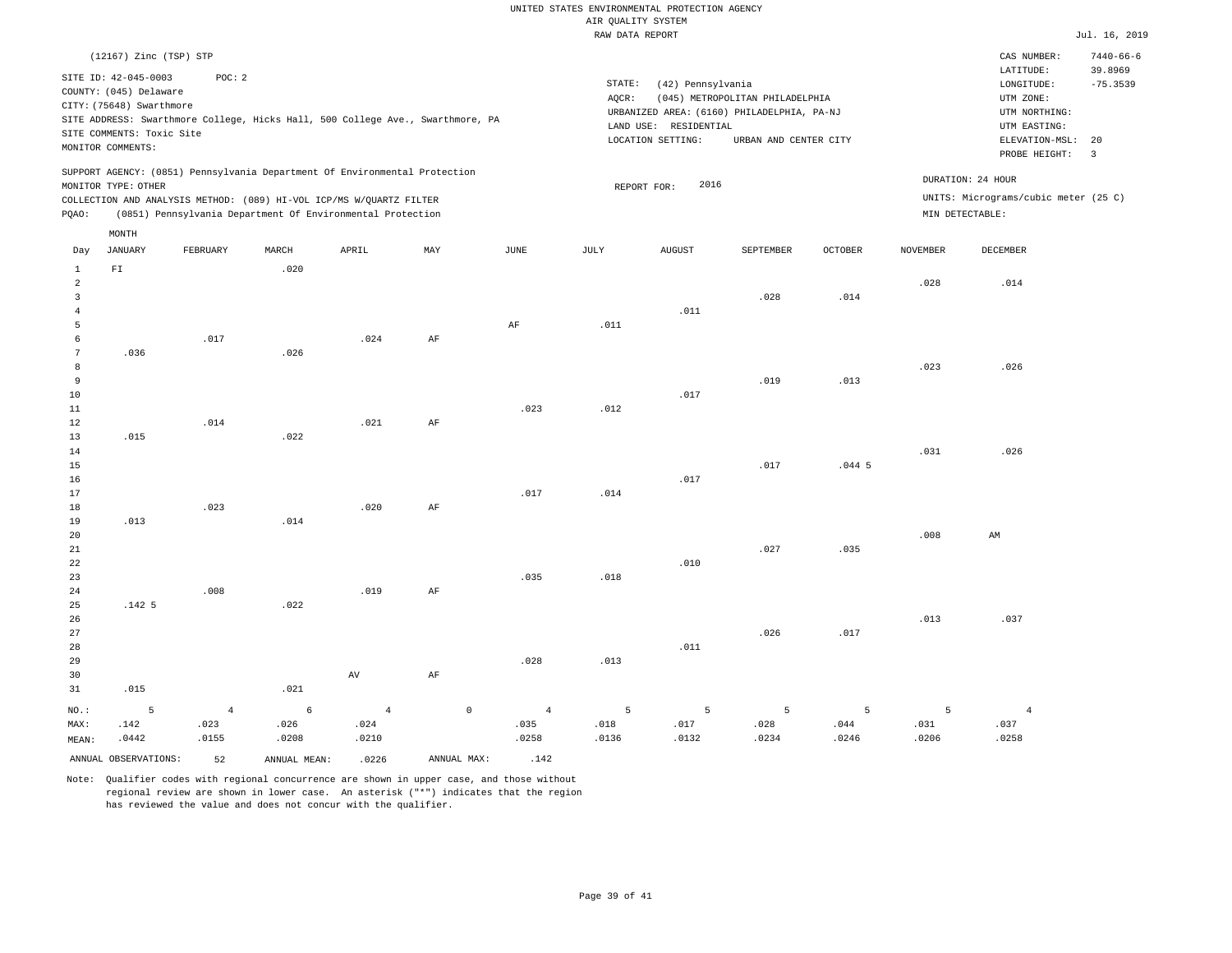UNITED STATES ENVIRONMENTAL PROTECTION AGENCY
AIR QUALITY SYSTEM
RAW DATA REPORT

Jul. 16, 2019

(12167) Zinc (TSP) STP

SITE ID: 42-045-0003 POC: 2
COUNTY: (045) Delaware
CITY: (75648) Swarthmore
SITE ADDRESS: Swarthmore College, Hicks Hall, 500 College Ave., Swarthmore, PA
SITE COMMENTS: Toxic Site
MONITOR COMMENTS:

STATE: (42) Pennsylvania
AQCR: (045) METROPOLITAN PHILADELPHIA
URBANIZED AREA: (6160) PHILADELPHIA, PA-NJ
LAND USE: RESIDENTIAL
LOCATION SETTING: URBAN AND CENTER CITY

CAS NUMBER: 7440-66-6
LATITUDE: 39.8969
LONGITUDE: -75.3539
UTM ZONE:
UTM NORTHING:
UTM EASTING:
ELEVATION-MSL: 20
PROBE HEIGHT: 3

SUPPORT AGENCY: (0851) Pennsylvania Department Of Environmental Protection
MONITOR TYPE: OTHER
COLLECTION AND ANALYSIS METHOD: (089) HI-VOL ICP/MS W/QUARTZ FILTER
PQAO: (0851) Pennsylvania Department Of Environmental Protection

REPORT FOR: 2016

DURATION: 24 HOUR
UNITS: Micrograms/cubic meter (25 C)
MIN DETECTABLE:

| Day | JANUARY | FEBRUARY | MARCH | APRIL | MAY | JUNE | JULY | AUGUST | SEPTEMBER | OCTOBER | NOVEMBER | DECEMBER |
|---|---|---|---|---|---|---|---|---|---|---|---|---|
| 1 | FI | | .020 | | | | | | | | | |
| 2 | | | | | | | | | | | .028 | .014 |
| 3 | | | | | | | | | .028 | .014 | | |
| 4 | | | | | | | | .011 | | | | |
| 5 | | | | | | AF | .011 | | | | | |
| 6 | | .017 | | .024 | AF | | | | | | | |
| 7 | .036 | | .026 | | | | | | | | | |
| 8 | | | | | | | | | | | .023 | .026 |
| 9 | | | | | | | | | .019 | .013 | | |
| 10 | | | | | | | | .017 | | | | |
| 11 | | | | | | .023 | .012 | | | | | |
| 12 | | .014 | | .021 | AF | | | | | | | |
| 13 | .015 | | .022 | | | | | | | | | |
| 14 | | | | | | | | | | | .031 | .026 |
| 15 | | | | | | | | | .017 | .044 5 | | |
| 16 | | | | | | | | .017 | | | | |
| 17 | | | | | | .017 | .014 | | | | | |
| 18 | | .023 | | .020 | AF | | | | | | | |
| 19 | .013 | | .014 | | | | | | | | | |
| 20 | | | | | | | | | | | .008 | AM |
| 21 | | | | | | | | | .027 | .035 | | |
| 22 | | | | | | | | .010 | | | | |
| 23 | | | | | | .035 | .018 | | | | | |
| 24 | | .008 | | .019 | AF | | | | | | | |
| 25 | .142 5 | | .022 | | | | | | | | | |
| 26 | | | | | | | | | | | .013 | .037 |
| 27 | | | | | | | | | .026 | .017 | | |
| 28 | | | | | | | | .011 | | | | |
| 29 | | | | | | .028 | .013 | | | | | |
| 30 | | | | AV | AF | | | | | | | |
| 31 | .015 | | .021 | | | | | | | | | |
| NO.: | 5 | 4 | 6 | 4 | 0 | 4 | 5 | 5 | 5 | 5 | 5 | 4 |
| MAX: | .142 | .023 | .026 | .024 | | .035 | .018 | .017 | .028 | .044 | .031 | .037 |
| MEAN: | .0442 | .0155 | .0208 | .0210 | | .0258 | .0136 | .0132 | .0234 | .0246 | .0206 | .0258 |

ANNUAL OBSERVATIONS: 52 ANNUAL MEAN: .0226 ANNUAL MAX: .142

Note: Qualifier codes with regional concurrence are shown in upper case, and those without regional review are shown in lower case. An asterisk ("*") indicates that the region has reviewed the value and does not concur with the qualifier.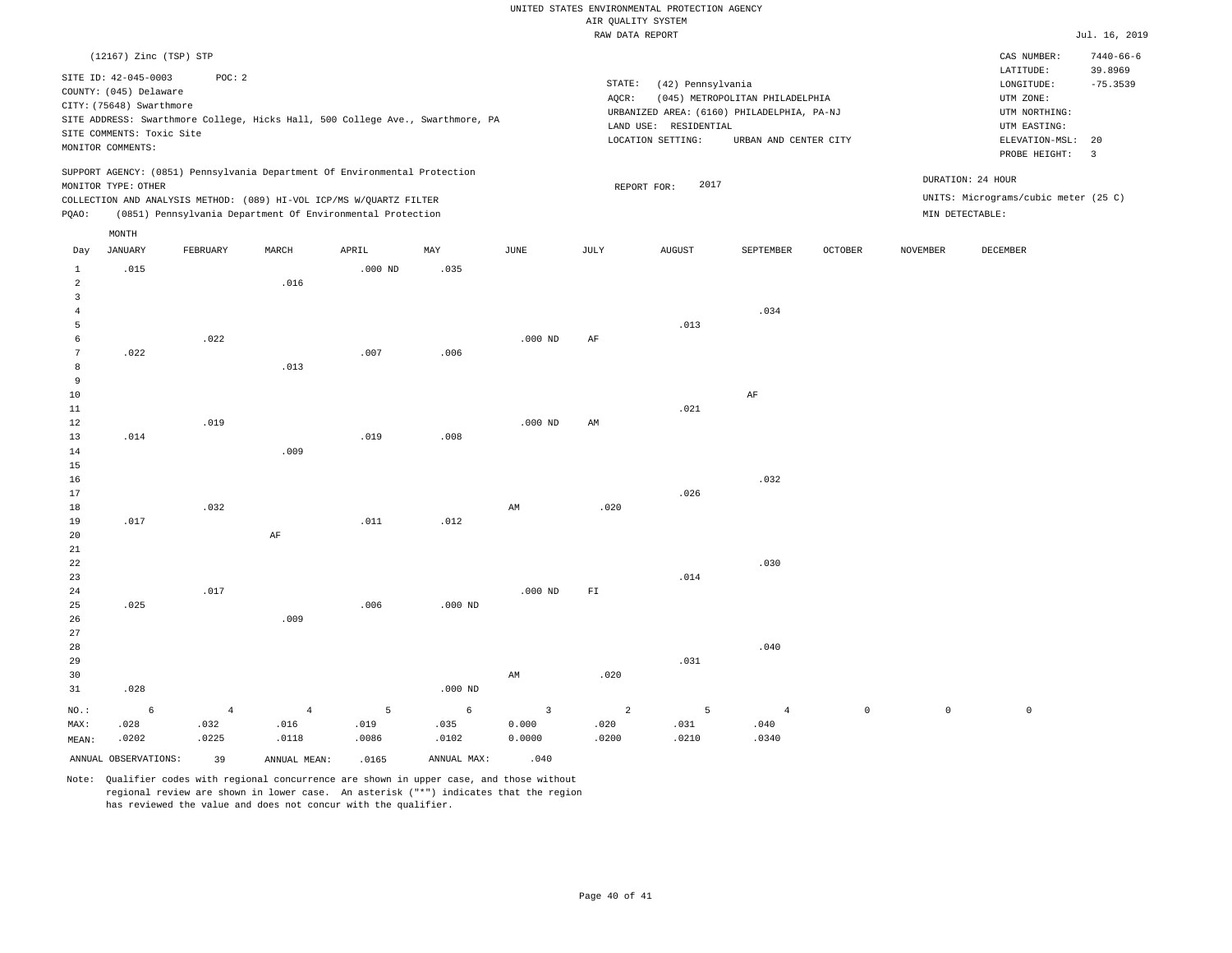UNITED STATES ENVIRONMENTAL PROTECTION AGENCY
AIR QUALITY SYSTEM
RAW DATA REPORT

Jul. 16, 2019

(12167) Zinc (TSP) STP

SITE ID: 42-045-0003 POC: 2
COUNTY: (045) Delaware
CITY: (75648) Swarthmore
SITE ADDRESS: Swarthmore College, Hicks Hall, 500 College Ave., Swarthmore, PA
SITE COMMENTS: Toxic Site
MONITOR COMMENTS:

STATE: (42) Pennsylvania
AQCR: (045) METROPOLITAN PHILADELPHIA
URBANIZED AREA: (6160) PHILADELPHIA, PA-NJ
LAND USE: RESIDENTIAL
LOCATION SETTING: URBAN AND CENTER CITY

CAS NUMBER: 7440-66-6
LATITUDE: 39.8969
LONGITUDE: -75.3539
UTM ZONE:
UTM NORTHING:
UTM EASTING:
ELEVATION-MSL: 20
PROBE HEIGHT: 3

SUPPORT AGENCY: (0851) Pennsylvania Department Of Environmental Protection
MONITOR TYPE: OTHER
COLLECTION AND ANALYSIS METHOD: (089) HI-VOL ICP/MS W/QUARTZ FILTER
PQAO: (0851) Pennsylvania Department Of Environmental Protection

REPORT FOR: 2017

DURATION: 24 HOUR
UNITS: Micrograms/cubic meter (25 C)
MIN DETECTABLE:

| Day | JANUARY | FEBRUARY | MARCH | APRIL | MAY | JUNE | JULY | AUGUST | SEPTEMBER | OCTOBER | NOVEMBER | DECEMBER |
|---|---|---|---|---|---|---|---|---|---|---|---|---|
| 1 | .015 | | | .000 ND | .035 | | | | | | | |
| 2 | | | .016 | | | | | | | | | |
| 3 | | | | | | | | | | | | |
| 4 | | | | | | | | | .034 | | | |
| 5 | | | | | | | | .013 | | | | |
| 6 | | .022 | | | | .000 ND | AF | | | | | |
| 7 | .022 | | | .007 | .006 | | | | | | | |
| 8 | | | .013 | | | | | | | | | |
| 9 | | | | | | | | | | | | |
| 10 | | | | | | | | | AF | | | |
| 11 | | | | | | | | .021 | | | | |
| 12 | | .019 | | | | .000 ND | AM | | | | | |
| 13 | .014 | | | .019 | .008 | | | | | | | |
| 14 | | | .009 | | | | | | | | | |
| 15 | | | | | | | | | | | | |
| 16 | | | | | | | | | .032 | | | |
| 17 | | | | | | | | .026 | | | | |
| 18 | | .032 | | | | AM | .020 | | | | | |
| 19 | .017 | | | .011 | .012 | | | | | | | |
| 20 | | | AF | | | | | | | | | |
| 21 | | | | | | | | | | | | |
| 22 | | | | | | | | | .030 | | | |
| 23 | | | | | | | | .014 | | | | |
| 24 | | .017 | | | | .000 ND | FI | | | | | |
| 25 | .025 | | | .006 | .000 ND | | | | | | | |
| 26 | | | .009 | | | | | | | | | |
| 27 | | | | | | | | | | | | |
| 28 | | | | | | | | | .040 | | | |
| 29 | | | | | | | | .031 | | | | |
| 30 | | | | | | AM | .020 | | | | | |
| 31 | .028 | | | | .000 ND | | | | | | | |
| NO.: | 6 | 4 | 4 | 5 | 6 | 3 | 2 | 5 | 4 | 0 | 0 | 0 |
| MAX: | .028 | .032 | .016 | .019 | .035 | 0.000 | .020 | .031 | .040 | | | |
| MEAN: | .0202 | .0225 | .0118 | .0086 | .0102 | 0.0000 | .0200 | .0210 | .0340 | | | |

ANNUAL OBSERVATIONS: 39 ANNUAL MEAN: .0165 ANNUAL MAX: .040

Note: Qualifier codes with regional concurrence are shown in upper case, and those without regional review are shown in lower case. An asterisk ("*") indicates that the region has reviewed the value and does not concur with the qualifier.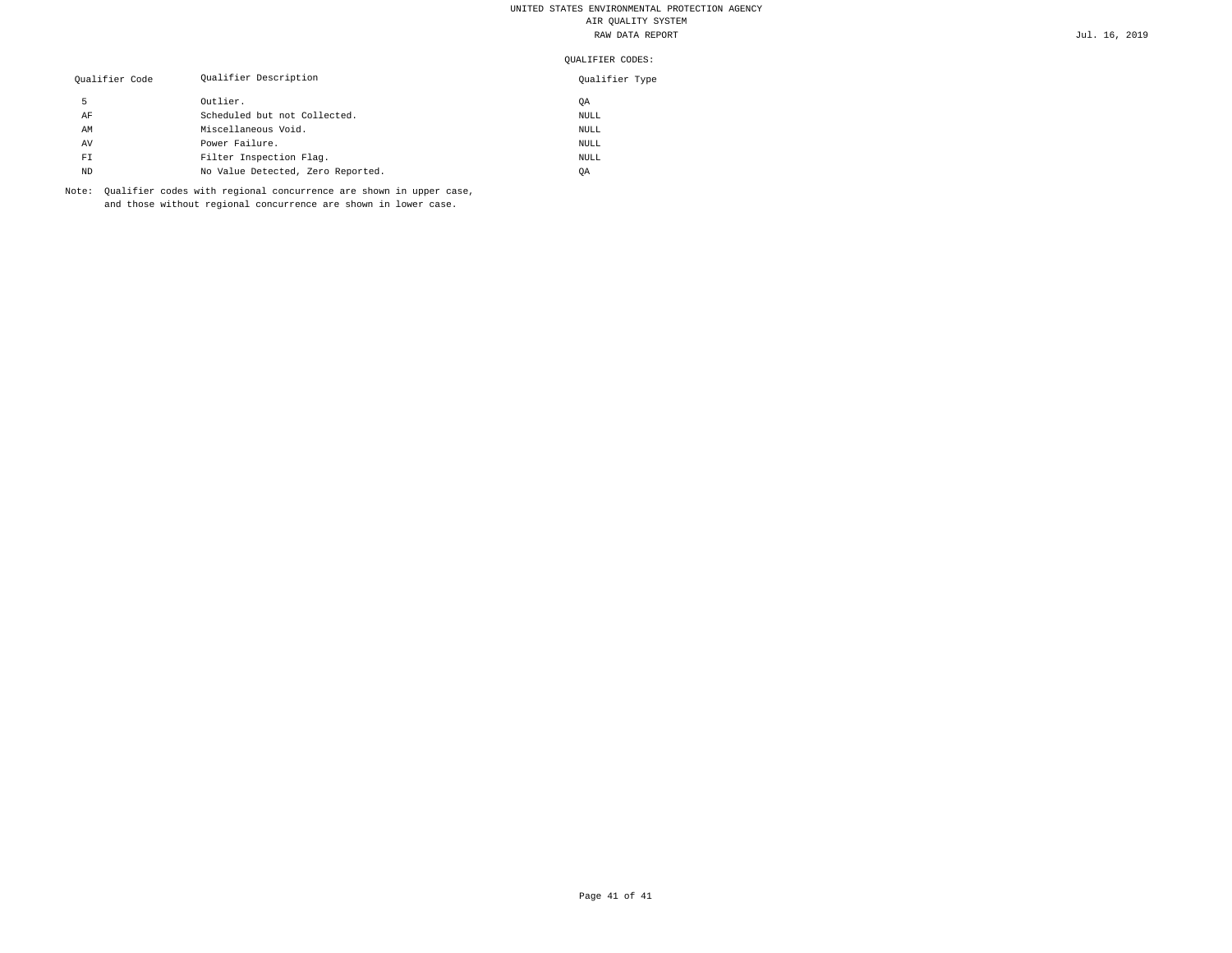UNITED STATES ENVIRONMENTAL PROTECTION AGENCY
AIR QUALITY SYSTEM
RAW DATA REPORT

Jul. 16, 2019

QUALIFIER CODES:

| Qualifier Code | Qualifier Description | Qualifier Type |
|---|---|---|
| 5 | Outlier. | QA |
| AF | Scheduled but not Collected. | NULL |
| AM | Miscellaneous Void. | NULL |
| AV | Power Failure. | NULL |
| FI | Filter Inspection Flag. | NULL |
| ND | No Value Detected, Zero Reported. | QA |

Note: Qualifier codes with regional concurrence are shown in upper case, and those without regional concurrence are shown in lower case.